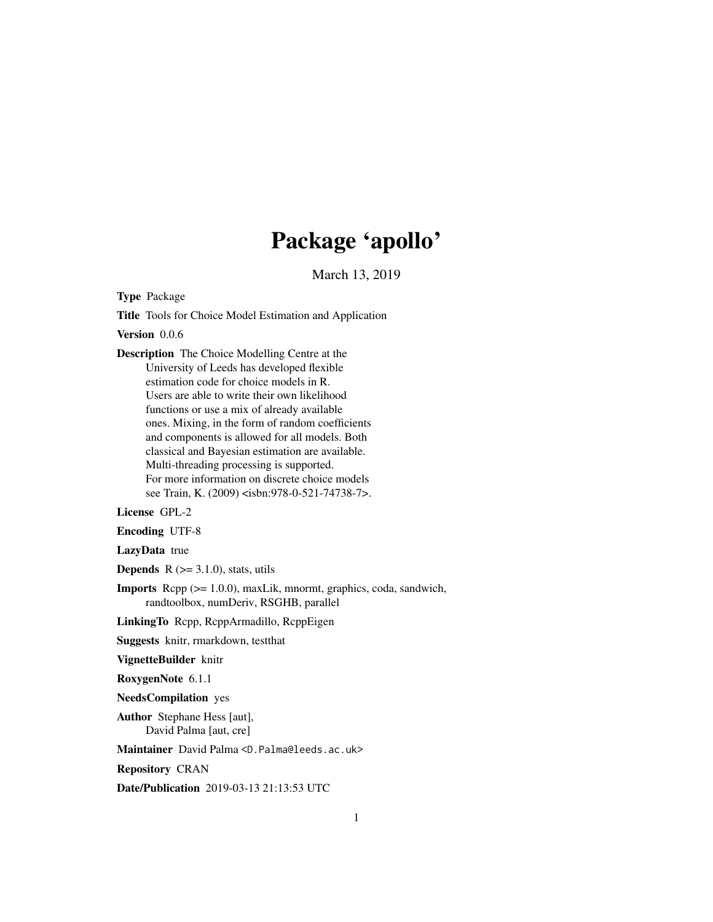# Package 'apollo'

March 13, 2019

**Type** Package

**Title** Tools for Choice Model Estimation and Application

**Version** 0.0.6

**Description** The Choice Modelling Centre at the University of Leeds has developed flexible estimation code for choice models in R. Users are able to write their own likelihood functions or use a mix of already available ones. Mixing, in the form of random coefficients and components is allowed for all models. Both classical and Bayesian estimation are available. Multi-threading processing is supported. For more information on discrete choice models see Train, K. (2009) <isbn:978-0-521-74738-7>.

**License** GPL-2

**Encoding** UTF-8

**LazyData** true

**Depends** R (>= 3.1.0), stats, utils

**Imports** Rcpp (>= 1.0.0), maxLik, mnormt, graphics, coda, sandwich, randtoolbox, numDeriv, RSGHB, parallel

**LinkingTo** Rcpp, RcppArmadillo, RcppEigen

**Suggests** knitr, rmarkdown, testthat

**VignetteBuilder** knitr

**RoxygenNote** 6.1.1

**NeedsCompilation** yes

**Author** Stephane Hess [aut], David Palma [aut, cre]

**Maintainer** David Palma <D.Palma@leeds.ac.uk>

**Repository** CRAN

**Date/Publication** 2019-03-13 21:13:53 UTC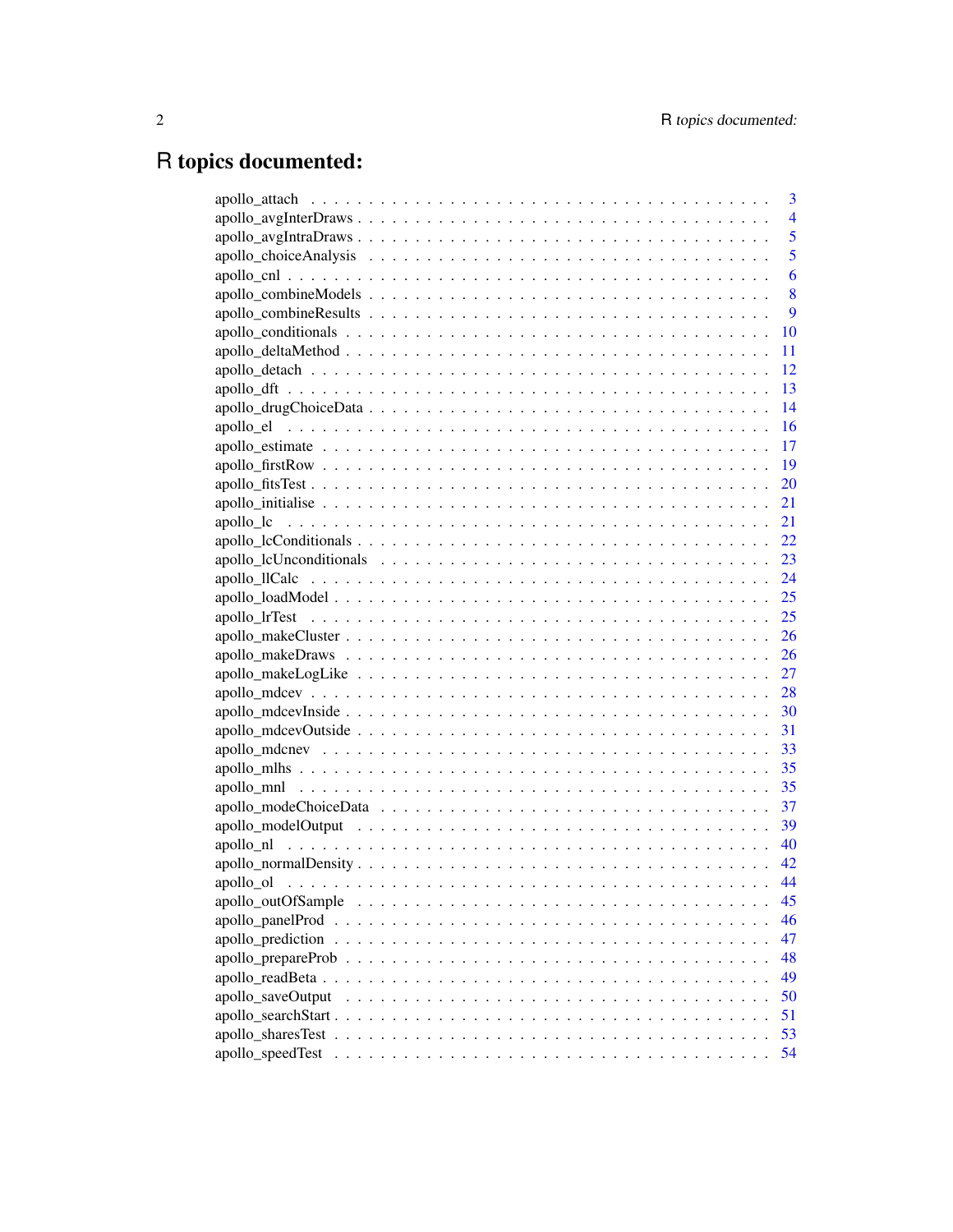# R topics documented:

| | |
|---|---|
| apollo_attach | 3 |
| apollo_avgInterDraws | 4 |
| apollo_avgIntraDraws | 5 |
| apollo_choiceAnalysis | 5 |
| apollo_cnl | 6 |
| apollo_combineModels | 8 |
| apollo_combineResults | 9 |
| apollo_conditionals | 10 |
| apollo_deltaMethod | 11 |
| apollo_detach | 12 |
| apollo_dft | 13 |
| apollo_drugChoiceData | 14 |
| apollo_el | 16 |
| apollo_estimate | 17 |
| apollo_firstRow | 19 |
| apollo_fitsTest | 20 |
| apollo_initialise | 21 |
| apollo_lc | 21 |
| apollo_lcConditionals | 22 |
| apollo_lcUnconditionals | 23 |
| apollo_llCalc | 24 |
| apollo_loadModel | 25 |
| apollo_lrTest | 25 |
| apollo_makeCluster | 26 |
| apollo_makeDraws | 26 |
| apollo_makeLogLike | 27 |
| apollo_mdcev | 28 |
| apollo_mdcevInside | 30 |
| apollo_mdcevOutside | 31 |
| apollo_mdcnev | 33 |
| apollo_mlhs | 35 |
| apollo_mnl | 35 |
| apollo_modeChoiceData | 37 |
| apollo_modelOutput | 39 |
| apollo_nl | 40 |
| apollo_normalDensity | 42 |
| apollo_ol | 44 |
| apollo_outOfSample | 45 |
| apollo_panelProd | 46 |
| apollo_prediction | 47 |
| apollo_prepareProb | 48 |
| apollo_readBeta | 49 |
| apollo_saveOutput | 50 |
| apollo_searchStart | 51 |
| apollo_sharesTest | 53 |
| apollo_speedTest | 54 |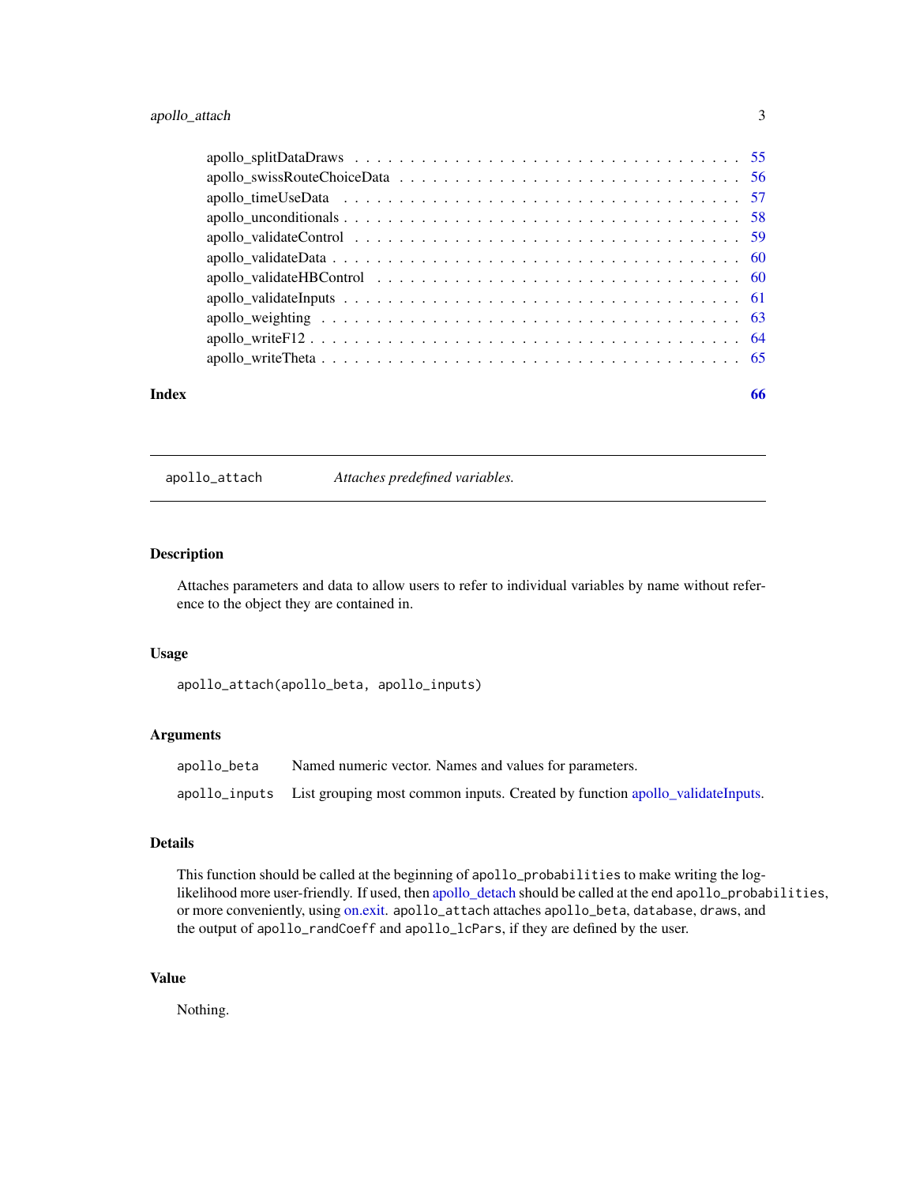apollo_splitDataDraws . . . . . . . . . . . . . . . . . . . . . . . . . . . . . . . . . 55
apollo_swissRouteChoiceData . . . . . . . . . . . . . . . . . . . . . . . . . . . . . 56
apollo_timeUseData . . . . . . . . . . . . . . . . . . . . . . . . . . . . . . . . . . 57
apollo_unconditionals . . . . . . . . . . . . . . . . . . . . . . . . . . . . . . . . . 58
apollo_validateControl . . . . . . . . . . . . . . . . . . . . . . . . . . . . . . . . 59
apollo_validateData . . . . . . . . . . . . . . . . . . . . . . . . . . . . . . . . . . 60
apollo_validateHBControl . . . . . . . . . . . . . . . . . . . . . . . . . . . . . . . 60
apollo_validateInputs . . . . . . . . . . . . . . . . . . . . . . . . . . . . . . . . . 61
apollo_weighting . . . . . . . . . . . . . . . . . . . . . . . . . . . . . . . . . . . . 63
apollo_writeF12 . . . . . . . . . . . . . . . . . . . . . . . . . . . . . . . . . . . . 64
apollo_writeTheta . . . . . . . . . . . . . . . . . . . . . . . . . . . . . . . . . . . 65

**Index** **66**

---

## apollo_attach — *Attaches predefined variables.*

---

### Description

Attaches parameters and data to allow users to refer to individual variables by name without reference to the object they are contained in.

### Usage

```
apollo_attach(apollo_beta, apollo_inputs)
```

### Arguments

| | |
|---|---|
| `apollo_beta` | Named numeric vector. Names and values for parameters. |
| `apollo_inputs` | List grouping most common inputs. Created by function apollo_validateInputs. |

### Details

This function should be called at the beginning of `apollo_probabilities` to make writing the log-likelihood more user-friendly. If used, then apollo_detach should be called at the end `apollo_probabilities`, or more conveniently, using on.exit. `apollo_attach` attaches `apollo_beta`, `database`, `draws`, and the output of `apollo_randCoeff` and `apollo_lcPars`, if they are defined by the user.

### Value

Nothing.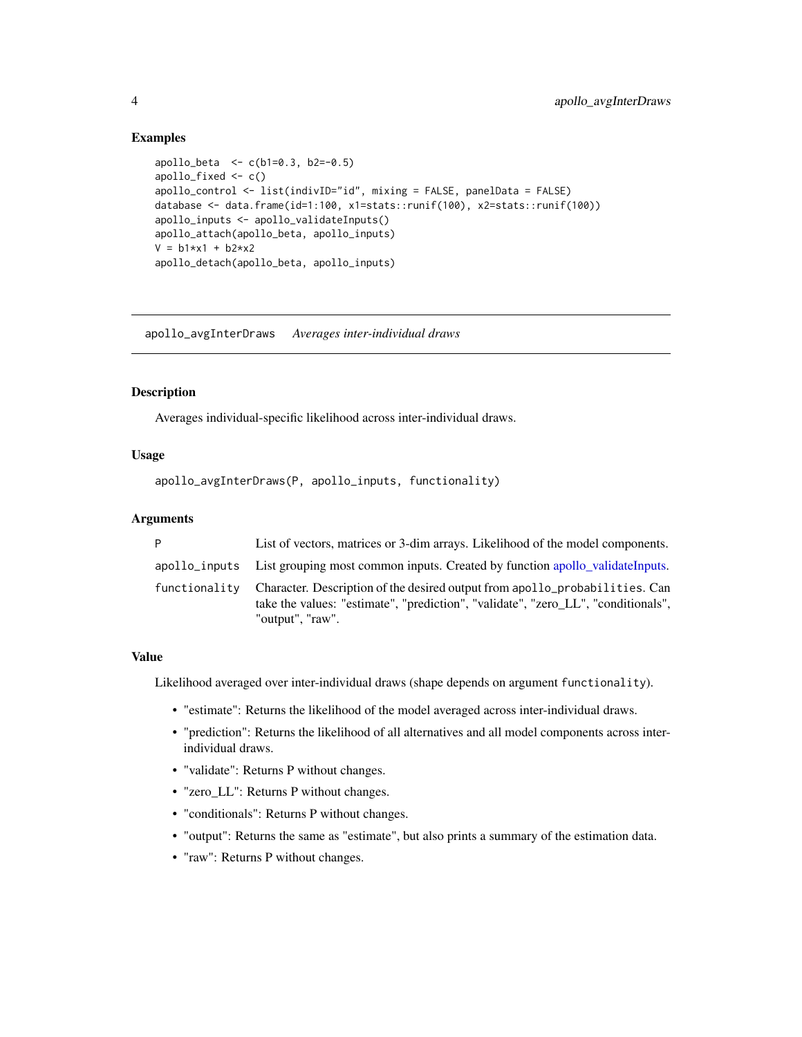## Examples

```
apollo_beta  <- c(b1=0.3, b2=-0.5)
apollo_fixed <- c()
apollo_control <- list(indivID="id", mixing = FALSE, panelData = FALSE)
database <- data.frame(id=1:100, x1=stats::runif(100), x2=stats::runif(100))
apollo_inputs <- apollo_validateInputs()
apollo_attach(apollo_beta, apollo_inputs)
V = b1*x1 + b2*x2
apollo_detach(apollo_beta, apollo_inputs)
```

---

# apollo_avgInterDraws *Averages inter-individual draws*

---

## Description

Averages individual-specific likelihood across inter-individual draws.

## Usage

```
apollo_avgInterDraws(P, apollo_inputs, functionality)
```

## Arguments

| | |
|---|---|
| `P` | List of vectors, matrices or 3-dim arrays. Likelihood of the model components. |
| `apollo_inputs` | List grouping most common inputs. Created by function apollo_validateInputs. |
| `functionality` | Character. Description of the desired output from `apollo_probabilities`. Can take the values: "estimate", "prediction", "validate", "zero_LL", "conditionals", "output", "raw". |

## Value

Likelihood averaged over inter-individual draws (shape depends on argument `functionality`).

- "estimate": Returns the likelihood of the model averaged across inter-individual draws.
- "prediction": Returns the likelihood of all alternatives and all model components across inter-individual draws.
- "validate": Returns P without changes.
- "zero_LL": Returns P without changes.
- "conditionals": Returns P without changes.
- "output": Returns the same as "estimate", but also prints a summary of the estimation data.
- "raw": Returns P without changes.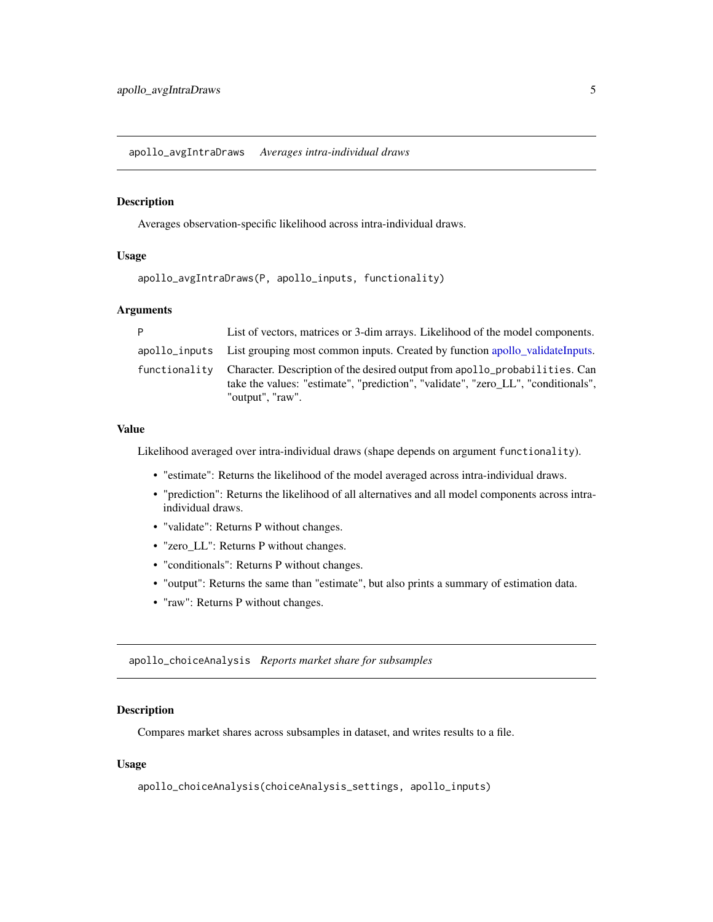## apollo_avgIntraDraws *Averages intra-individual draws*

### Description

Averages observation-specific likelihood across intra-individual draws.

### Usage

```
apollo_avgIntraDraws(P, apollo_inputs, functionality)
```

### Arguments

| | |
|---|---|
| P | List of vectors, matrices or 3-dim arrays. Likelihood of the model components. |
| apollo_inputs | List grouping most common inputs. Created by function apollo_validateInputs. |
| functionality | Character. Description of the desired output from `apollo_probabilities`. Can take the values: "estimate", "prediction", "validate", "zero_LL", "conditionals", "output", "raw". |

### Value

Likelihood averaged over intra-individual draws (shape depends on argument `functionality`).

- "estimate": Returns the likelihood of the model averaged across intra-individual draws.
- "prediction": Returns the likelihood of all alternatives and all model components across intra-individual draws.
- "validate": Returns P without changes.
- "zero_LL": Returns P without changes.
- "conditionals": Returns P without changes.
- "output": Returns the same than "estimate", but also prints a summary of estimation data.
- "raw": Returns P without changes.

## apollo_choiceAnalysis *Reports market share for subsamples*

### Description

Compares market shares across subsamples in dataset, and writes results to a file.

### Usage

```
apollo_choiceAnalysis(choiceAnalysis_settings, apollo_inputs)
```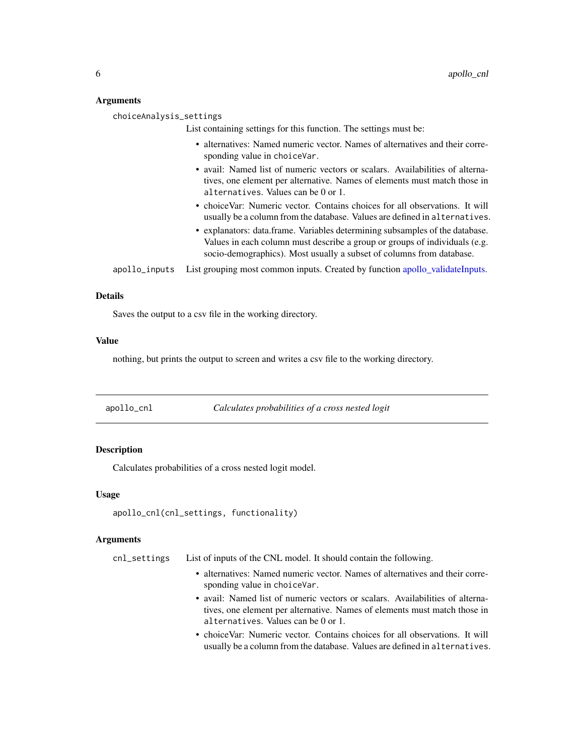### Arguments

`choiceAnalysis_settings`
List containing settings for this function. The settings must be:

- alternatives: Named numeric vector. Names of alternatives and their corresponding value in `choiceVar`.
- avail: Named list of numeric vectors or scalars. Availabilities of alternatives, one element per alternative. Names of elements must match those in `alternatives`. Values can be 0 or 1.
- choiceVar: Numeric vector. Contains choices for all observations. It will usually be a column from the database. Values are defined in `alternatives`.
- explanators: data.frame. Variables determining subsamples of the database. Values in each column must describe a group or groups of individuals (e.g. socio-demographics). Most usually a subset of columns from database.

`apollo_inputs` List grouping most common inputs. Created by function apollo_validateInputs.

### Details

Saves the output to a csv file in the working directory.

### Value

nothing, but prints the output to screen and writes a csv file to the working directory.

---

## apollo_cnl — *Calculates probabilities of a cross nested logit*

### Description

Calculates probabilities of a cross nested logit model.

### Usage

```
apollo_cnl(cnl_settings, functionality)
```

### Arguments

`cnl_settings` List of inputs of the CNL model. It should contain the following.

- alternatives: Named numeric vector. Names of alternatives and their corresponding value in `choiceVar`.
- avail: Named list of numeric vectors or scalars. Availabilities of alternatives, one element per alternative. Names of elements must match those in `alternatives`. Values can be 0 or 1.
- choiceVar: Numeric vector. Contains choices for all observations. It will usually be a column from the database. Values are defined in `alternatives`.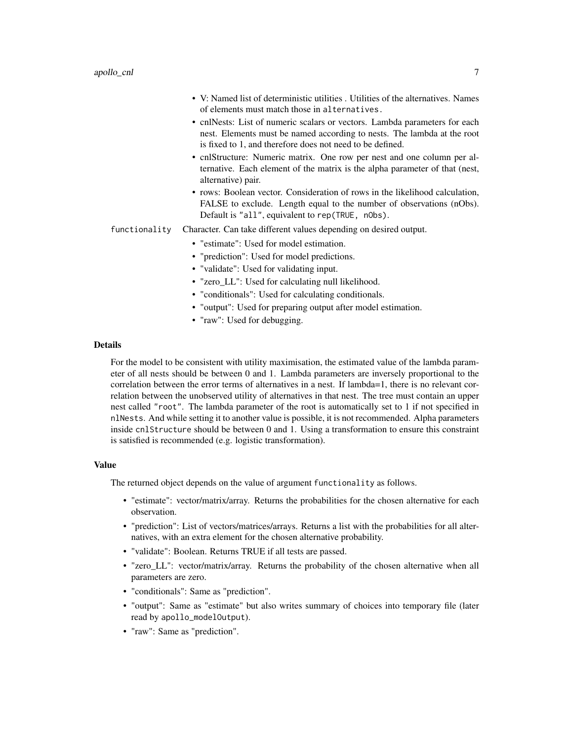- V: Named list of deterministic utilities . Utilities of the alternatives. Names of elements must match those in `alternatives`.
- cnlNests: List of numeric scalars or vectors. Lambda parameters for each nest. Elements must be named according to nests. The lambda at the root is fixed to 1, and therefore does not need to be defined.
- cnlStructure: Numeric matrix. One row per nest and one column per alternative. Each element of the matrix is the alpha parameter of that (nest, alternative) pair.
- rows: Boolean vector. Consideration of rows in the likelihood calculation, FALSE to exclude. Length equal to the number of observations (nObs). Default is `"all"`, equivalent to `rep(TRUE, nObs)`.

`functionality` Character. Can take different values depending on desired output.

- "estimate": Used for model estimation.
- "prediction": Used for model predictions.
- "validate": Used for validating input.
- "zero_LL": Used for calculating null likelihood.
- "conditionals": Used for calculating conditionals.
- "output": Used for preparing output after model estimation.
- "raw": Used for debugging.

## Details

For the model to be consistent with utility maximisation, the estimated value of the lambda parameter of all nests should be between 0 and 1. Lambda parameters are inversely proportional to the correlation between the error terms of alternatives in a nest. If lambda=1, there is no relevant correlation between the unobserved utility of alternatives in that nest. The tree must contain an upper nest called `"root"`. The lambda parameter of the root is automatically set to 1 if not specified in `nlNests`. And while setting it to another value is possible, it is not recommended. Alpha parameters inside `cnlStructure` should be between 0 and 1. Using a transformation to ensure this constraint is satisfied is recommended (e.g. logistic transformation).

## Value

The returned object depends on the value of argument `functionality` as follows.

- "estimate": vector/matrix/array. Returns the probabilities for the chosen alternative for each observation.
- "prediction": List of vectors/matrices/arrays. Returns a list with the probabilities for all alternatives, with an extra element for the chosen alternative probability.
- "validate": Boolean. Returns TRUE if all tests are passed.
- "zero_LL": vector/matrix/array. Returns the probability of the chosen alternative when all parameters are zero.
- "conditionals": Same as "prediction".
- "output": Same as "estimate" but also writes summary of choices into temporary file (later read by `apollo_modelOutput`).
- "raw": Same as "prediction".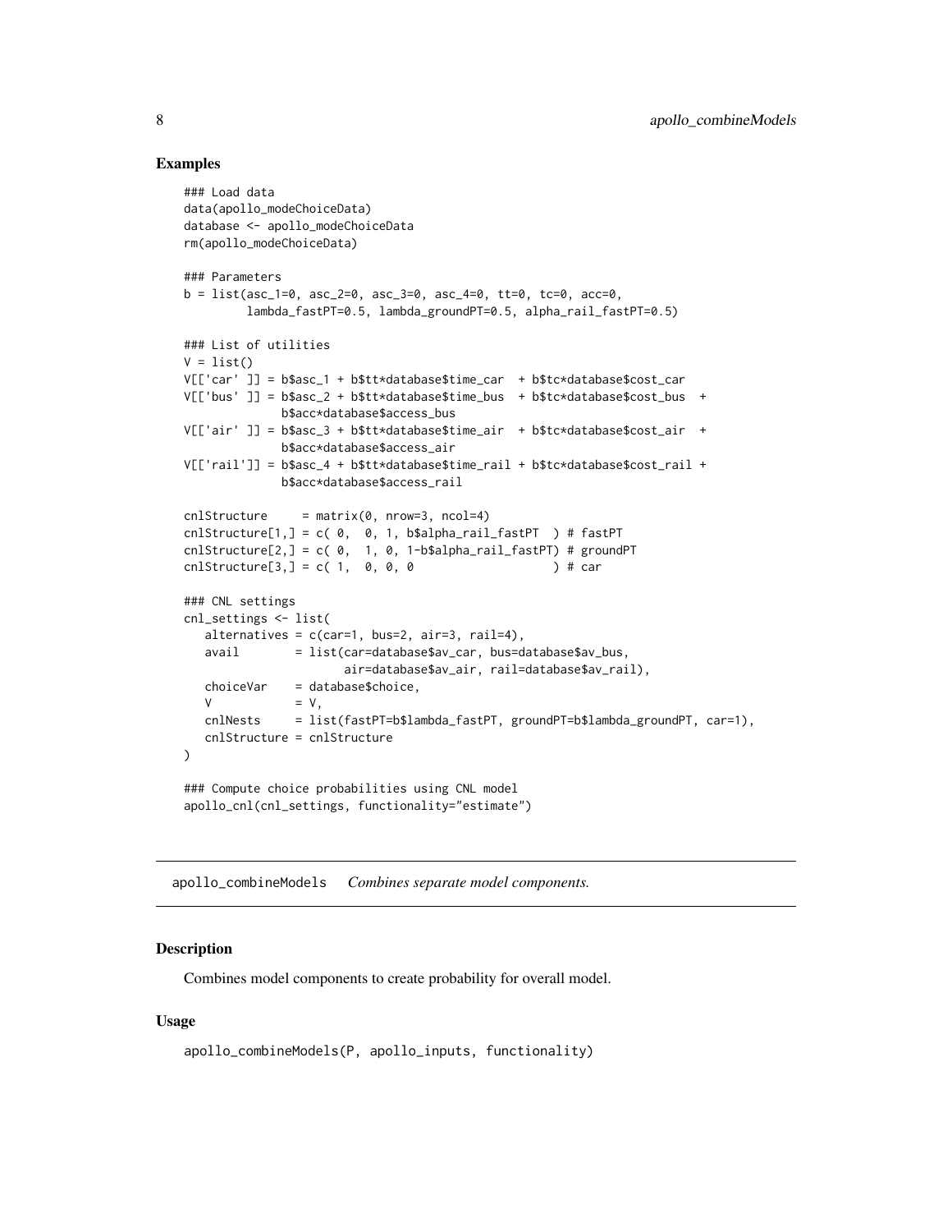## Examples

```
### Load data
data(apollo_modeChoiceData)
database <- apollo_modeChoiceData
rm(apollo_modeChoiceData)

### Parameters
b = list(asc_1=0, asc_2=0, asc_3=0, asc_4=0, tt=0, tc=0, acc=0,
         lambda_fastPT=0.5, lambda_groundPT=0.5, alpha_rail_fastPT=0.5)

### List of utilities
V = list()
V[['car' ]] = b$asc_1 + b$tt*database$time_car  + b$tc*database$cost_car
V[['bus' ]] = b$asc_2 + b$tt*database$time_bus  + b$tc*database$cost_bus  +
              b$acc*database$access_bus
V[['air' ]] = b$asc_3 + b$tt*database$time_air  + b$tc*database$cost_air  +
              b$acc*database$access_air
V[['rail']] = b$asc_4 + b$tt*database$time_rail + b$tc*database$cost_rail +
              b$acc*database$access_rail

cnlStructure     = matrix(0, nrow=3, ncol=4)
cnlStructure[1,] = c( 0,  0, 1, b$alpha_rail_fastPT  ) # fastPT
cnlStructure[2,] = c( 0,  1, 0, 1-b$alpha_rail_fastPT) # groundPT
cnlStructure[3,] = c( 1,  0, 0, 0                    ) # car

### CNL settings
cnl_settings <- list(
   alternatives = c(car=1, bus=2, air=3, rail=4),
   avail        = list(car=database$av_car, bus=database$av_bus,
                       air=database$av_air, rail=database$av_rail),
   choiceVar    = database$choice,
   V            = V,
   cnlNests     = list(fastPT=b$lambda_fastPT, groundPT=b$lambda_groundPT, car=1),
   cnlStructure = cnlStructure
)

### Compute choice probabilities using CNL model
apollo_cnl(cnl_settings, functionality="estimate")
```

---

# apollo_combineModels    *Combines separate model components.*

---

## Description

Combines model components to create probability for overall model.

## Usage

```
apollo_combineModels(P, apollo_inputs, functionality)
```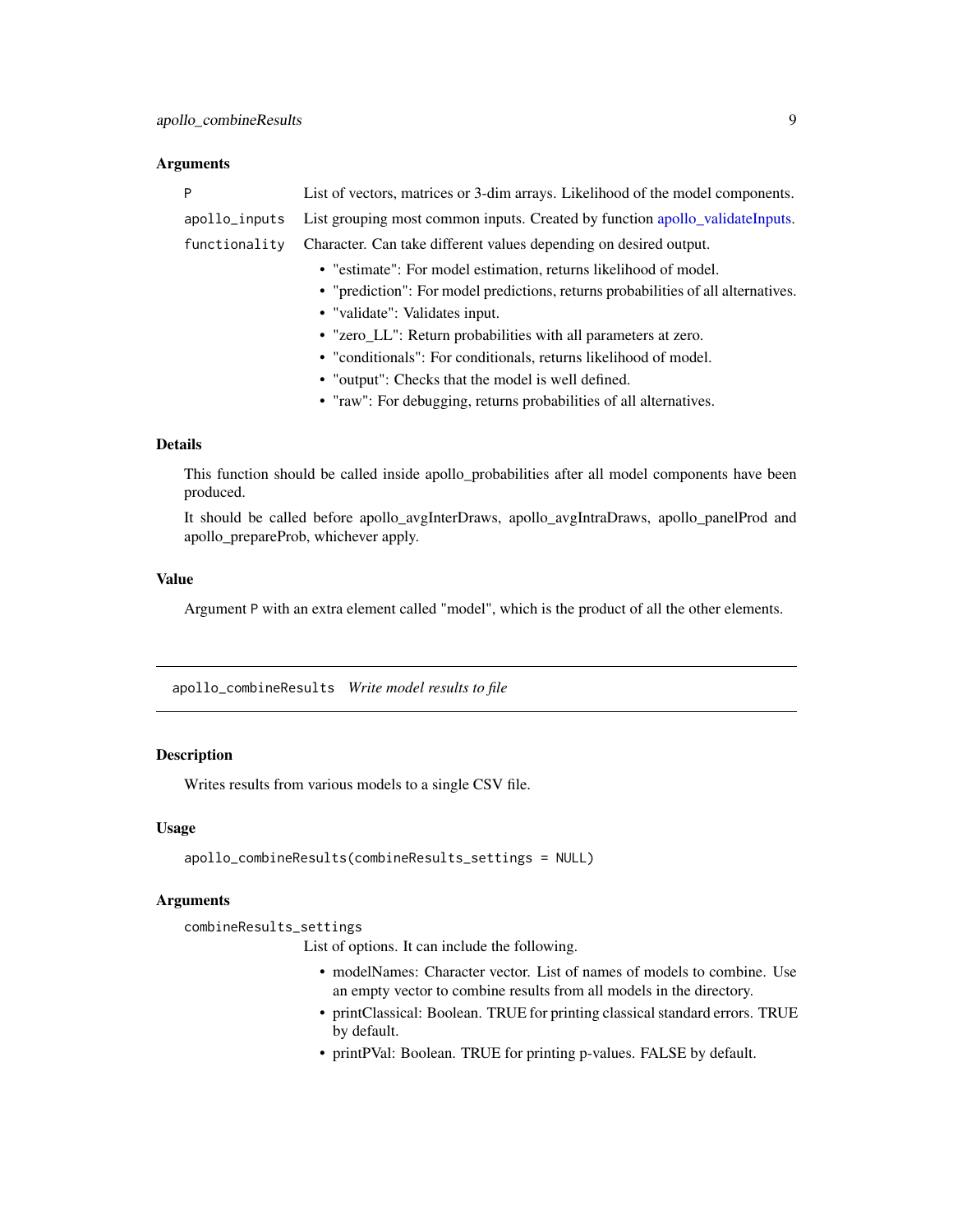### Arguments

- **P**: List of vectors, matrices or 3-dim arrays. Likelihood of the model components.
- **apollo_inputs**: List grouping most common inputs. Created by function apollo_validateInputs.
- **functionality**: Character. Can take different values depending on desired output.
  - "estimate": For model estimation, returns likelihood of model.
  - "prediction": For model predictions, returns probabilities of all alternatives.
  - "validate": Validates input.
  - "zero_LL": Return probabilities with all parameters at zero.
  - "conditionals": For conditionals, returns likelihood of model.
  - "output": Checks that the model is well defined.
  - "raw": For debugging, returns probabilities of all alternatives.

### Details

This function should be called inside apollo_probabilities after all model components have been produced.

It should be called before apollo_avgInterDraws, apollo_avgIntraDraws, apollo_panelProd and apollo_prepareProb, whichever apply.

### Value

Argument `P` with an extra element called "model", which is the product of all the other elements.

---

## apollo_combineResults *Write model results to file*

### Description

Writes results from various models to a single CSV file.

### Usage

```
apollo_combineResults(combineResults_settings = NULL)
```

### Arguments

- **combineResults_settings**: List of options. It can include the following.
  - modelNames: Character vector. List of names of models to combine. Use an empty vector to combine results from all models in the directory.
  - printClassical: Boolean. TRUE for printing classical standard errors. TRUE by default.
  - printPVal: Boolean. TRUE for printing p-values. FALSE by default.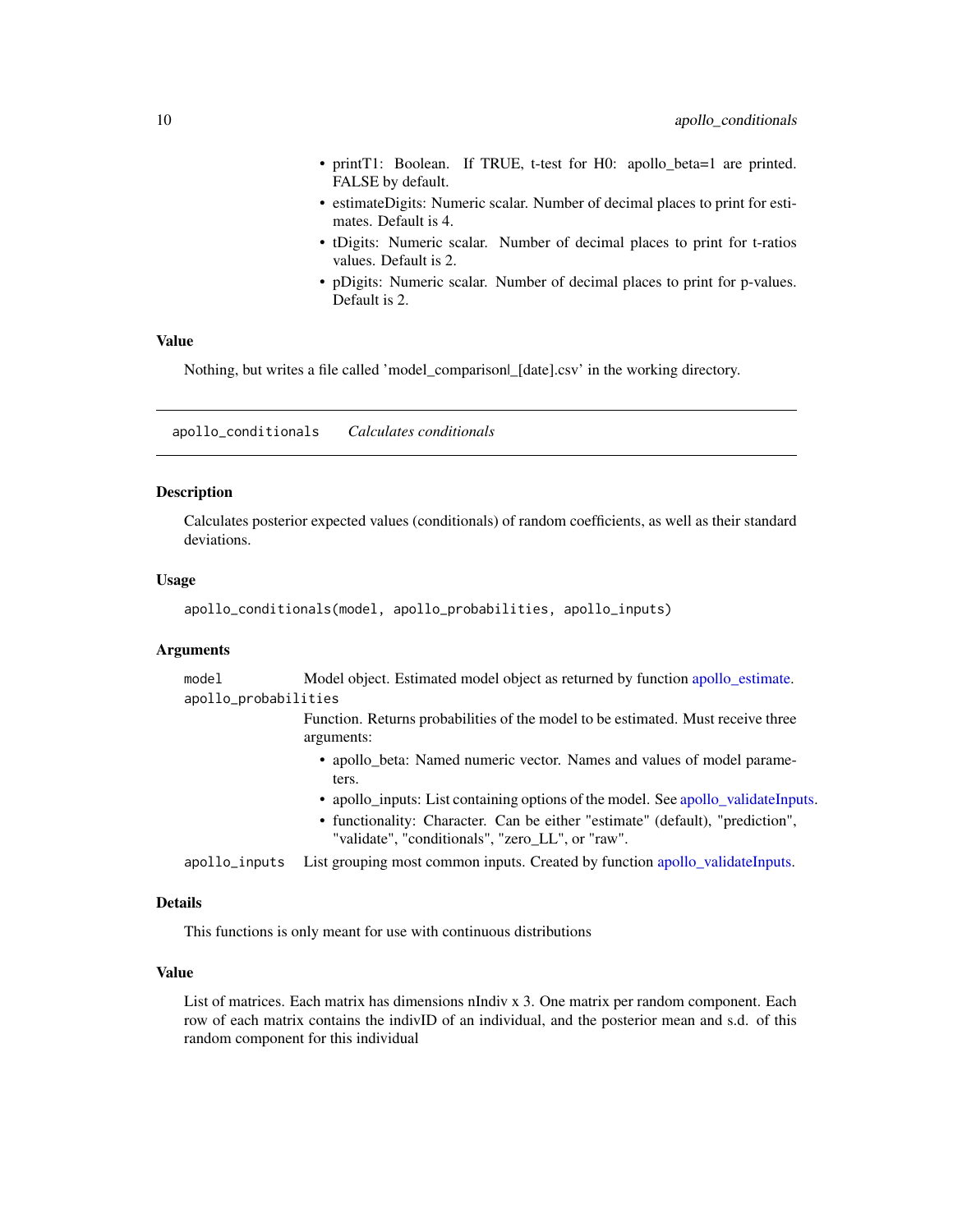- printT1: Boolean. If TRUE, t-test for H0: apollo_beta=1 are printed. FALSE by default.
- estimateDigits: Numeric scalar. Number of decimal places to print for estimates. Default is 4.
- tDigits: Numeric scalar. Number of decimal places to print for t-ratios values. Default is 2.
- pDigits: Numeric scalar. Number of decimal places to print for p-values. Default is 2.

### Value

Nothing, but writes a file called 'model_comparison|_[date].csv' in the working directory.

---

## apollo_conditionals    *Calculates conditionals*

---

### Description

Calculates posterior expected values (conditionals) of random coefficients, as well as their standard deviations.

### Usage

```
apollo_conditionals(model, apollo_probabilities, apollo_inputs)
```

### Arguments

`model` Model object. Estimated model object as returned by function apollo_estimate.

`apollo_probabilities`
Function. Returns probabilities of the model to be estimated. Must receive three arguments:
- apollo_beta: Named numeric vector. Names and values of model parameters.
- apollo_inputs: List containing options of the model. See apollo_validateInputs.
- functionality: Character. Can be either "estimate" (default), "prediction", "validate", "conditionals", "zero_LL", or "raw".

`apollo_inputs` List grouping most common inputs. Created by function apollo_validateInputs.

### Details

This functions is only meant for use with continuous distributions

### Value

List of matrices. Each matrix has dimensions nIndiv x 3. One matrix per random component. Each row of each matrix contains the indivID of an individual, and the posterior mean and s.d. of this random component for this individual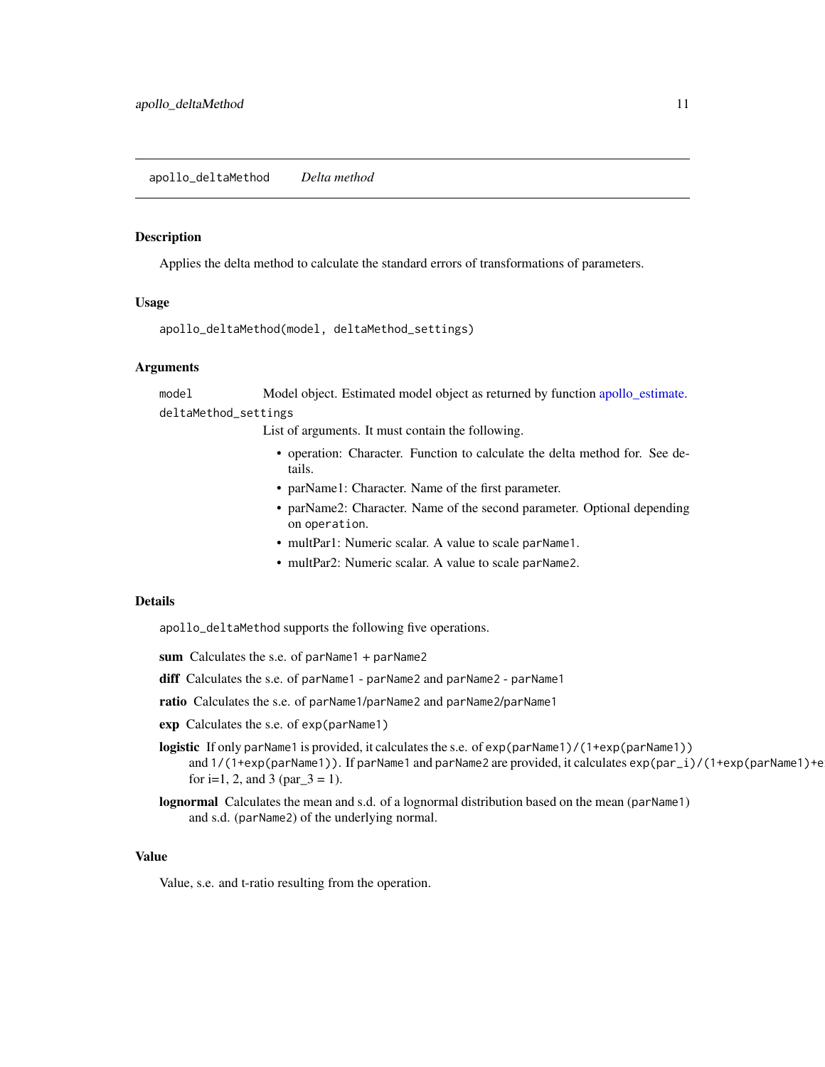## apollo_deltaMethod *Delta method*

### Description

Applies the delta method to calculate the standard errors of transformations of parameters.

### Usage

```
apollo_deltaMethod(model, deltaMethod_settings)
```

### Arguments

`model` Model object. Estimated model object as returned by function apollo_estimate.

`deltaMethod_settings` List of arguments. It must contain the following.

- operation: Character. Function to calculate the delta method for. See details.
- parName1: Character. Name of the first parameter.
- parName2: Character. Name of the second parameter. Optional depending on `operation`.
- multPar1: Numeric scalar. A value to scale `parName1`.
- multPar2: Numeric scalar. A value to scale `parName2`.

### Details

`apollo_deltaMethod` supports the following five operations.

**sum** Calculates the s.e. of `parName1 + parName2`

**diff** Calculates the s.e. of `parName1 - parName2` and `parName2 - parName1`

**ratio** Calculates the s.e. of `parName1/parName2` and `parName2/parName1`

**exp** Calculates the s.e. of `exp(parName1)`

**logistic** If only `parName1` is provided, it calculates the s.e. of `exp(parName1)/(1+exp(parName1))` and `1/(1+exp(parName1))`. If `parName1` and `parName2` are provided, it calculates `exp(par_i)/(1+exp(parName1)+e` for i=1, 2, and 3 (par_3 = 1).

**lognormal** Calculates the mean and s.d. of a lognormal distribution based on the mean (`parName1`) and s.d. (`parName2`) of the underlying normal.

### Value

Value, s.e. and t-ratio resulting from the operation.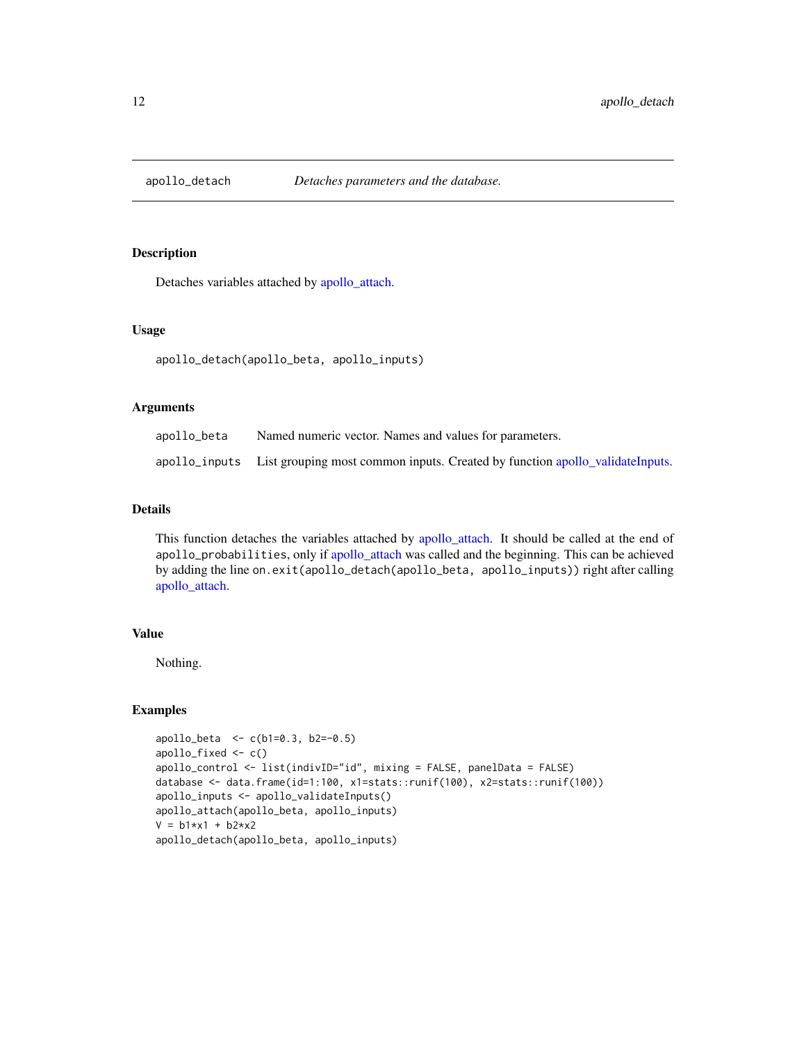## apollo_detach — *Detaches parameters and the database.*

### Description

Detaches variables attached by apollo_attach.

### Usage

```
apollo_detach(apollo_beta, apollo_inputs)
```

### Arguments

| | |
|---|---|
| apollo_beta | Named numeric vector. Names and values for parameters. |
| apollo_inputs | List grouping most common inputs. Created by function apollo_validateInputs. |

### Details

This function detaches the variables attached by apollo_attach. It should be called at the end of `apollo_probabilities`, only if apollo_attach was called and the beginning. This can be achieved by adding the line `on.exit(apollo_detach(apollo_beta, apollo_inputs))` right after calling apollo_attach.

### Value

Nothing.

### Examples

```
apollo_beta  <- c(b1=0.3, b2=-0.5)
apollo_fixed <- c()
apollo_control <- list(indivID="id", mixing = FALSE, panelData = FALSE)
database <- data.frame(id=1:100, x1=stats::runif(100), x2=stats::runif(100))
apollo_inputs <- apollo_validateInputs()
apollo_attach(apollo_beta, apollo_inputs)
V = b1*x1 + b2*x2
apollo_detach(apollo_beta, apollo_inputs)
```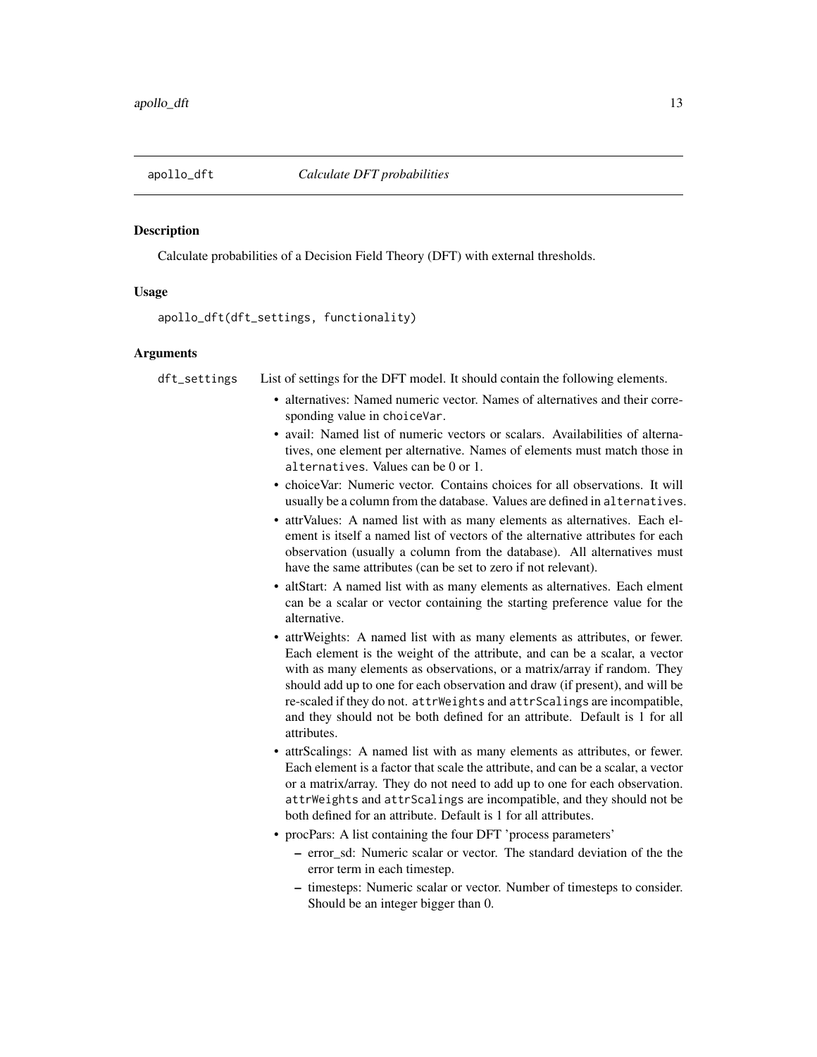## apollo_dft — *Calculate DFT probabilities*

### Description

Calculate probabilities of a Decision Field Theory (DFT) with external thresholds.

### Usage

```
apollo_dft(dft_settings, functionality)
```

### Arguments

`dft_settings` List of settings for the DFT model. It should contain the following elements.

- alternatives: Named numeric vector. Names of alternatives and their corresponding value in `choiceVar`.
- avail: Named list of numeric vectors or scalars. Availabilities of alternatives, one element per alternative. Names of elements must match those in `alternatives`. Values can be 0 or 1.
- choiceVar: Numeric vector. Contains choices for all observations. It will usually be a column from the database. Values are defined in `alternatives`.
- attrValues: A named list with as many elements as alternatives. Each element is itself a named list of vectors of the alternative attributes for each observation (usually a column from the database). All alternatives must have the same attributes (can be set to zero if not relevant).
- altStart: A named list with as many elements as alternatives. Each elment can be a scalar or vector containing the starting preference value for the alternative.
- attrWeights: A named list with as many elements as attributes, or fewer. Each element is the weight of the attribute, and can be a scalar, a vector with as many elements as observations, or a matrix/array if random. They should add up to one for each observation and draw (if present), and will be re-scaled if they do not. `attrWeights` and `attrScalings` are incompatible, and they should not be both defined for an attribute. Default is 1 for all attributes.
- attrScalings: A named list with as many elements as attributes, or fewer. Each element is a factor that scale the attribute, and can be a scalar, a vector or a matrix/array. They do not need to add up to one for each observation. `attrWeights` and `attrScalings` are incompatible, and they should not be both defined for an attribute. Default is 1 for all attributes.
- procPars: A list containing the four DFT 'process parameters'
  - error_sd: Numeric scalar or vector. The standard deviation of the the error term in each timestep.
  - timesteps: Numeric scalar or vector. Number of timesteps to consider. Should be an integer bigger than 0.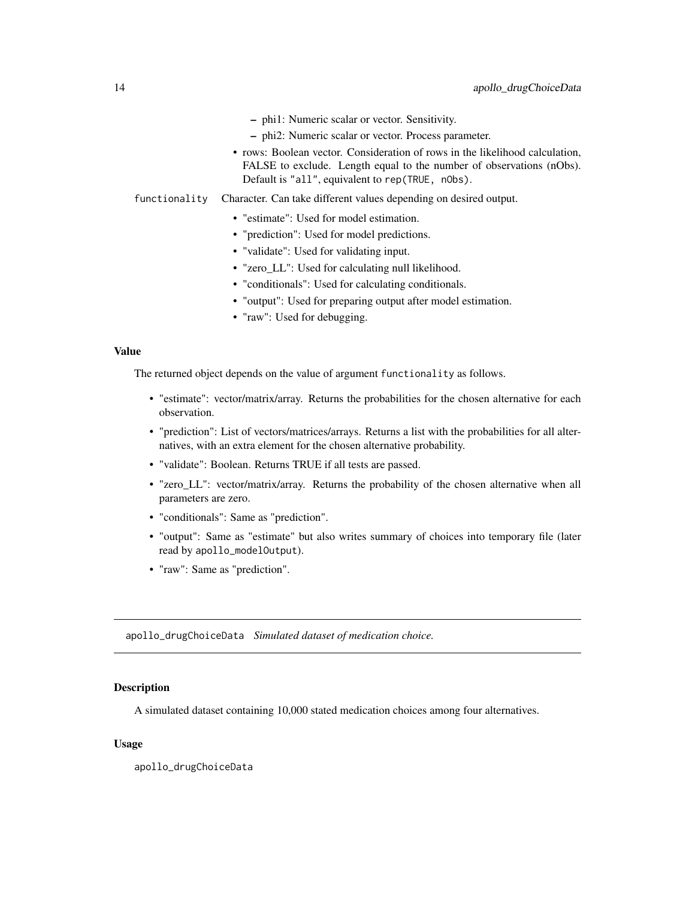- phi1: Numeric scalar or vector. Sensitivity.
  - phi2: Numeric scalar or vector. Process parameter.
- rows: Boolean vector. Consideration of rows in the likelihood calculation, FALSE to exclude. Length equal to the number of observations (nObs). Default is `"all"`, equivalent to `rep(TRUE, nObs)`.

`functionality` Character. Can take different values depending on desired output.

- "estimate": Used for model estimation.
- "prediction": Used for model predictions.
- "validate": Used for validating input.
- "zero_LL": Used for calculating null likelihood.
- "conditionals": Used for calculating conditionals.
- "output": Used for preparing output after model estimation.
- "raw": Used for debugging.

### Value

The returned object depends on the value of argument `functionality` as follows.

- "estimate": vector/matrix/array. Returns the probabilities for the chosen alternative for each observation.
- "prediction": List of vectors/matrices/arrays. Returns a list with the probabilities for all alternatives, with an extra element for the chosen alternative probability.
- "validate": Boolean. Returns TRUE if all tests are passed.
- "zero_LL": vector/matrix/array. Returns the probability of the chosen alternative when all parameters are zero.
- "conditionals": Same as "prediction".
- "output": Same as "estimate" but also writes summary of choices into temporary file (later read by `apollo_modelOutput`).
- "raw": Same as "prediction".

---

## apollo_drugChoiceData *Simulated dataset of medication choice.*

---

### Description

A simulated dataset containing 10,000 stated medication choices among four alternatives.

### Usage

```
apollo_drugChoiceData
```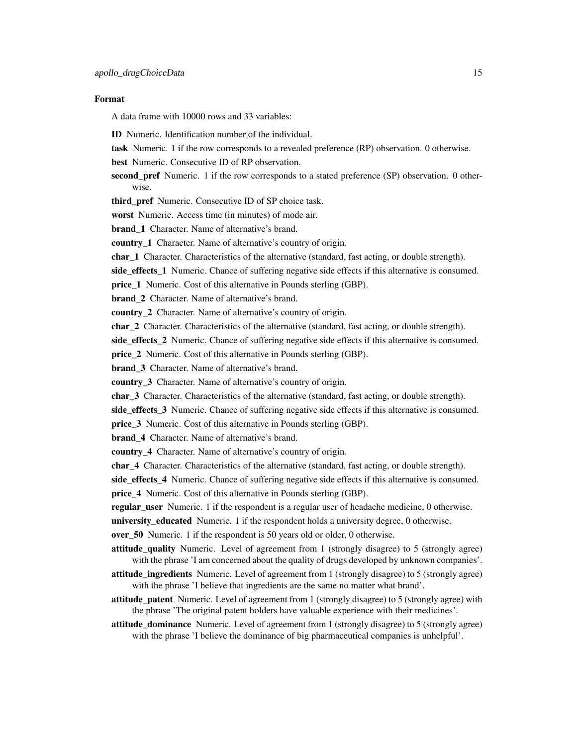### Format

A data frame with 10000 rows and 33 variables:

**ID** Numeric. Identification number of the individual.

**task** Numeric. 1 if the row corresponds to a revealed preference (RP) observation. 0 otherwise.

**best** Numeric. Consecutive ID of RP observation.

**second_pref** Numeric. 1 if the row corresponds to a stated preference (SP) observation. 0 otherwise.

**third_pref** Numeric. Consecutive ID of SP choice task.

**worst** Numeric. Access time (in minutes) of mode air.

**brand_1** Character. Name of alternative's brand.

**country_1** Character. Name of alternative's country of origin.

**char_1** Character. Characteristics of the alternative (standard, fast acting, or double strength).

**side_effects_1** Numeric. Chance of suffering negative side effects if this alternative is consumed.

**price_1** Numeric. Cost of this alternative in Pounds sterling (GBP).

**brand_2** Character. Name of alternative's brand.

**country_2** Character. Name of alternative's country of origin.

**char_2** Character. Characteristics of the alternative (standard, fast acting, or double strength).

**side_effects_2** Numeric. Chance of suffering negative side effects if this alternative is consumed.

**price_2** Numeric. Cost of this alternative in Pounds sterling (GBP).

**brand_3** Character. Name of alternative's brand.

**country_3** Character. Name of alternative's country of origin.

**char_3** Character. Characteristics of the alternative (standard, fast acting, or double strength).

**side_effects_3** Numeric. Chance of suffering negative side effects if this alternative is consumed.

**price_3** Numeric. Cost of this alternative in Pounds sterling (GBP).

**brand_4** Character. Name of alternative's brand.

**country_4** Character. Name of alternative's country of origin.

**char_4** Character. Characteristics of the alternative (standard, fast acting, or double strength).

**side_effects_4** Numeric. Chance of suffering negative side effects if this alternative is consumed.

**price_4** Numeric. Cost of this alternative in Pounds sterling (GBP).

**regular_user** Numeric. 1 if the respondent is a regular user of headache medicine, 0 otherwise.

**university_educated** Numeric. 1 if the respondent holds a university degree, 0 otherwise.

**over_50** Numeric. 1 if the respondent is 50 years old or older, 0 otherwise.

**attitude_quality** Numeric. Level of agreement from 1 (strongly disagree) to 5 (strongly agree) with the phrase 'I am concerned about the quality of drugs developed by unknown companies'.

**attitude_ingredients** Numeric. Level of agreement from 1 (strongly disagree) to 5 (strongly agree) with the phrase 'I believe that ingredients are the same no matter what brand'.

**attitude_patent** Numeric. Level of agreement from 1 (strongly disagree) to 5 (strongly agree) with the phrase 'The original patent holders have valuable experience with their medicines'.

**attitude_dominance** Numeric. Level of agreement from 1 (strongly disagree) to 5 (strongly agree) with the phrase 'I believe the dominance of big pharmaceutical companies is unhelpful'.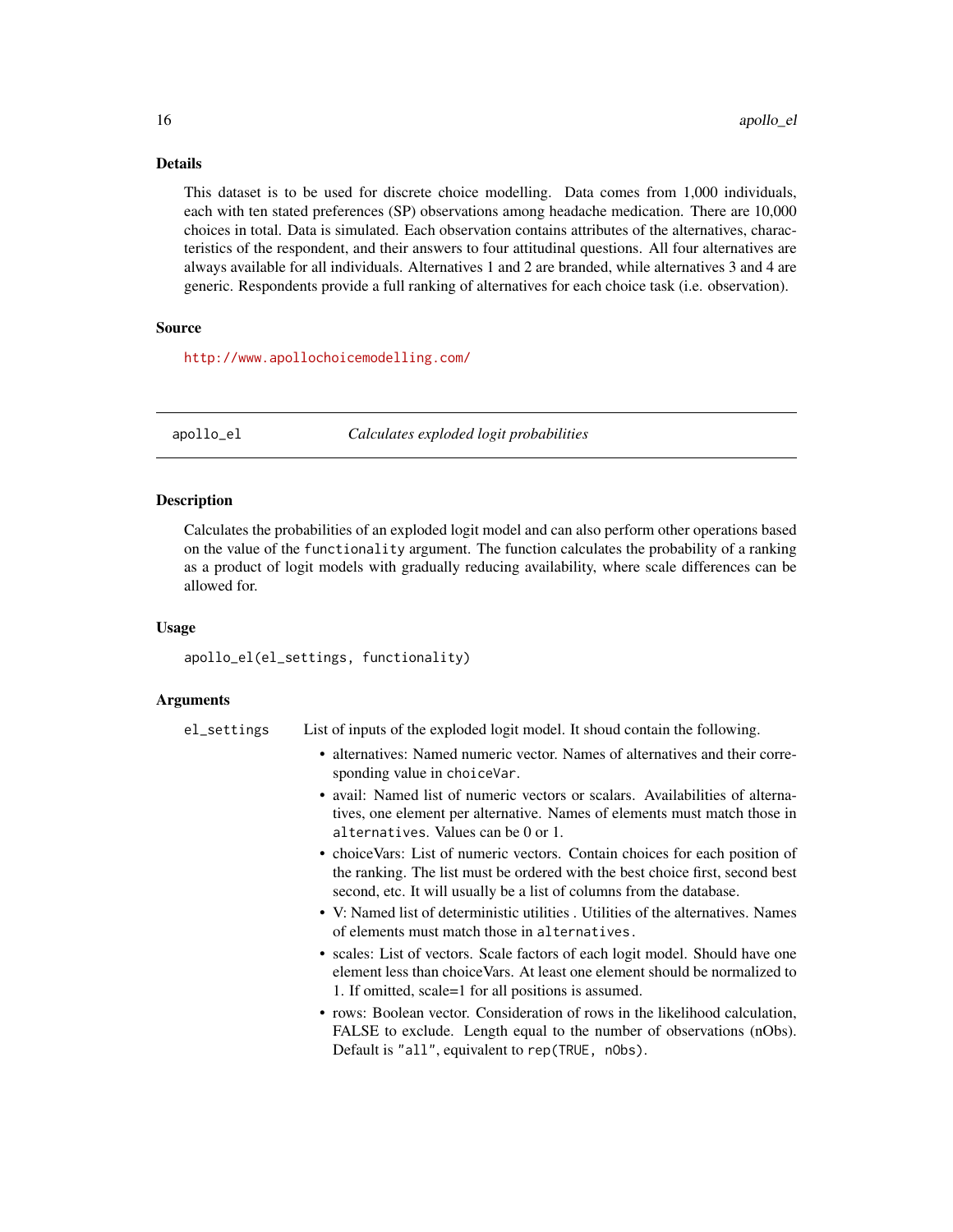### Details

This dataset is to be used for discrete choice modelling. Data comes from 1,000 individuals, each with ten stated preferences (SP) observations among headache medication. There are 10,000 choices in total. Data is simulated. Each observation contains attributes of the alternatives, characteristics of the respondent, and their answers to four attitudinal questions. All four alternatives are always available for all individuals. Alternatives 1 and 2 are branded, while alternatives 3 and 4 are generic. Respondents provide a full ranking of alternatives for each choice task (i.e. observation).

### Source

http://www.apollochoicemodelling.com/

---

## apollo_el — *Calculates exploded logit probabilities*

### Description

Calculates the probabilities of an exploded logit model and can also perform other operations based on the value of the `functionality` argument. The function calculates the probability of a ranking as a product of logit models with gradually reducing availability, where scale differences can be allowed for.

### Usage

```
apollo_el(el_settings, functionality)
```

### Arguments

`el_settings` List of inputs of the exploded logit model. It shoud contain the following.

- alternatives: Named numeric vector. Names of alternatives and their corresponding value in `choiceVar`.
- avail: Named list of numeric vectors or scalars. Availabilities of alternatives, one element per alternative. Names of elements must match those in `alternatives`. Values can be 0 or 1.
- choiceVars: List of numeric vectors. Contain choices for each position of the ranking. The list must be ordered with the best choice first, second best second, etc. It will usually be a list of columns from the database.
- V: Named list of deterministic utilities . Utilities of the alternatives. Names of elements must match those in `alternatives.`
- scales: List of vectors. Scale factors of each logit model. Should have one element less than choiceVars. At least one element should be normalized to 1. If omitted, scale=1 for all positions is assumed.
- rows: Boolean vector. Consideration of rows in the likelihood calculation, FALSE to exclude. Length equal to the number of observations (nObs). Default is `"all"`, equivalent to `rep(TRUE, nObs)`.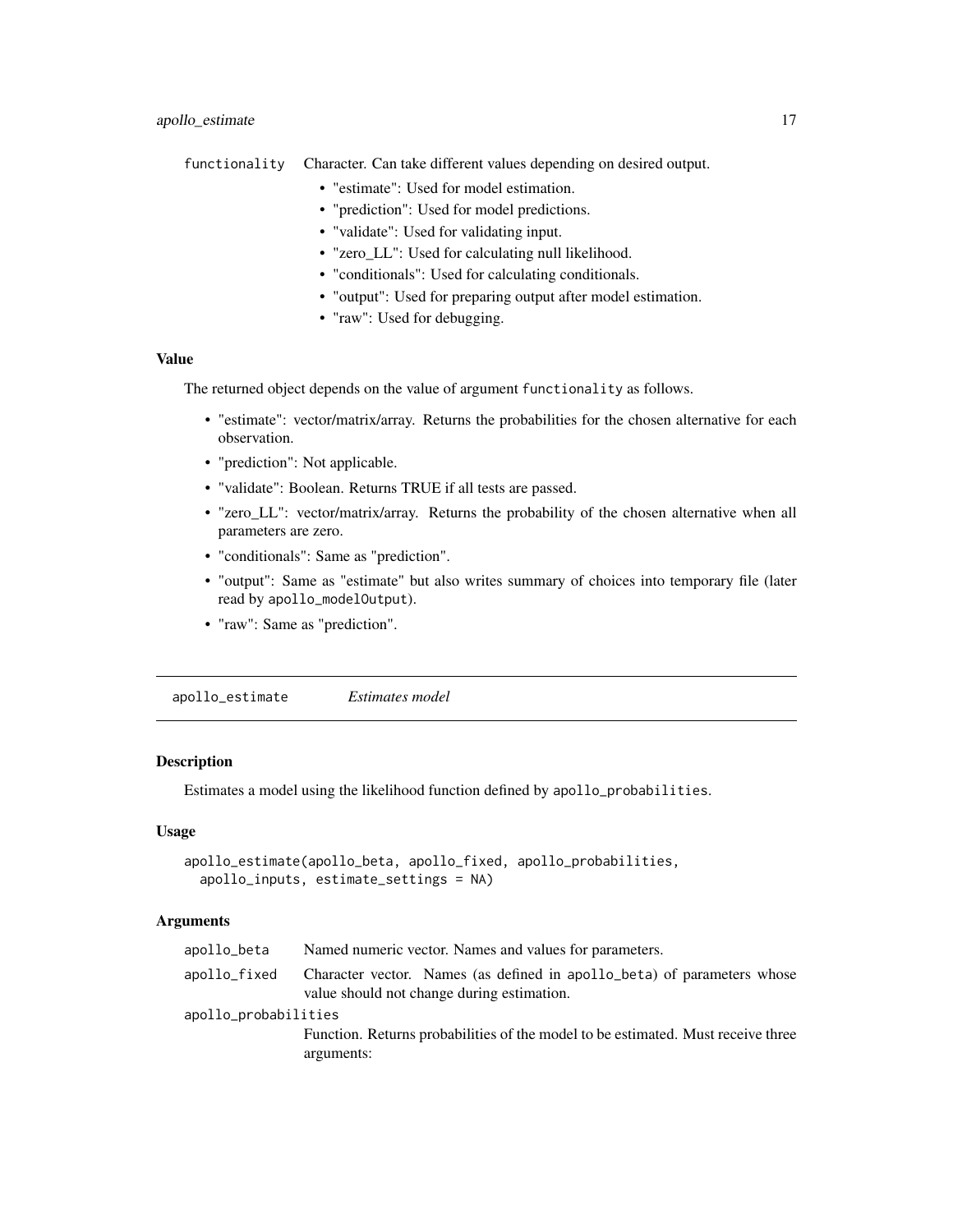functionality Character. Can take different values depending on desired output.

- "estimate": Used for model estimation.
- "prediction": Used for model predictions.
- "validate": Used for validating input.
- "zero_LL": Used for calculating null likelihood.
- "conditionals": Used for calculating conditionals.
- "output": Used for preparing output after model estimation.
- "raw": Used for debugging.

### Value

The returned object depends on the value of argument `functionality` as follows.

- "estimate": vector/matrix/array. Returns the probabilities for the chosen alternative for each observation.
- "prediction": Not applicable.
- "validate": Boolean. Returns TRUE if all tests are passed.
- "zero_LL": vector/matrix/array. Returns the probability of the chosen alternative when all parameters are zero.
- "conditionals": Same as "prediction".
- "output": Same as "estimate" but also writes summary of choices into temporary file (later read by `apollo_modelOutput`).
- "raw": Same as "prediction".

---

## apollo_estimate *Estimates model*

### Description

Estimates a model using the likelihood function defined by `apollo_probabilities`.

### Usage

```
apollo_estimate(apollo_beta, apollo_fixed, apollo_probabilities,
  apollo_inputs, estimate_settings = NA)
```

### Arguments

`apollo_beta` Named numeric vector. Names and values for parameters.

`apollo_fixed` Character vector. Names (as defined in `apollo_beta`) of parameters whose value should not change during estimation.

`apollo_probabilities` Function. Returns probabilities of the model to be estimated. Must receive three arguments: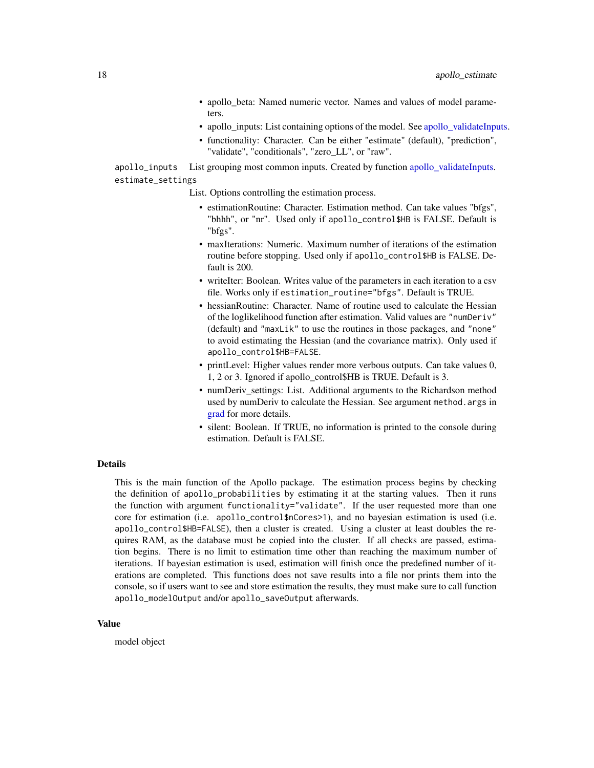- apollo_beta: Named numeric vector. Names and values of model parameters.
- apollo_inputs: List containing options of the model. See apollo_validateInputs.
- functionality: Character. Can be either "estimate" (default), "prediction", "validate", "conditionals", "zero_LL", or "raw".

`apollo_inputs` List grouping most common inputs. Created by function apollo_validateInputs.

`estimate_settings`
List. Options controlling the estimation process.

- estimationRoutine: Character. Estimation method. Can take values "bfgs", "bhhh", or "nr". Used only if `apollo_control$HB` is FALSE. Default is "bfgs".
- maxIterations: Numeric. Maximum number of iterations of the estimation routine before stopping. Used only if `apollo_control$HB` is FALSE. Default is 200.
- writeIter: Boolean. Writes value of the parameters in each iteration to a csv file. Works only if `estimation_routine="bfgs"`. Default is TRUE.
- hessianRoutine: Character. Name of routine used to calculate the Hessian of the loglikelihood function after estimation. Valid values are `"numDeriv"` (default) and `"maxLik"` to use the routines in those packages, and `"none"` to avoid estimating the Hessian (and the covariance matrix). Only used if `apollo_control$HB=FALSE`.
- printLevel: Higher values render more verbous outputs. Can take values 0, 1, 2 or 3. Ignored if apollo_control$HB is TRUE. Default is 3.
- numDeriv_settings: List. Additional arguments to the Richardson method used by numDeriv to calculate the Hessian. See argument `method.args` in grad for more details.
- silent: Boolean. If TRUE, no information is printed to the console during estimation. Default is FALSE.

## Details

This is the main function of the Apollo package. The estimation process begins by checking the definition of `apollo_probabilities` by estimating it at the starting values. Then it runs the function with argument `functionality="validate"`. If the user requested more than one core for estimation (i.e. `apollo_control$nCores>1`), and no bayesian estimation is used (i.e. `apollo_control$HB=FALSE`), then a cluster is created. Using a cluster at least doubles the requires RAM, as the database must be copied into the cluster. If all checks are passed, estimation begins. There is no limit to estimation time other than reaching the maximum number of iterations. If bayesian estimation is used, estimation will finish once the predefined number of iterations are completed. This functions does not save results into a file nor prints them into the console, so if users want to see and store estimation the results, they must make sure to call function `apollo_modelOutput` and/or `apollo_saveOutput` afterwards.

## Value

model object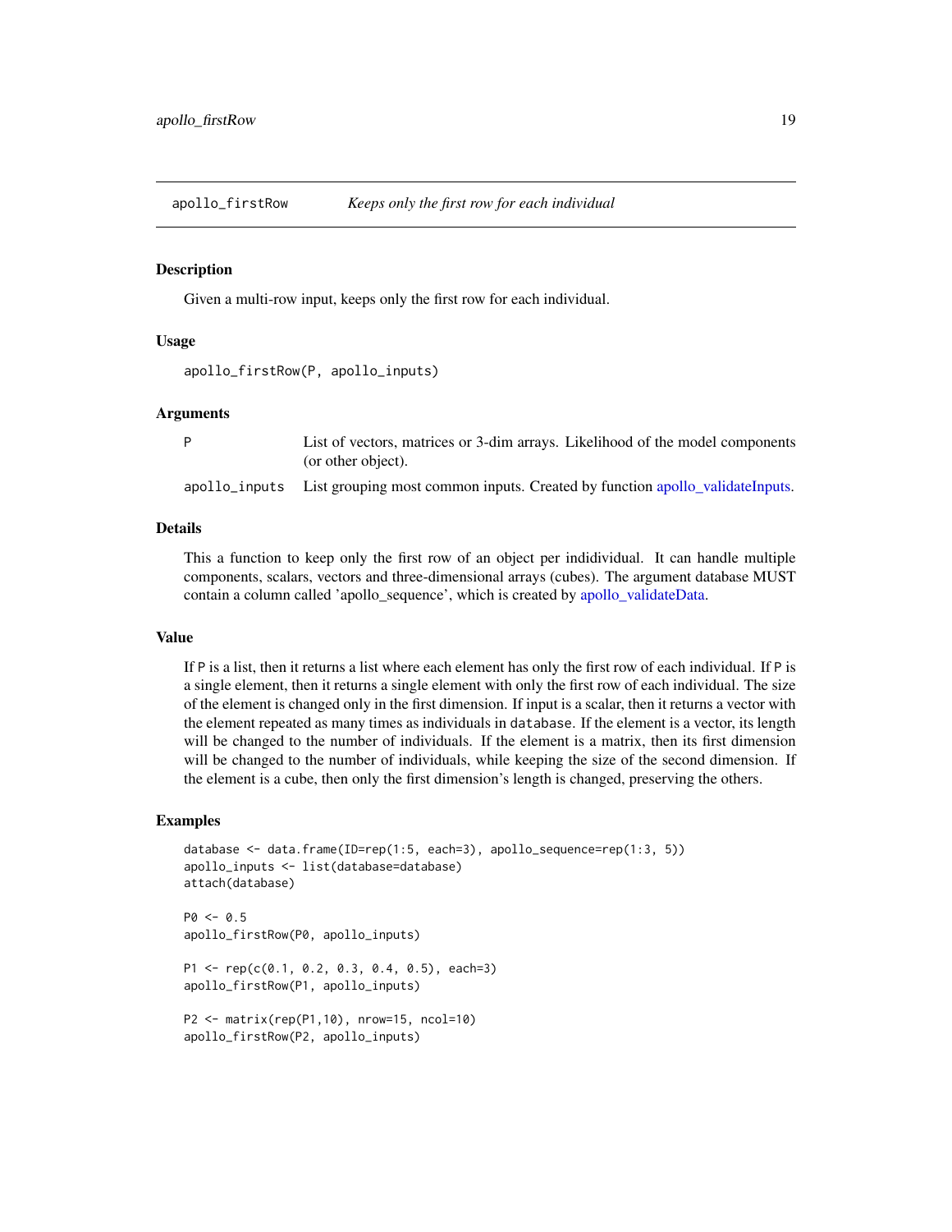## apollo_firstRow — *Keeps only the first row for each individual*

### Description

Given a multi-row input, keeps only the first row for each individual.

### Usage

```
apollo_firstRow(P, apollo_inputs)
```

### Arguments

| | |
|---|---|
| P | List of vectors, matrices or 3-dim arrays. Likelihood of the model components (or other object). |
| apollo_inputs | List grouping most common inputs. Created by function apollo_validateInputs. |

### Details

This a function to keep only the first row of an object per indidividual. It can handle multiple components, scalars, vectors and three-dimensional arrays (cubes). The argument database MUST contain a column called 'apollo_sequence', which is created by apollo_validateData.

### Value

If `P` is a list, then it returns a list where each element has only the first row of each individual. If `P` is a single element, then it returns a single element with only the first row of each individual. The size of the element is changed only in the first dimension. If input is a scalar, then it returns a vector with the element repeated as many times as individuals in `database`. If the element is a vector, its length will be changed to the number of individuals. If the element is a matrix, then its first dimension will be changed to the number of individuals, while keeping the size of the second dimension. If the element is a cube, then only the first dimension's length is changed, preserving the others.

### Examples

```
database <- data.frame(ID=rep(1:5, each=3), apollo_sequence=rep(1:3, 5))
apollo_inputs <- list(database=database)
attach(database)

P0 <- 0.5
apollo_firstRow(P0, apollo_inputs)

P1 <- rep(c(0.1, 0.2, 0.3, 0.4, 0.5), each=3)
apollo_firstRow(P1, apollo_inputs)

P2 <- matrix(rep(P1,10), nrow=15, ncol=10)
apollo_firstRow(P2, apollo_inputs)
```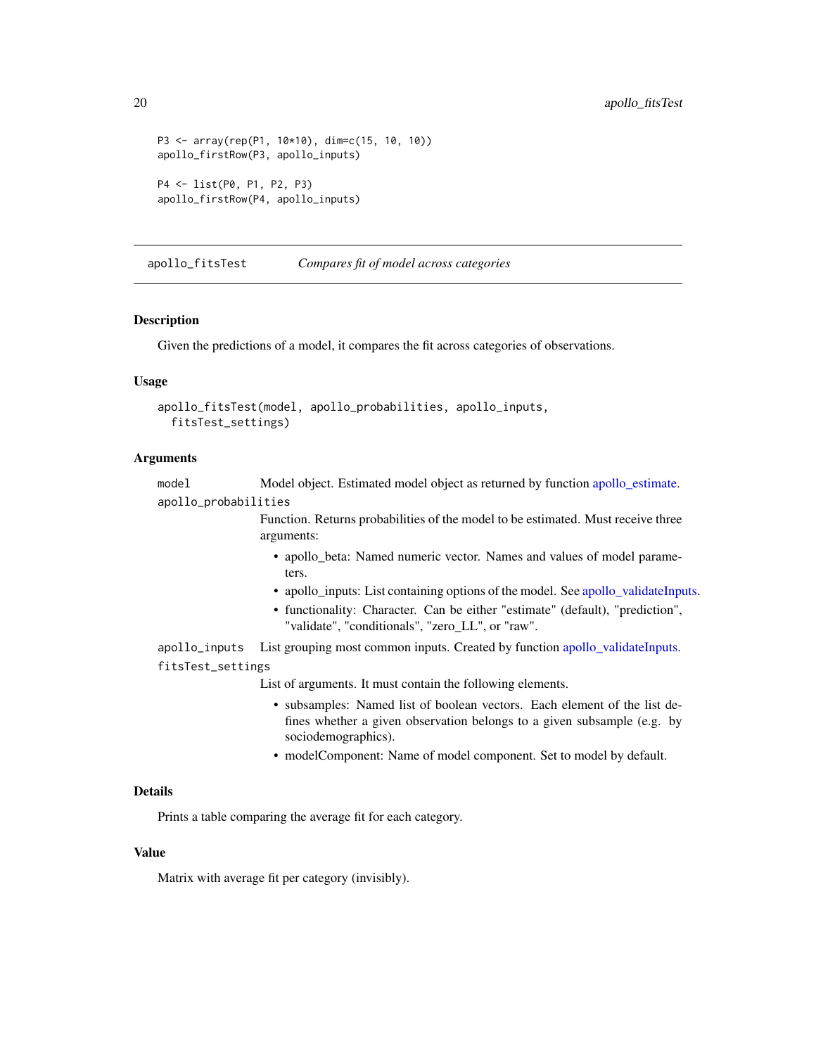```
P3 <- array(rep(P1, 10*10), dim=c(15, 10, 10))
apollo_firstRow(P3, apollo_inputs)

P4 <- list(P0, P1, P2, P3)
apollo_firstRow(P4, apollo_inputs)
```

## apollo_fitsTest — *Compares fit of model across categories*

### Description

Given the predictions of a model, it compares the fit across categories of observations.

### Usage

```
apollo_fitsTest(model, apollo_probabilities, apollo_inputs,
  fitsTest_settings)
```

### Arguments

`model` Model object. Estimated model object as returned by function apollo_estimate.

`apollo_probabilities` Function. Returns probabilities of the model to be estimated. Must receive three arguments:

- apollo_beta: Named numeric vector. Names and values of model parameters.
- apollo_inputs: List containing options of the model. See apollo_validateInputs.
- functionality: Character. Can be either "estimate" (default), "prediction", "validate", "conditionals", "zero_LL", or "raw".

`apollo_inputs` List grouping most common inputs. Created by function apollo_validateInputs.

`fitsTest_settings` List of arguments. It must contain the following elements.

- subsamples: Named list of boolean vectors. Each element of the list defines whether a given observation belongs to a given subsample (e.g. by sociodemographics).
- modelComponent: Name of model component. Set to model by default.

### Details

Prints a table comparing the average fit for each category.

### Value

Matrix with average fit per category (invisibly).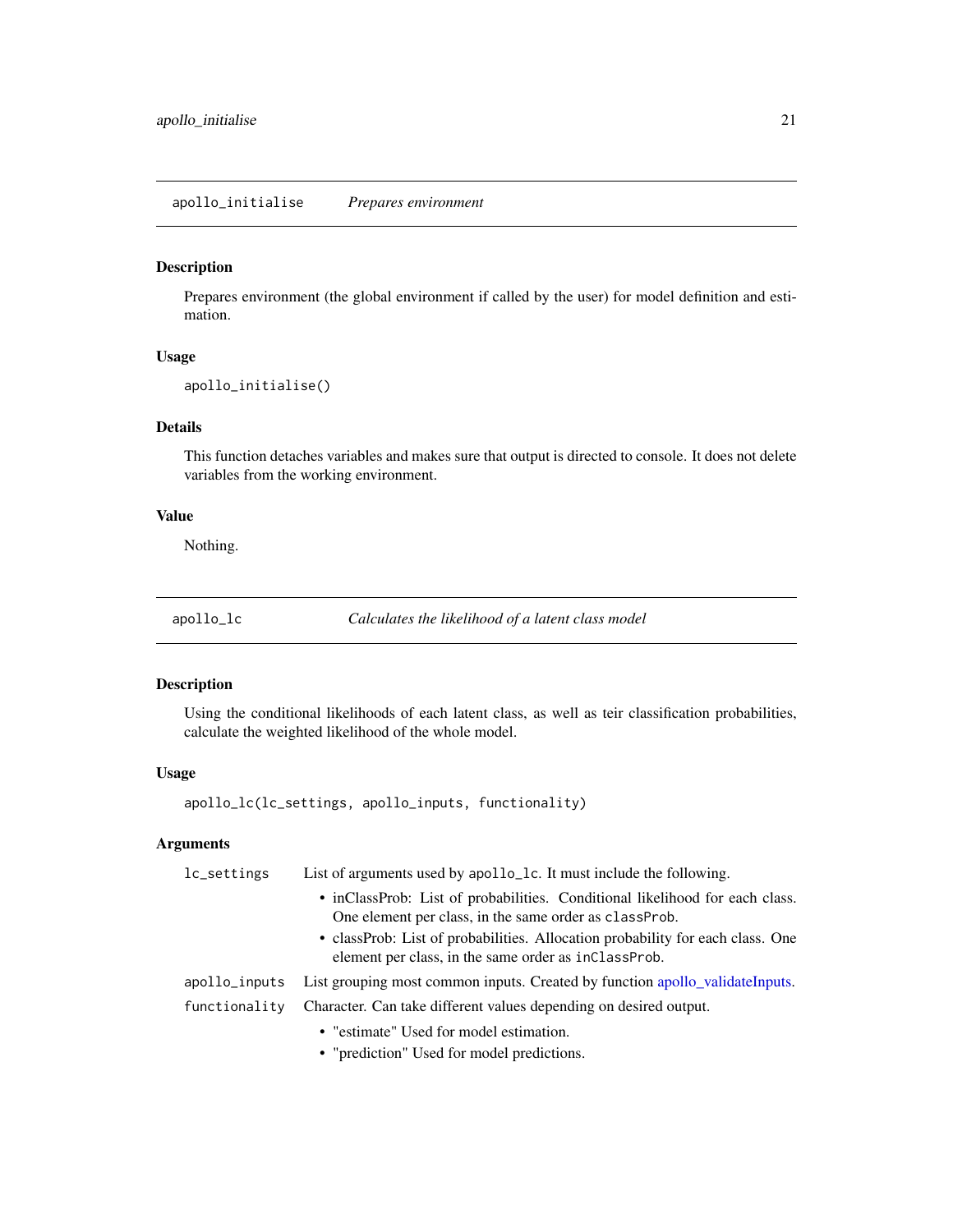## apollo_initialise — *Prepares environment*

### Description

Prepares environment (the global environment if called by the user) for model definition and estimation.

### Usage

```
apollo_initialise()
```

### Details

This function detaches variables and makes sure that output is directed to console. It does not delete variables from the working environment.

### Value

Nothing.

## apollo_lc — *Calculates the likelihood of a latent class model*

### Description

Using the conditional likelihoods of each latent class, as well as teir classification probabilities, calculate the weighted likelihood of the whole model.

### Usage

```
apollo_lc(lc_settings, apollo_inputs, functionality)
```

### Arguments

`lc_settings` List of arguments used by `apollo_lc`. It must include the following.

- inClassProb: List of probabilities. Conditional likelihood for each class. One element per class, in the same order as `classProb`.
- classProb: List of probabilities. Allocation probability for each class. One element per class, in the same order as `inClassProb`.

`apollo_inputs` List grouping most common inputs. Created by function apollo_validateInputs.

`functionality` Character. Can take different values depending on desired output.

- "estimate" Used for model estimation.
- "prediction" Used for model predictions.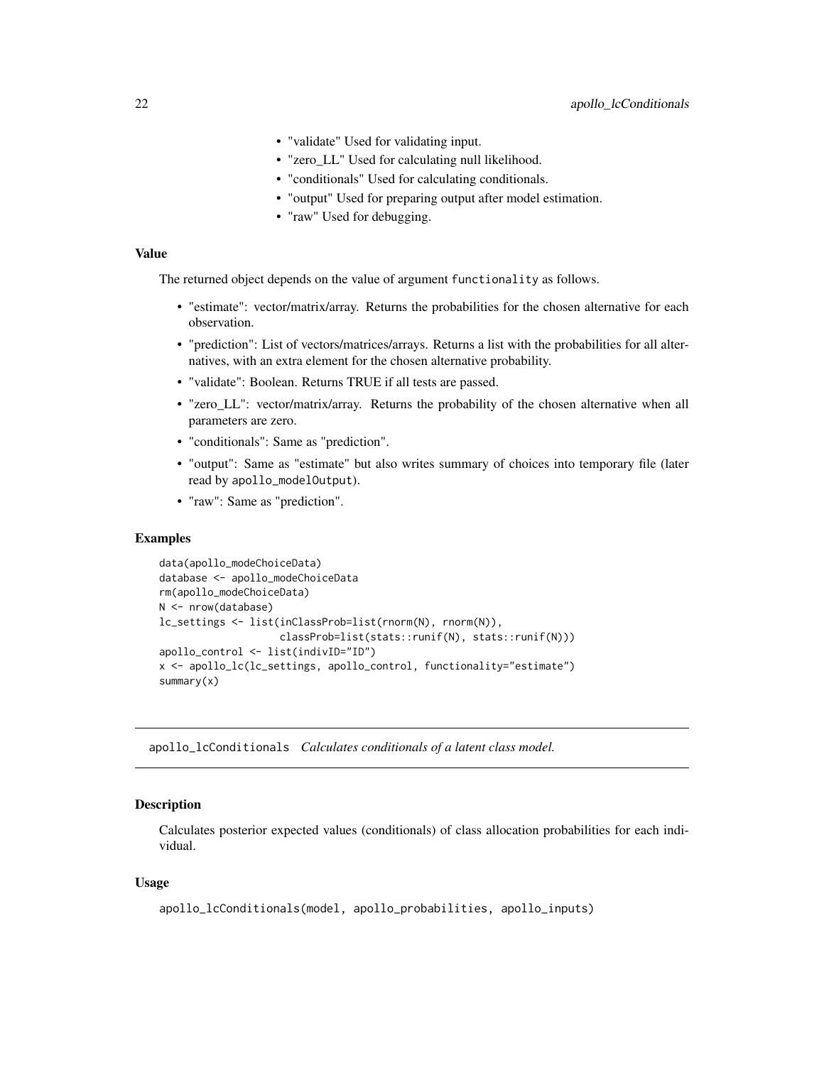- "validate" Used for validating input.
- "zero_LL" Used for calculating null likelihood.
- "conditionals" Used for calculating conditionals.
- "output" Used for preparing output after model estimation.
- "raw" Used for debugging.

### Value

The returned object depends on the value of argument `functionality` as follows.

- "estimate": vector/matrix/array. Returns the probabilities for the chosen alternative for each observation.
- "prediction": List of vectors/matrices/arrays. Returns a list with the probabilities for all alternatives, with an extra element for the chosen alternative probability.
- "validate": Boolean. Returns TRUE if all tests are passed.
- "zero_LL": vector/matrix/array. Returns the probability of the chosen alternative when all parameters are zero.
- "conditionals": Same as "prediction".
- "output": Same as "estimate" but also writes summary of choices into temporary file (later read by `apollo_modelOutput`).
- "raw": Same as "prediction".

### Examples

```
data(apollo_modeChoiceData)
database <- apollo_modeChoiceData
rm(apollo_modeChoiceData)
N <- nrow(database)
lc_settings <- list(inClassProb=list(rnorm(N), rnorm(N)),
                    classProb=list(stats::runif(N), stats::runif(N)))
apollo_control <- list(indivID="ID")
x <- apollo_lc(lc_settings, apollo_control, functionality="estimate")
summary(x)
```

---

## apollo_lcConditionals *Calculates conditionals of a latent class model.*

### Description

Calculates posterior expected values (conditionals) of class allocation probabilities for each individual.

### Usage

```
apollo_lcConditionals(model, apollo_probabilities, apollo_inputs)
```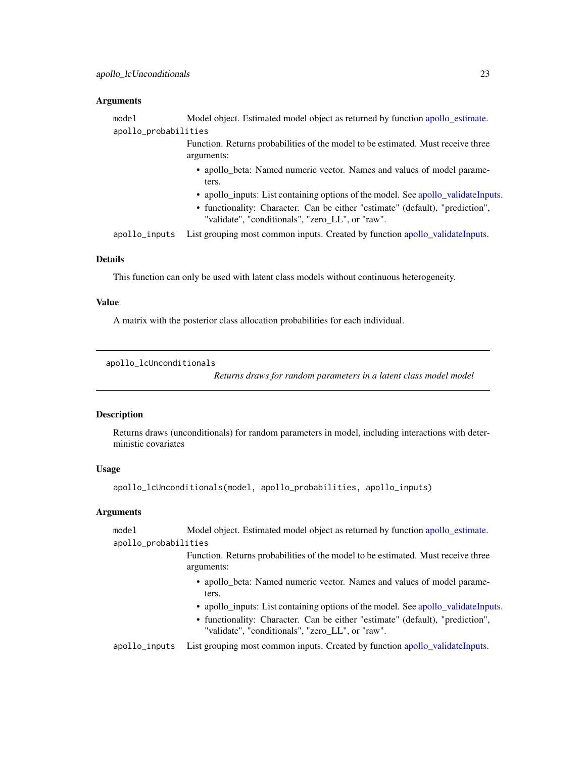### Arguments

model Model object. Estimated model object as returned by function apollo_estimate.

apollo_probabilities
Function. Returns probabilities of the model to be estimated. Must receive three arguments:

- apollo_beta: Named numeric vector. Names and values of model parameters.
- apollo_inputs: List containing options of the model. See apollo_validateInputs.
- functionality: Character. Can be either "estimate" (default), "prediction", "validate", "conditionals", "zero_LL", or "raw".

apollo_inputs List grouping most common inputs. Created by function apollo_validateInputs.

### Details

This function can only be used with latent class models without continuous heterogeneity.

### Value

A matrix with the posterior class allocation probabilities for each individual.

---

## apollo_lcUnconditionals

*Returns draws for random parameters in a latent class model model*

---

### Description

Returns draws (unconditionals) for random parameters in model, including interactions with deterministic covariates

### Usage

```
apollo_lcUnconditionals(model, apollo_probabilities, apollo_inputs)
```

### Arguments

model Model object. Estimated model object as returned by function apollo_estimate.

apollo_probabilities
Function. Returns probabilities of the model to be estimated. Must receive three arguments:

- apollo_beta: Named numeric vector. Names and values of model parameters.
- apollo_inputs: List containing options of the model. See apollo_validateInputs.
- functionality: Character. Can be either "estimate" (default), "prediction", "validate", "conditionals", "zero_LL", or "raw".

apollo_inputs List grouping most common inputs. Created by function apollo_validateInputs.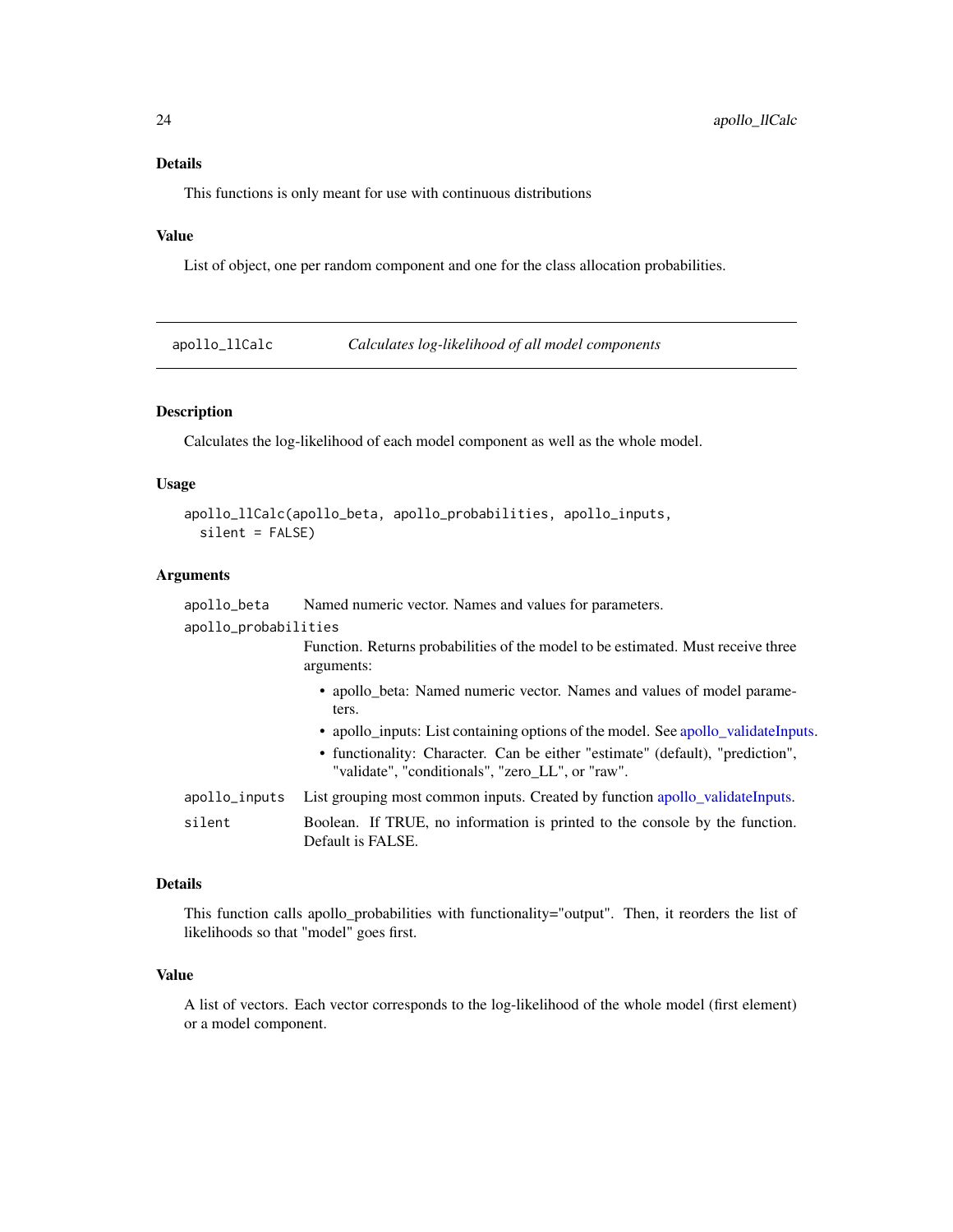### Details

This functions is only meant for use with continuous distributions

### Value

List of object, one per random component and one for the class allocation probabilities.

---

## apollo_llCalc *Calculates log-likelihood of all model components*

### Description

Calculates the log-likelihood of each model component as well as the whole model.

### Usage

```
apollo_llCalc(apollo_beta, apollo_probabilities, apollo_inputs,
  silent = FALSE)
```

### Arguments

`apollo_beta` Named numeric vector. Names and values for parameters.

`apollo_probabilities` Function. Returns probabilities of the model to be estimated. Must receive three arguments:

- apollo_beta: Named numeric vector. Names and values of model parameters.
- apollo_inputs: List containing options of the model. See apollo_validateInputs.
- functionality: Character. Can be either "estimate" (default), "prediction", "validate", "conditionals", "zero_LL", or "raw".

`apollo_inputs` List grouping most common inputs. Created by function apollo_validateInputs.

`silent` Boolean. If TRUE, no information is printed to the console by the function. Default is FALSE.

### Details

This function calls apollo_probabilities with functionality="output". Then, it reorders the list of likelihoods so that "model" goes first.

### Value

A list of vectors. Each vector corresponds to the log-likelihood of the whole model (first element) or a model component.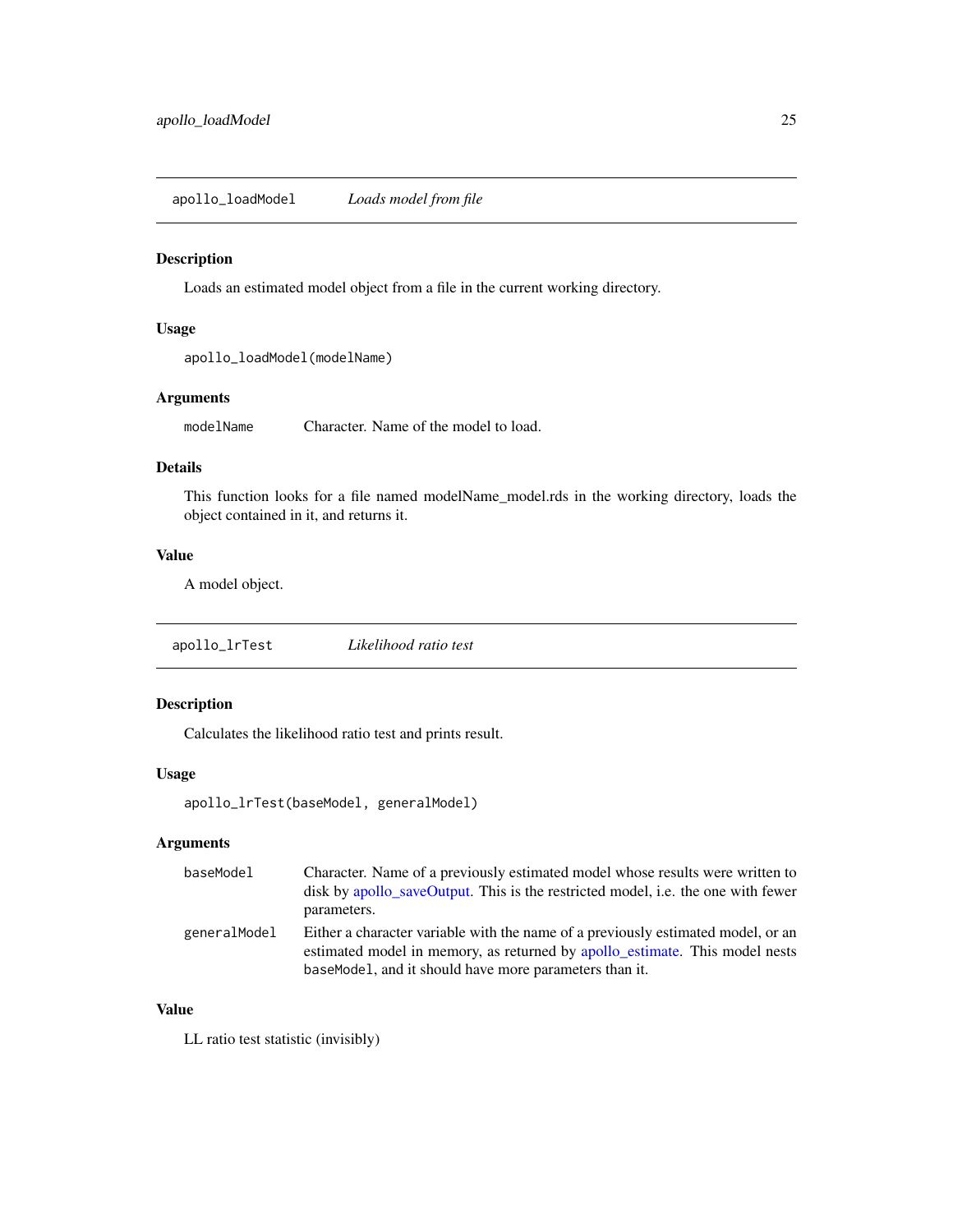## apollo_loadModel *Loads model from file*

### Description

Loads an estimated model object from a file in the current working directory.

### Usage

```
apollo_loadModel(modelName)
```

### Arguments

| | |
|---|---|
| `modelName` | Character. Name of the model to load. |

### Details

This function looks for a file named modelName_model.rds in the working directory, loads the object contained in it, and returns it.

### Value

A model object.

## apollo_lrTest *Likelihood ratio test*

### Description

Calculates the likelihood ratio test and prints result.

### Usage

```
apollo_lrTest(baseModel, generalModel)
```

### Arguments

| | |
|---|---|
| `baseModel` | Character. Name of a previously estimated model whose results were written to disk by apollo_saveOutput. This is the restricted model, i.e. the one with fewer parameters. |
| `generalModel` | Either a character variable with the name of a previously estimated model, or an estimated model in memory, as returned by apollo_estimate. This model nests `baseModel`, and it should have more parameters than it. |

### Value

LL ratio test statistic (invisibly)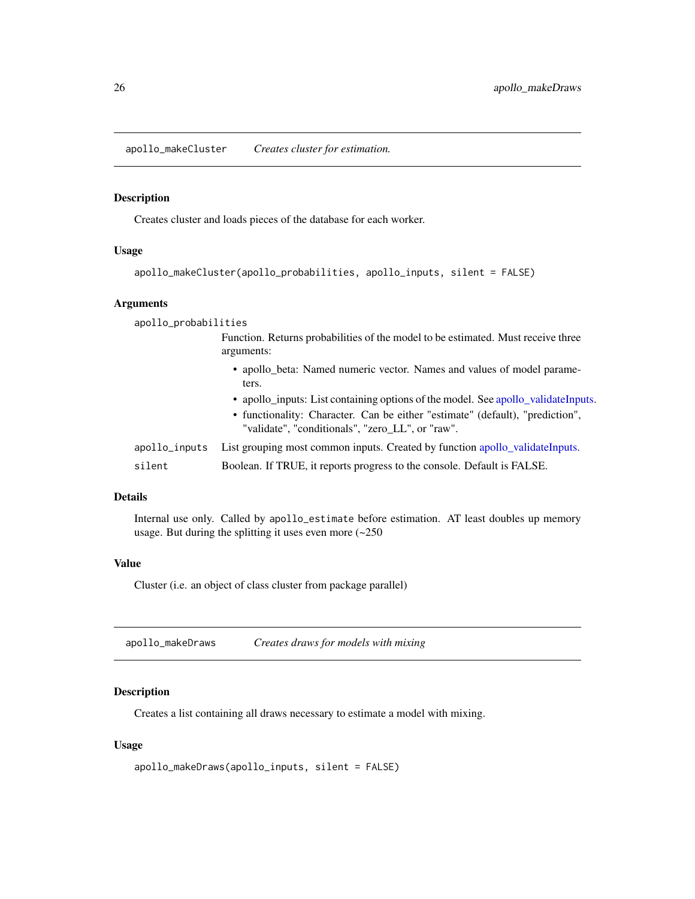## apollo_makeCluster *Creates cluster for estimation.*

### Description

Creates cluster and loads pieces of the database for each worker.

### Usage

```
apollo_makeCluster(apollo_probabilities, apollo_inputs, silent = FALSE)
```

### Arguments

`apollo_probabilities`
: Function. Returns probabilities of the model to be estimated. Must receive three arguments:
  - apollo_beta: Named numeric vector. Names and values of model parameters.
  - apollo_inputs: List containing options of the model. See apollo_validateInputs.
  - functionality: Character. Can be either "estimate" (default), "prediction", "validate", "conditionals", "zero_LL", or "raw".

`apollo_inputs`
: List grouping most common inputs. Created by function apollo_validateInputs.

`silent`
: Boolean. If TRUE, it reports progress to the console. Default is FALSE.

### Details

Internal use only. Called by `apollo_estimate` before estimation. AT least doubles up memory usage. But during the splitting it uses even more (~250

### Value

Cluster (i.e. an object of class cluster from package parallel)

## apollo_makeDraws *Creates draws for models with mixing*

### Description

Creates a list containing all draws necessary to estimate a model with mixing.

### Usage

```
apollo_makeDraws(apollo_inputs, silent = FALSE)
```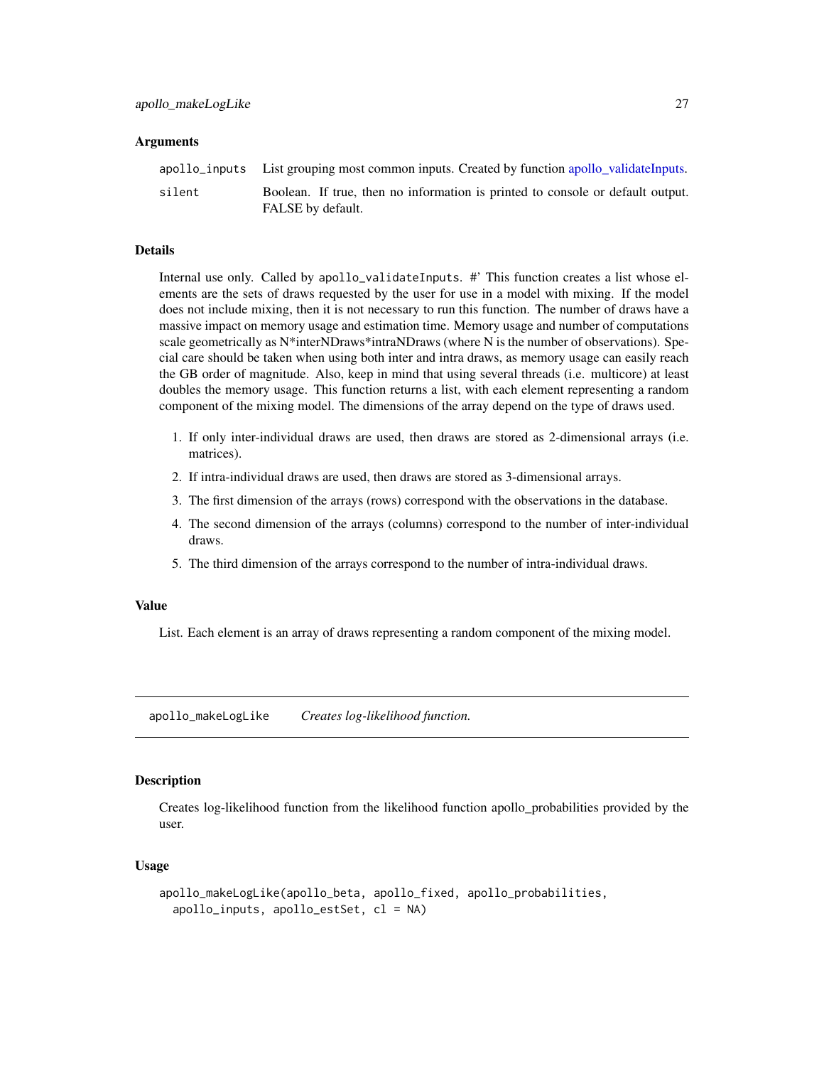### Arguments

| | |
|---|---|
| apollo_inputs | List grouping most common inputs. Created by function apollo_validateInputs. |
| silent | Boolean. If true, then no information is printed to console or default output. FALSE by default. |

### Details

Internal use only. Called by `apollo_validateInputs`. #' This function creates a list whose elements are the sets of draws requested by the user for use in a model with mixing. If the model does not include mixing, then it is not necessary to run this function. The number of draws have a massive impact on memory usage and estimation time. Memory usage and number of computations scale geometrically as N*interNDraws*intraNDraws (where N is the number of observations). Special care should be taken when using both inter and intra draws, as memory usage can easily reach the GB order of magnitude. Also, keep in mind that using several threads (i.e. multicore) at least doubles the memory usage. This function returns a list, with each element representing a random component of the mixing model. The dimensions of the array depend on the type of draws used.

1. If only inter-individual draws are used, then draws are stored as 2-dimensional arrays (i.e. matrices).
2. If intra-individual draws are used, then draws are stored as 3-dimensional arrays.
3. The first dimension of the arrays (rows) correspond with the observations in the database.
4. The second dimension of the arrays (columns) correspond to the number of inter-individual draws.
5. The third dimension of the arrays correspond to the number of intra-individual draws.

### Value

List. Each element is an array of draws representing a random component of the mixing model.

---

## apollo_makeLogLike    *Creates log-likelihood function.*

### Description

Creates log-likelihood function from the likelihood function apollo_probabilities provided by the user.

### Usage

```
apollo_makeLogLike(apollo_beta, apollo_fixed, apollo_probabilities,
  apollo_inputs, apollo_estSet, cl = NA)
```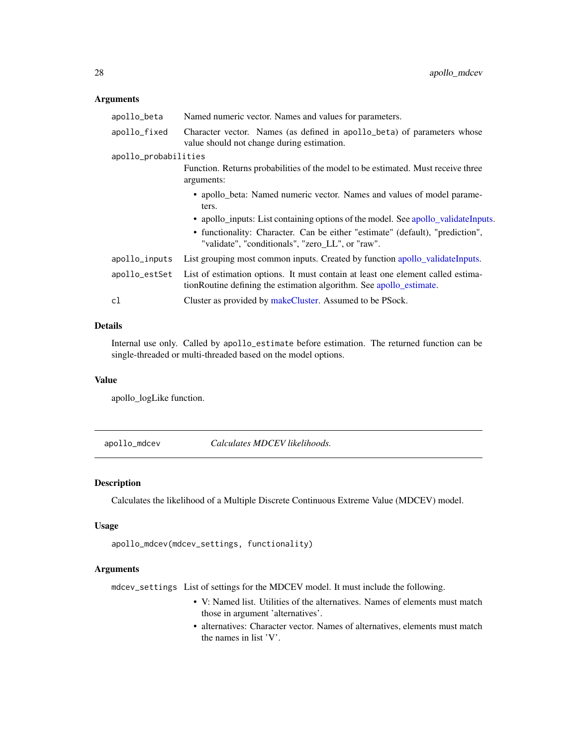### Arguments

apollo_beta
: Named numeric vector. Names and values for parameters.

apollo_fixed
: Character vector. Names (as defined in apollo_beta) of parameters whose value should not change during estimation.

apollo_probabilities
: Function. Returns probabilities of the model to be estimated. Must receive three arguments:
  - apollo_beta: Named numeric vector. Names and values of model parameters.
  - apollo_inputs: List containing options of the model. See apollo_validateInputs.
  - functionality: Character. Can be either "estimate" (default), "prediction", "validate", "conditionals", "zero_LL", or "raw".

apollo_inputs
: List grouping most common inputs. Created by function apollo_validateInputs.

apollo_estSet
: List of estimation options. It must contain at least one element called estimationRoutine defining the estimation algorithm. See apollo_estimate.

cl
: Cluster as provided by makeCluster. Assumed to be PSock.

### Details

Internal use only. Called by apollo_estimate before estimation. The returned function can be single-threaded or multi-threaded based on the model options.

### Value

apollo_logLike function.

---

## apollo_mdcev — *Calculates MDCEV likelihoods.*

### Description

Calculates the likelihood of a Multiple Discrete Continuous Extreme Value (MDCEV) model.

### Usage

```
apollo_mdcev(mdcev_settings, functionality)
```

### Arguments

mdcev_settings
: List of settings for the MDCEV model. It must include the following.
  - V: Named list. Utilities of the alternatives. Names of elements must match those in argument 'alternatives'.
  - alternatives: Character vector. Names of alternatives, elements must match the names in list 'V'.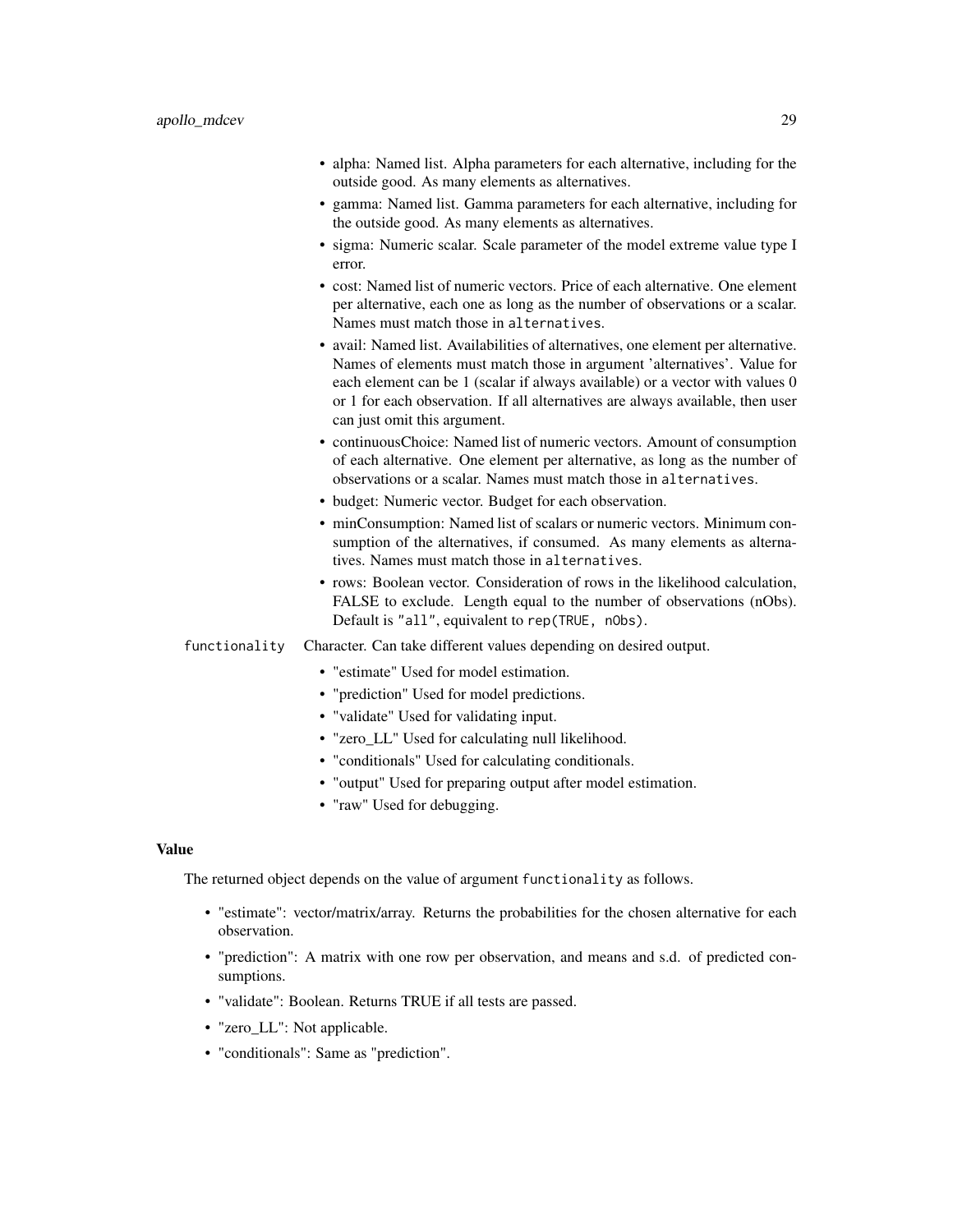- alpha: Named list. Alpha parameters for each alternative, including for the outside good. As many elements as alternatives.
- gamma: Named list. Gamma parameters for each alternative, including for the outside good. As many elements as alternatives.
- sigma: Numeric scalar. Scale parameter of the model extreme value type I error.
- cost: Named list of numeric vectors. Price of each alternative. One element per alternative, each one as long as the number of observations or a scalar. Names must match those in `alternatives`.
- avail: Named list. Availabilities of alternatives, one element per alternative. Names of elements must match those in argument 'alternatives'. Value for each element can be 1 (scalar if always available) or a vector with values 0 or 1 for each observation. If all alternatives are always available, then user can just omit this argument.
- continuousChoice: Named list of numeric vectors. Amount of consumption of each alternative. One element per alternative, as long as the number of observations or a scalar. Names must match those in `alternatives`.
- budget: Numeric vector. Budget for each observation.
- minConsumption: Named list of scalars or numeric vectors. Minimum consumption of the alternatives, if consumed. As many elements as alternatives. Names must match those in `alternatives`.
- rows: Boolean vector. Consideration of rows in the likelihood calculation, FALSE to exclude. Length equal to the number of observations (nObs). Default is `"all"`, equivalent to `rep(TRUE, nObs)`.

`functionality` Character. Can take different values depending on desired output.

- "estimate" Used for model estimation.
- "prediction" Used for model predictions.
- "validate" Used for validating input.
- "zero_LL" Used for calculating null likelihood.
- "conditionals" Used for calculating conditionals.
- "output" Used for preparing output after model estimation.
- "raw" Used for debugging.

### Value

The returned object depends on the value of argument `functionality` as follows.

- "estimate": vector/matrix/array. Returns the probabilities for the chosen alternative for each observation.
- "prediction": A matrix with one row per observation, and means and s.d. of predicted consumptions.
- "validate": Boolean. Returns TRUE if all tests are passed.
- "zero_LL": Not applicable.
- "conditionals": Same as "prediction".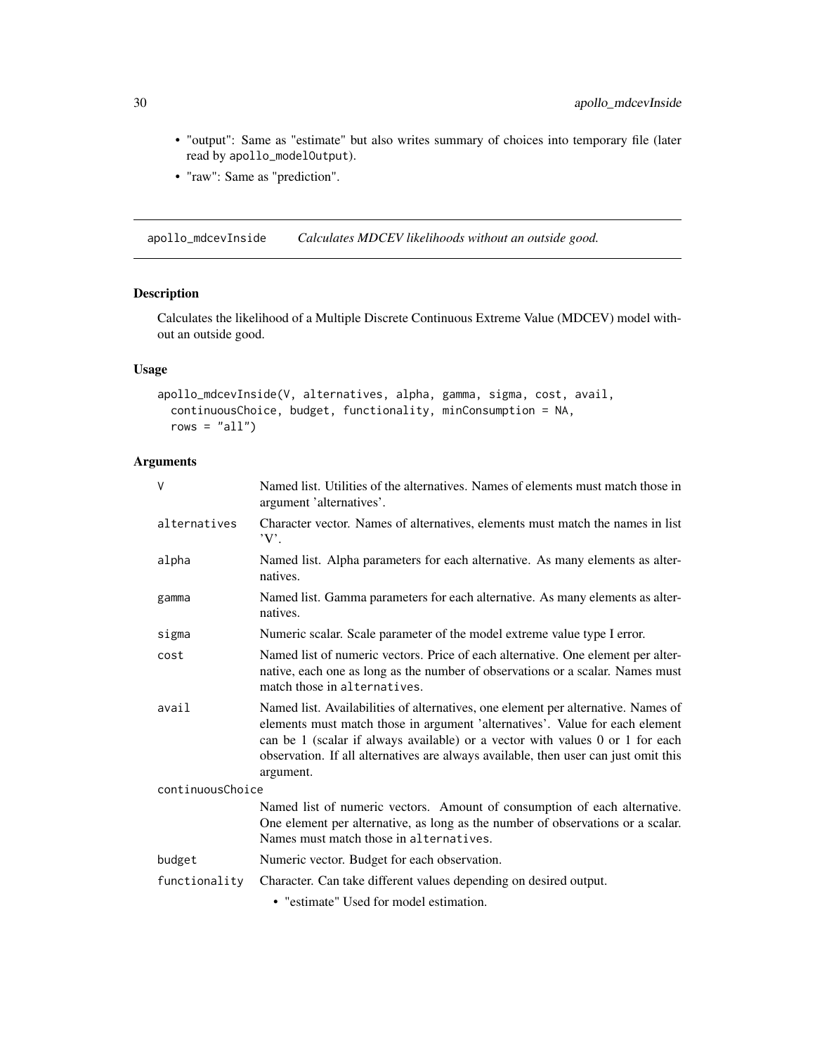- "output": Same as "estimate" but also writes summary of choices into temporary file (later read by `apollo_modelOutput`).
- "raw": Same as "prediction".

---

## apollo_mdcevInside — *Calculates MDCEV likelihoods without an outside good.*

### Description

Calculates the likelihood of a Multiple Discrete Continuous Extreme Value (MDCEV) model without an outside good.

### Usage

```
apollo_mdcevInside(V, alternatives, alpha, gamma, sigma, cost, avail,
  continuousChoice, budget, functionality, minConsumption = NA,
  rows = "all")
```

### Arguments

| Argument | Description |
|---|---|
| `V` | Named list. Utilities of the alternatives. Names of elements must match those in argument 'alternatives'. |
| `alternatives` | Character vector. Names of alternatives, elements must match the names in list 'V'. |
| `alpha` | Named list. Alpha parameters for each alternative. As many elements as alternatives. |
| `gamma` | Named list. Gamma parameters for each alternative. As many elements as alternatives. |
| `sigma` | Numeric scalar. Scale parameter of the model extreme value type I error. |
| `cost` | Named list of numeric vectors. Price of each alternative. One element per alternative, each one as long as the number of observations or a scalar. Names must match those in `alternatives`. |
| `avail` | Named list. Availabilities of alternatives, one element per alternative. Names of elements must match those in argument 'alternatives'. Value for each element can be 1 (scalar if always available) or a vector with values 0 or 1 for each observation. If all alternatives are always available, then user can just omit this argument. |
| `continuousChoice` | Named list of numeric vectors. Amount of consumption of each alternative. One element per alternative, as long as the number of observations or a scalar. Names must match those in `alternatives`. |
| `budget` | Numeric vector. Budget for each observation. |
| `functionality` | Character. Can take different values depending on desired output.<br>• "estimate" Used for model estimation. |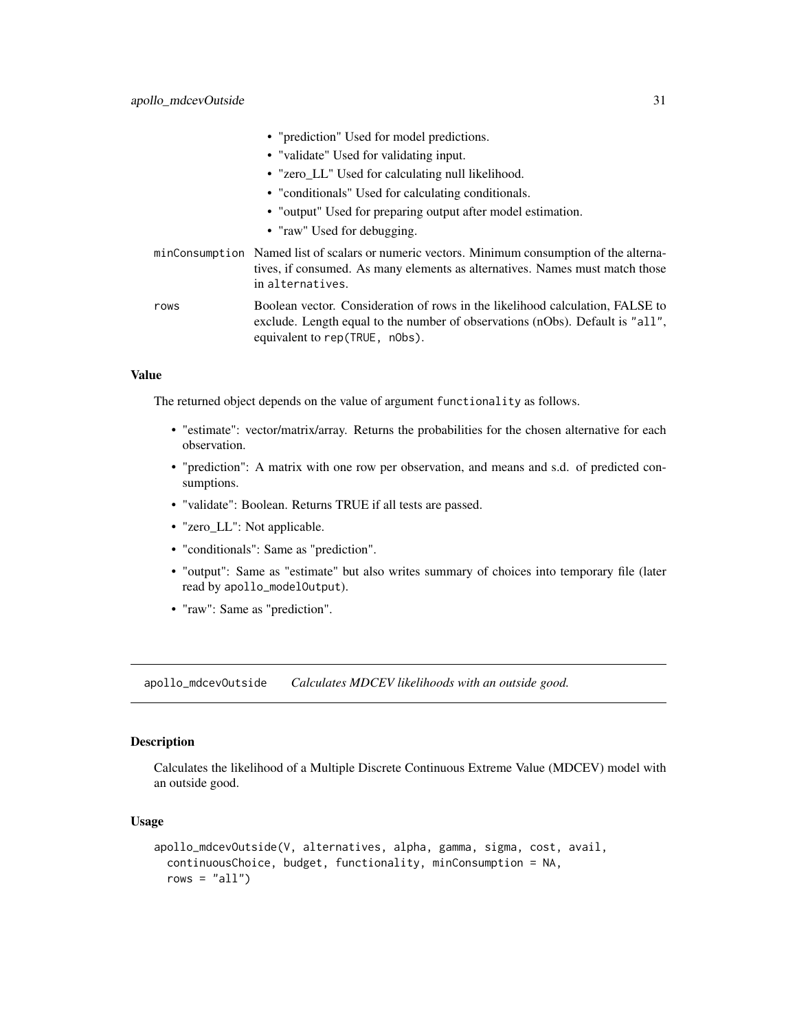- "prediction" Used for model predictions.
- "validate" Used for validating input.
- "zero_LL" Used for calculating null likelihood.
- "conditionals" Used for calculating conditionals.
- "output" Used for preparing output after model estimation.
- "raw" Used for debugging.

`minConsumption` Named list of scalars or numeric vectors. Minimum consumption of the alternatives, if consumed. As many elements as alternatives. Names must match those in `alternatives`.

`rows` Boolean vector. Consideration of rows in the likelihood calculation, FALSE to exclude. Length equal to the number of observations (nObs). Default is `"all"`, equivalent to `rep(TRUE, nObs)`.

### Value

The returned object depends on the value of argument `functionality` as follows.

- "estimate": vector/matrix/array. Returns the probabilities for the chosen alternative for each observation.
- "prediction": A matrix with one row per observation, and means and s.d. of predicted consumptions.
- "validate": Boolean. Returns TRUE if all tests are passed.
- "zero_LL": Not applicable.
- "conditionals": Same as "prediction".
- "output": Same as "estimate" but also writes summary of choices into temporary file (later read by `apollo_modelOutput`).
- "raw": Same as "prediction".

---

## apollo_mdcevOutside *Calculates MDCEV likelihoods with an outside good.*

### Description

Calculates the likelihood of a Multiple Discrete Continuous Extreme Value (MDCEV) model with an outside good.

### Usage

```
apollo_mdcevOutside(V, alternatives, alpha, gamma, sigma, cost, avail,
  continuousChoice, budget, functionality, minConsumption = NA,
  rows = "all")
```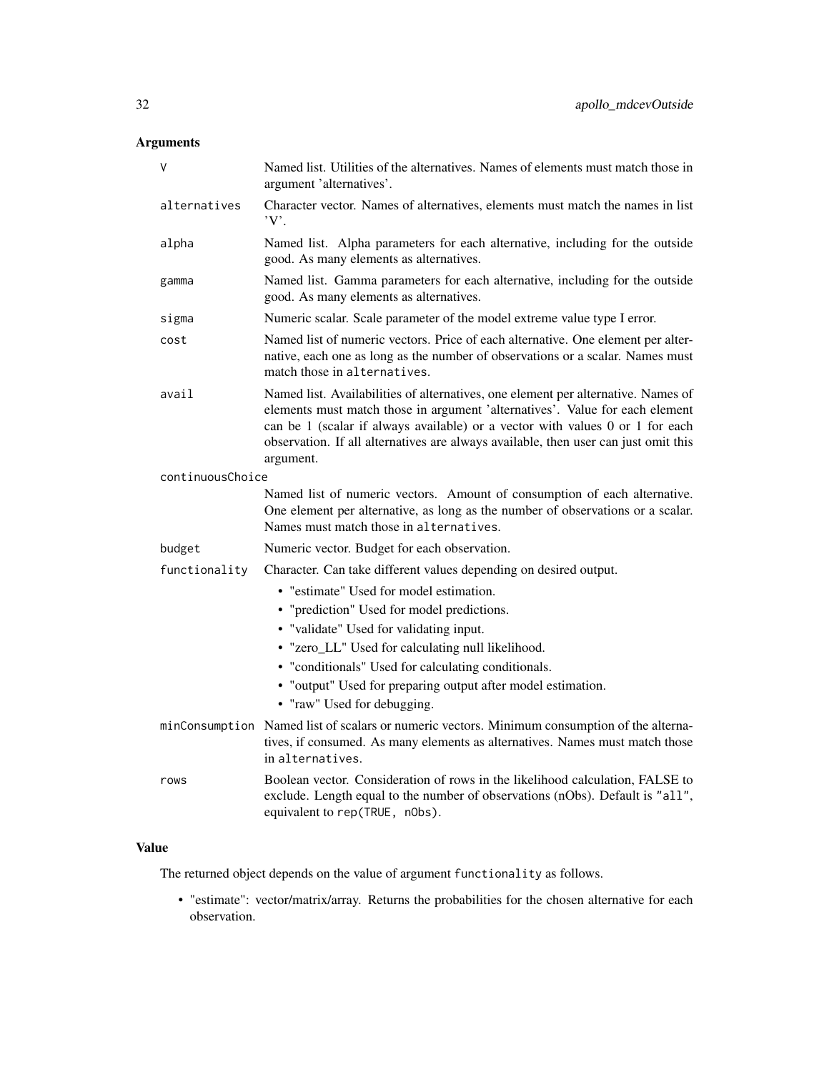## Arguments

| | |
|---|---|
| `V` | Named list. Utilities of the alternatives. Names of elements must match those in argument 'alternatives'. |
| `alternatives` | Character vector. Names of alternatives, elements must match the names in list 'V'. |
| `alpha` | Named list. Alpha parameters for each alternative, including for the outside good. As many elements as alternatives. |
| `gamma` | Named list. Gamma parameters for each alternative, including for the outside good. As many elements as alternatives. |
| `sigma` | Numeric scalar. Scale parameter of the model extreme value type I error. |
| `cost` | Named list of numeric vectors. Price of each alternative. One element per alternative, each one as long as the number of observations or a scalar. Names must match those in `alternatives`. |
| `avail` | Named list. Availabilities of alternatives, one element per alternative. Names of elements must match those in argument 'alternatives'. Value for each element can be 1 (scalar if always available) or a vector with values 0 or 1 for each observation. If all alternatives are always available, then user can just omit this argument. |
| `continuousChoice` | Named list of numeric vectors. Amount of consumption of each alternative. One element per alternative, as long as the number of observations or a scalar. Names must match those in `alternatives`. |
| `budget` | Numeric vector. Budget for each observation. |
| `functionality` | Character. Can take different values depending on desired output.<br>• "estimate" Used for model estimation.<br>• "prediction" Used for model predictions.<br>• "validate" Used for validating input.<br>• "zero_LL" Used for calculating null likelihood.<br>• "conditionals" Used for calculating conditionals.<br>• "output" Used for preparing output after model estimation.<br>• "raw" Used for debugging. |
| `minConsumption` | Named list of scalars or numeric vectors. Minimum consumption of the alternatives, if consumed. As many elements as alternatives. Names must match those in `alternatives`. |
| `rows` | Boolean vector. Consideration of rows in the likelihood calculation, FALSE to exclude. Length equal to the number of observations (nObs). Default is `"all"`, equivalent to `rep(TRUE, nObs)`. |

## Value

The returned object depends on the value of argument `functionality` as follows.

- "estimate": vector/matrix/array. Returns the probabilities for the chosen alternative for each observation.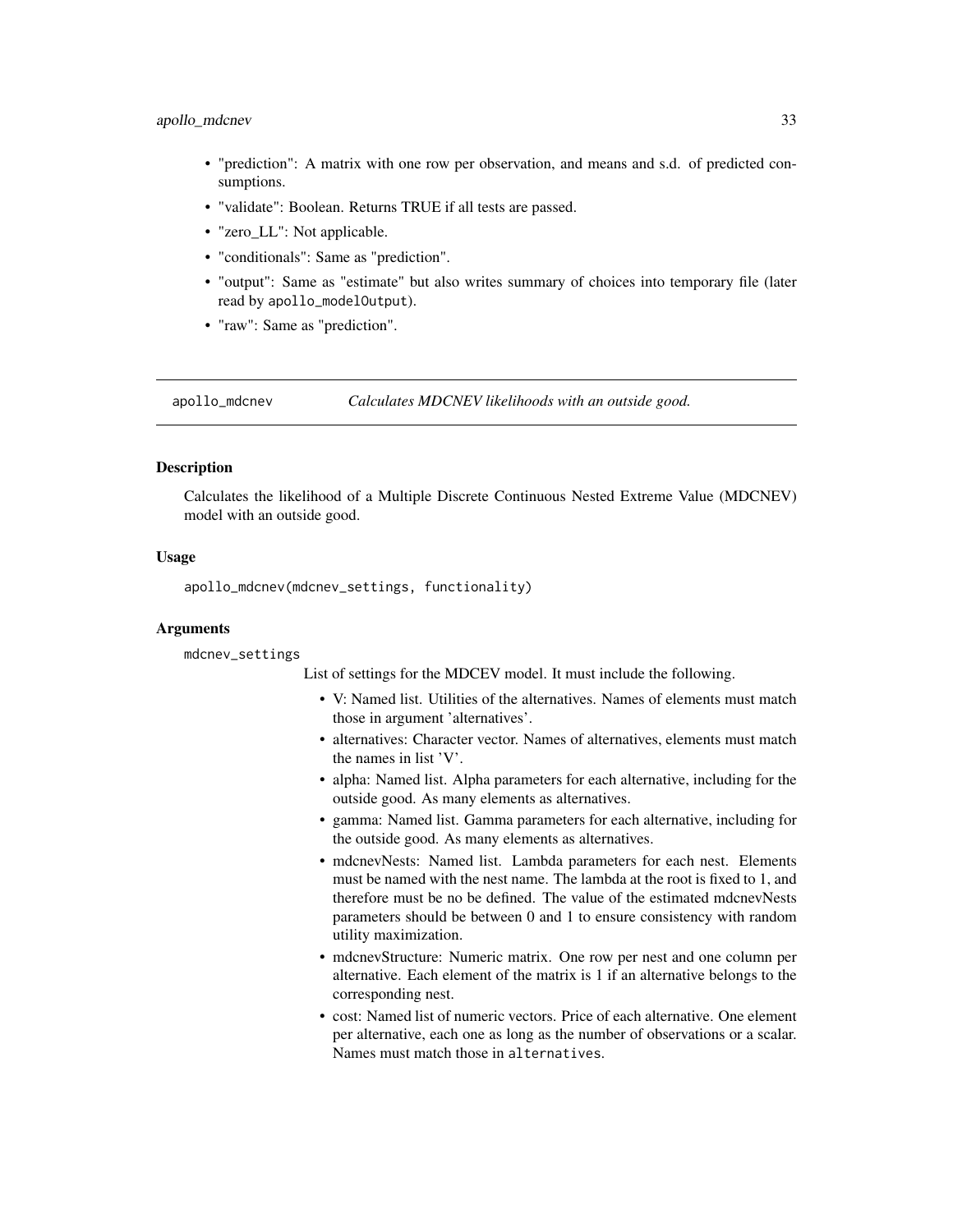- "prediction": A matrix with one row per observation, and means and s.d. of predicted consumptions.
- "validate": Boolean. Returns TRUE if all tests are passed.
- "zero_LL": Not applicable.
- "conditionals": Same as "prediction".
- "output": Same as "estimate" but also writes summary of choices into temporary file (later read by `apollo_modelOutput`).
- "raw": Same as "prediction".

---

## apollo_mdcnev — *Calculates MDCNEV likelihoods with an outside good.*

### Description

Calculates the likelihood of a Multiple Discrete Continuous Nested Extreme Value (MDCNEV) model with an outside good.

### Usage

```
apollo_mdcnev(mdcnev_settings, functionality)
```

### Arguments

`mdcnev_settings`

List of settings for the MDCEV model. It must include the following.

- V: Named list. Utilities of the alternatives. Names of elements must match those in argument 'alternatives'.
- alternatives: Character vector. Names of alternatives, elements must match the names in list 'V'.
- alpha: Named list. Alpha parameters for each alternative, including for the outside good. As many elements as alternatives.
- gamma: Named list. Gamma parameters for each alternative, including for the outside good. As many elements as alternatives.
- mdcnevNests: Named list. Lambda parameters for each nest. Elements must be named with the nest name. The lambda at the root is fixed to 1, and therefore must be no be defined. The value of the estimated mdcnevNests parameters should be between 0 and 1 to ensure consistency with random utility maximization.
- mdcnevStructure: Numeric matrix. One row per nest and one column per alternative. Each element of the matrix is 1 if an alternative belongs to the corresponding nest.
- cost: Named list of numeric vectors. Price of each alternative. One element per alternative, each one as long as the number of observations or a scalar. Names must match those in `alternatives`.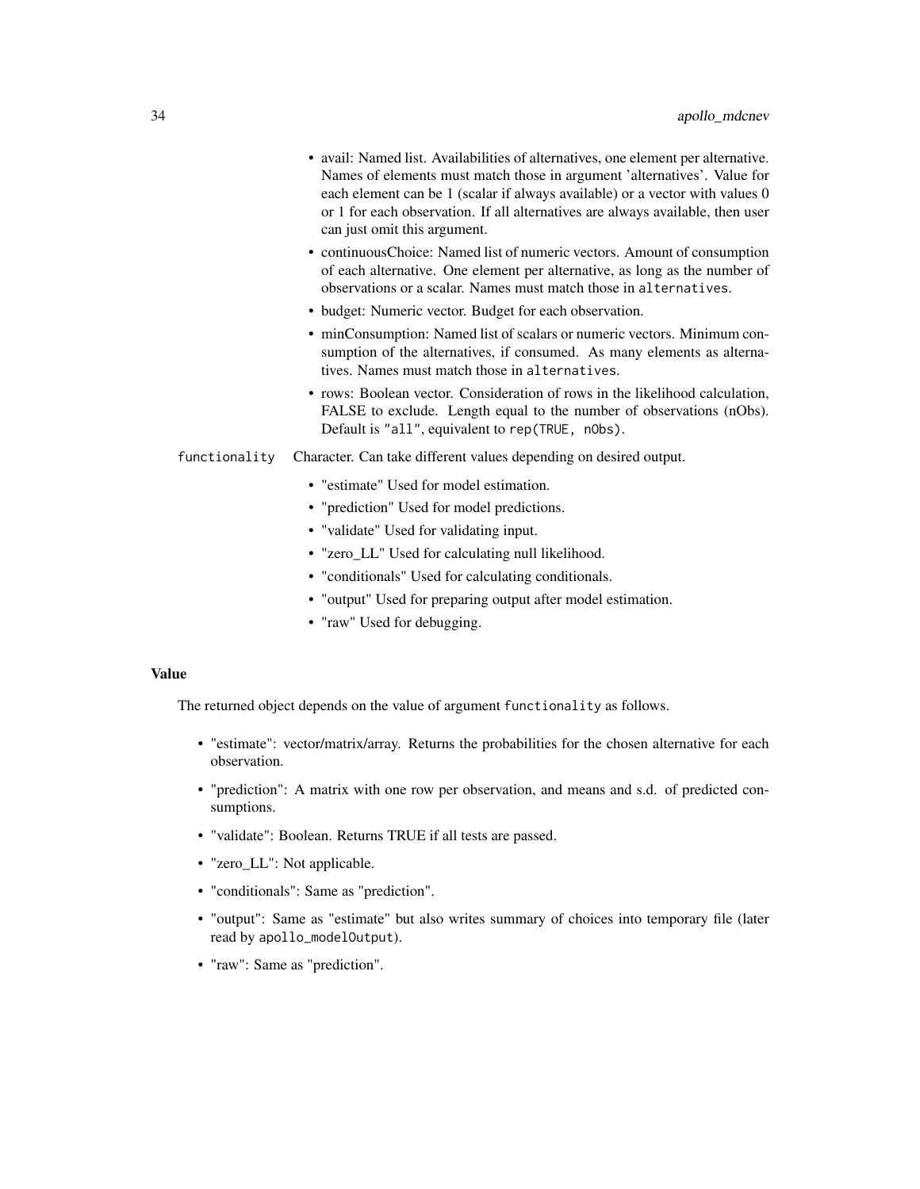- avail: Named list. Availabilities of alternatives, one element per alternative. Names of elements must match those in argument 'alternatives'. Value for each element can be 1 (scalar if always available) or a vector with values 0 or 1 for each observation. If all alternatives are always available, then user can just omit this argument.
- continuousChoice: Named list of numeric vectors. Amount of consumption of each alternative. One element per alternative, as long as the number of observations or a scalar. Names must match those in `alternatives`.
- budget: Numeric vector. Budget for each observation.
- minConsumption: Named list of scalars or numeric vectors. Minimum consumption of the alternatives, if consumed. As many elements as alternatives. Names must match those in `alternatives`.
- rows: Boolean vector. Consideration of rows in the likelihood calculation, FALSE to exclude. Length equal to the number of observations (nObs). Default is `"all"`, equivalent to `rep(TRUE, nObs)`.

`functionality` Character. Can take different values depending on desired output.

- "estimate" Used for model estimation.
- "prediction" Used for model predictions.
- "validate" Used for validating input.
- "zero_LL" Used for calculating null likelihood.
- "conditionals" Used for calculating conditionals.
- "output" Used for preparing output after model estimation.
- "raw" Used for debugging.

## Value

The returned object depends on the value of argument `functionality` as follows.

- "estimate": vector/matrix/array. Returns the probabilities for the chosen alternative for each observation.
- "prediction": A matrix with one row per observation, and means and s.d. of predicted consumptions.
- "validate": Boolean. Returns TRUE if all tests are passed.
- "zero_LL": Not applicable.
- "conditionals": Same as "prediction".
- "output": Same as "estimate" but also writes summary of choices into temporary file (later read by `apollo_modelOutput`).
- "raw": Same as "prediction".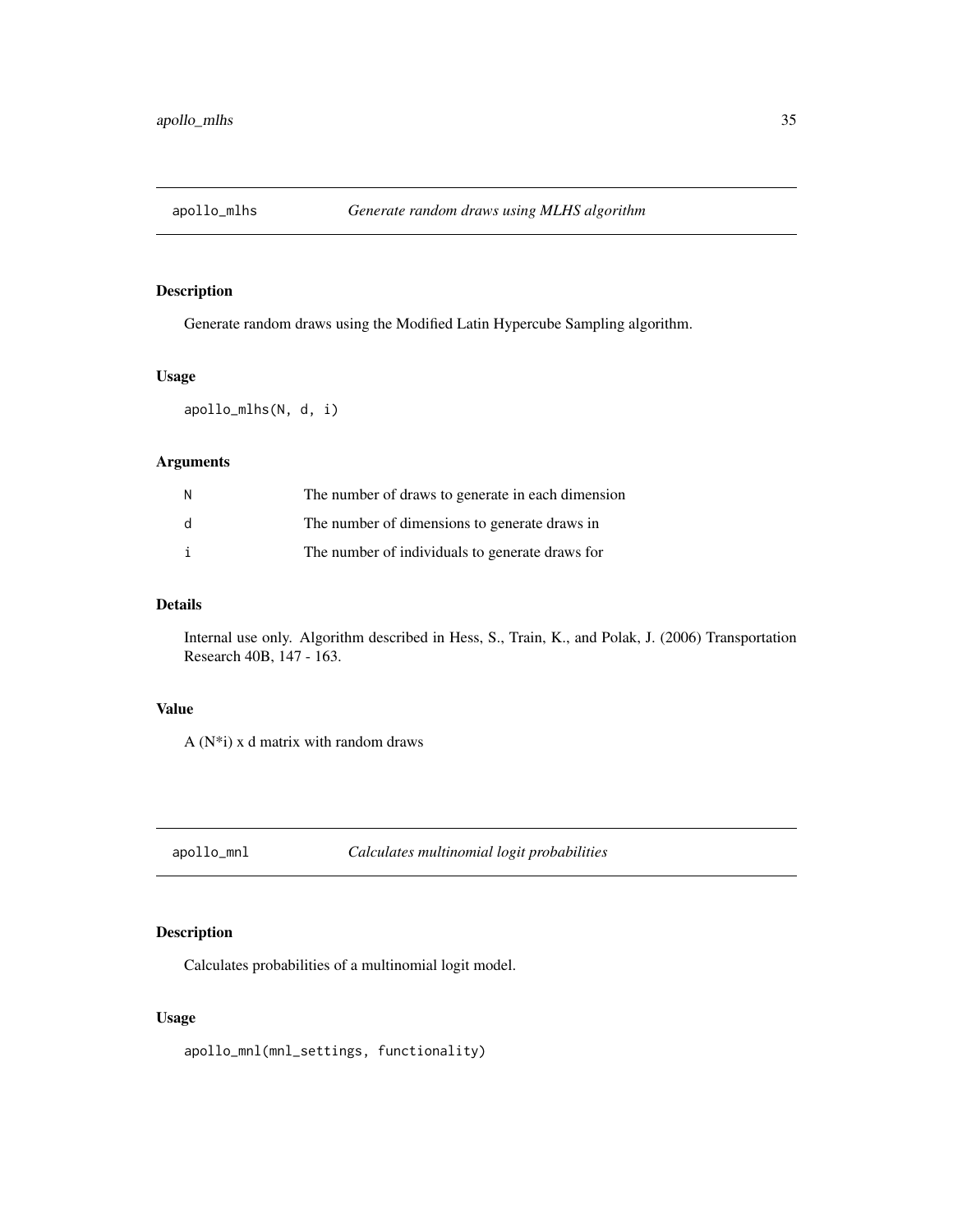## apollo_mlhs — *Generate random draws using MLHS algorithm*

### Description

Generate random draws using the Modified Latin Hypercube Sampling algorithm.

### Usage

```
apollo_mlhs(N, d, i)
```

### Arguments

| | |
|---|---|
| N | The number of draws to generate in each dimension |
| d | The number of dimensions to generate draws in |
| i | The number of individuals to generate draws for |

### Details

Internal use only. Algorithm described in Hess, S., Train, K., and Polak, J. (2006) Transportation Research 40B, 147 - 163.

### Value

A (N*i) x d matrix with random draws

## apollo_mnl — *Calculates multinomial logit probabilities*

### Description

Calculates probabilities of a multinomial logit model.

### Usage

```
apollo_mnl(mnl_settings, functionality)
```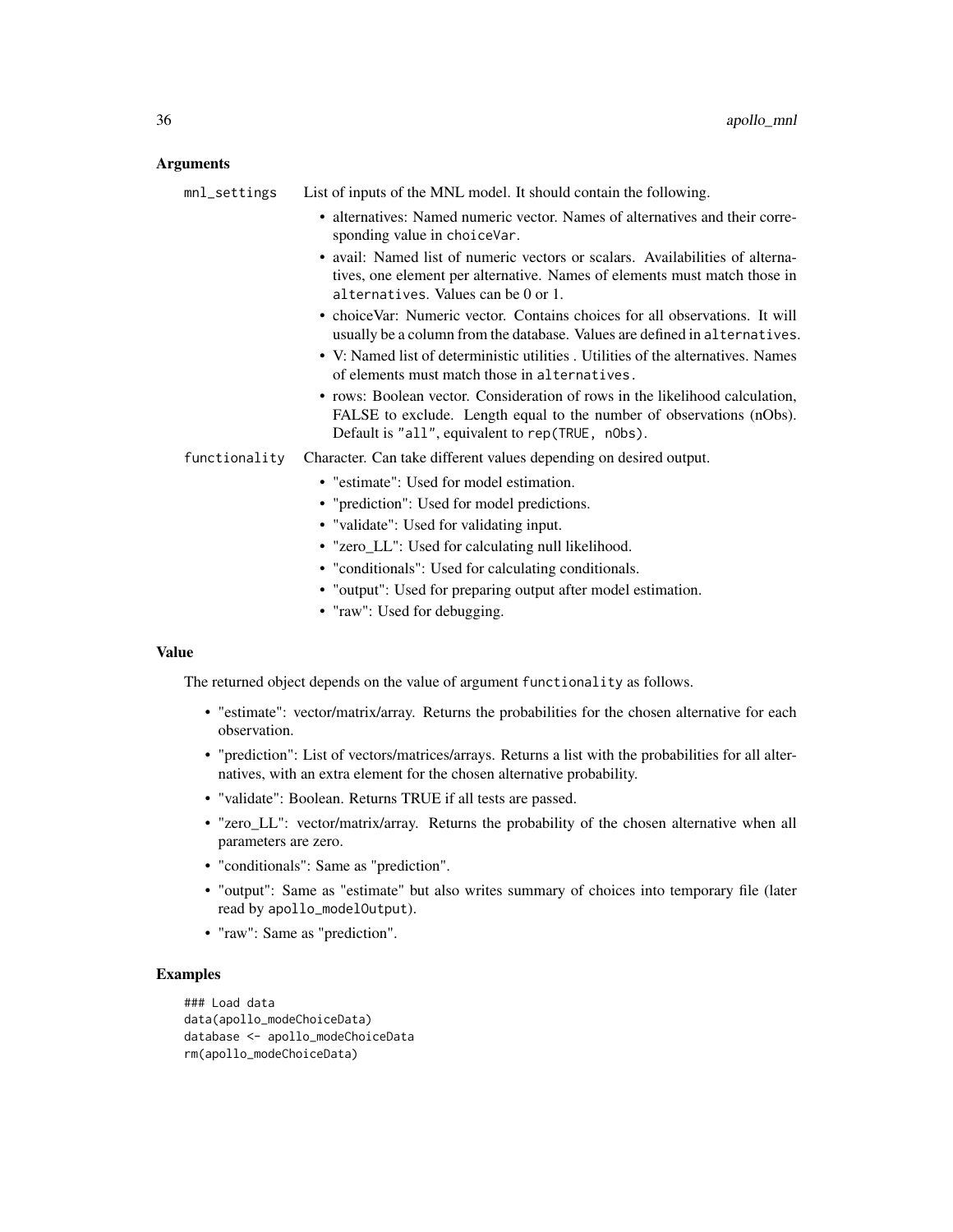### Arguments

**mnl_settings** List of inputs of the MNL model. It should contain the following.

- alternatives: Named numeric vector. Names of alternatives and their corresponding value in `choiceVar`.
- avail: Named list of numeric vectors or scalars. Availabilities of alternatives, one element per alternative. Names of elements must match those in `alternatives`. Values can be 0 or 1.
- choiceVar: Numeric vector. Contains choices for all observations. It will usually be a column from the database. Values are defined in `alternatives`.
- V: Named list of deterministic utilities . Utilities of the alternatives. Names of elements must match those in `alternatives`.
- rows: Boolean vector. Consideration of rows in the likelihood calculation, FALSE to exclude. Length equal to the number of observations (nObs). Default is `"all"`, equivalent to `rep(TRUE, nObs)`.

**functionality** Character. Can take different values depending on desired output.

- "estimate": Used for model estimation.
- "prediction": Used for model predictions.
- "validate": Used for validating input.
- "zero_LL": Used for calculating null likelihood.
- "conditionals": Used for calculating conditionals.
- "output": Used for preparing output after model estimation.
- "raw": Used for debugging.

### Value

The returned object depends on the value of argument `functionality` as follows.

- "estimate": vector/matrix/array. Returns the probabilities for the chosen alternative for each observation.
- "prediction": List of vectors/matrices/arrays. Returns a list with the probabilities for all alternatives, with an extra element for the chosen alternative probability.
- "validate": Boolean. Returns TRUE if all tests are passed.
- "zero_LL": vector/matrix/array. Returns the probability of the chosen alternative when all parameters are zero.
- "conditionals": Same as "prediction".
- "output": Same as "estimate" but also writes summary of choices into temporary file (later read by `apollo_modelOutput`).
- "raw": Same as "prediction".

### Examples

```
### Load data
data(apollo_modeChoiceData)
database <- apollo_modeChoiceData
rm(apollo_modeChoiceData)
```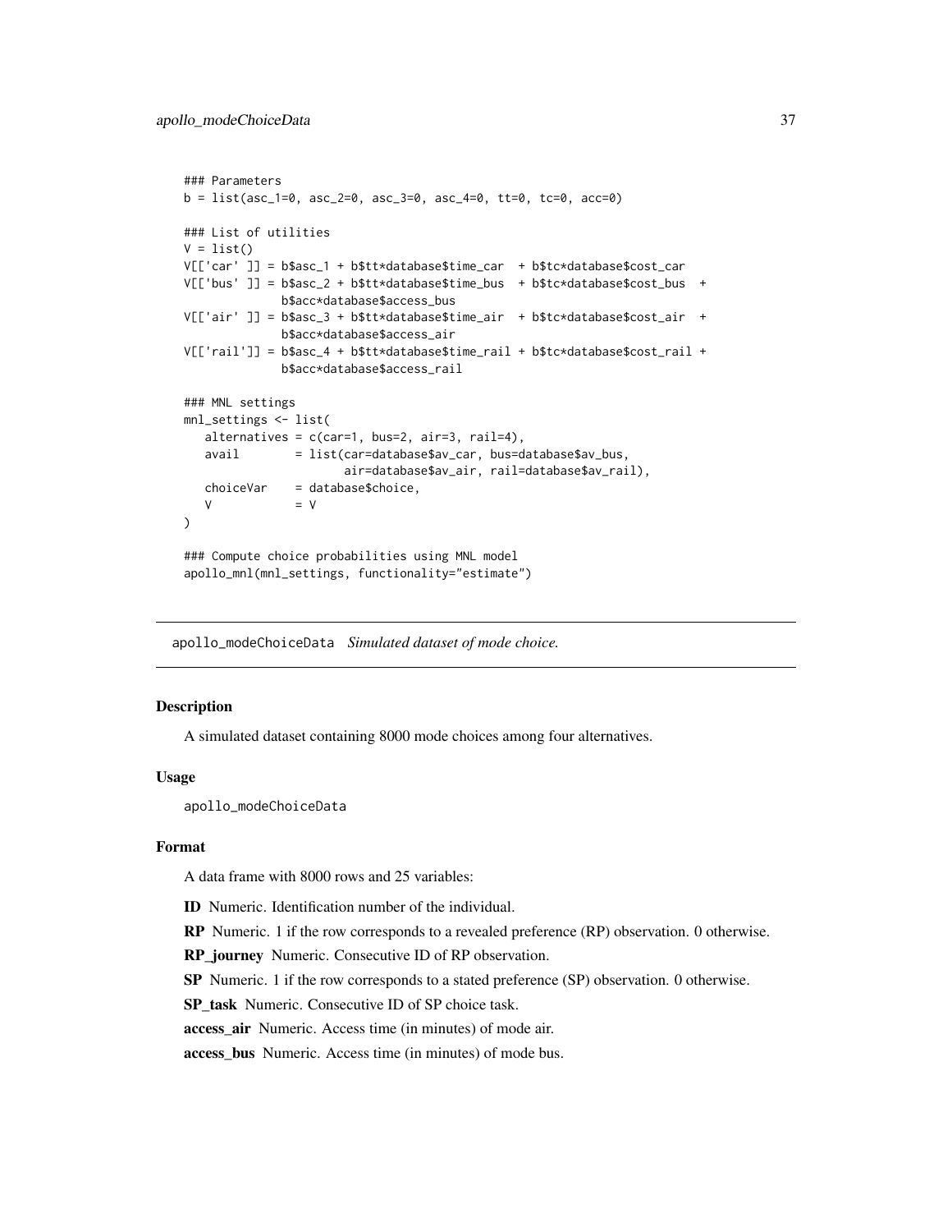```
### Parameters
b = list(asc_1=0, asc_2=0, asc_3=0, asc_4=0, tt=0, tc=0, acc=0)

### List of utilities
V = list()
V[['car' ]] = b$asc_1 + b$tt*database$time_car  + b$tc*database$cost_car
V[['bus' ]] = b$asc_2 + b$tt*database$time_bus  + b$tc*database$cost_bus  +
              b$acc*database$access_bus
V[['air' ]] = b$asc_3 + b$tt*database$time_air  + b$tc*database$cost_air  +
              b$acc*database$access_air
V[['rail']] = b$asc_4 + b$tt*database$time_rail + b$tc*database$cost_rail +
              b$acc*database$access_rail

### MNL settings
mnl_settings <- list(
   alternatives = c(car=1, bus=2, air=3, rail=4),
   avail        = list(car=database$av_car, bus=database$av_bus,
                       air=database$av_air, rail=database$av_rail),
   choiceVar    = database$choice,
   V            = V
)

### Compute choice probabilities using MNL model
apollo_mnl(mnl_settings, functionality="estimate")
```

---

apollo_modeChoiceData *Simulated dataset of mode choice.*

---

### Description

A simulated dataset containing 8000 mode choices among four alternatives.

### Usage

```
apollo_modeChoiceData
```

### Format

A data frame with 8000 rows and 25 variables:

**ID** Numeric. Identification number of the individual.

**RP** Numeric. 1 if the row corresponds to a revealed preference (RP) observation. 0 otherwise.

**RP_journey** Numeric. Consecutive ID of RP observation.

**SP** Numeric. 1 if the row corresponds to a stated preference (SP) observation. 0 otherwise.

**SP_task** Numeric. Consecutive ID of SP choice task.

**access_air** Numeric. Access time (in minutes) of mode air.

**access_bus** Numeric. Access time (in minutes) of mode bus.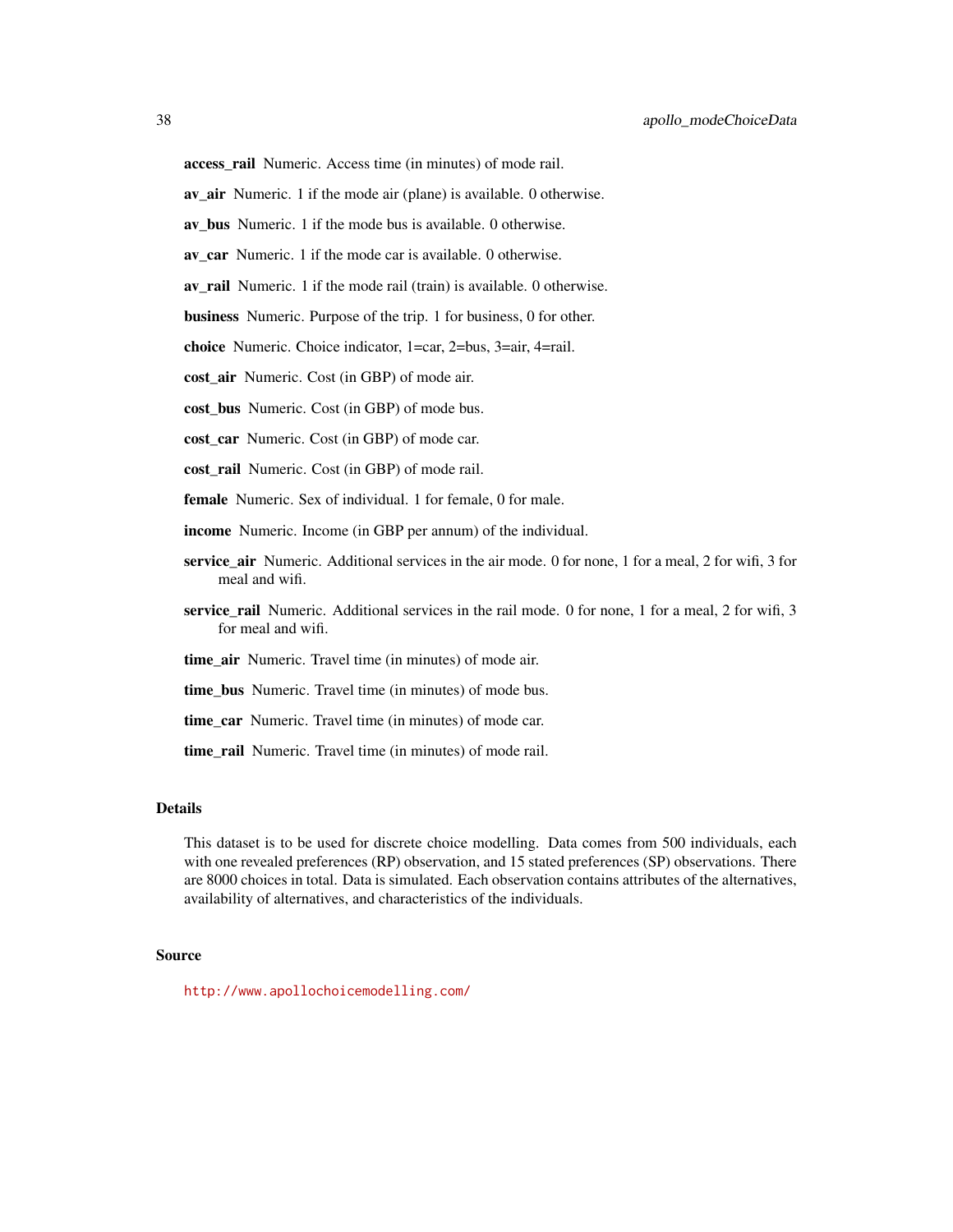**access_rail** Numeric. Access time (in minutes) of mode rail.

**av_air** Numeric. 1 if the mode air (plane) is available. 0 otherwise.

**av_bus** Numeric. 1 if the mode bus is available. 0 otherwise.

**av_car** Numeric. 1 if the mode car is available. 0 otherwise.

**av_rail** Numeric. 1 if the mode rail (train) is available. 0 otherwise.

**business** Numeric. Purpose of the trip. 1 for business, 0 for other.

**choice** Numeric. Choice indicator, 1=car, 2=bus, 3=air, 4=rail.

**cost_air** Numeric. Cost (in GBP) of mode air.

**cost_bus** Numeric. Cost (in GBP) of mode bus.

**cost_car** Numeric. Cost (in GBP) of mode car.

**cost_rail** Numeric. Cost (in GBP) of mode rail.

**female** Numeric. Sex of individual. 1 for female, 0 for male.

**income** Numeric. Income (in GBP per annum) of the individual.

**service_air** Numeric. Additional services in the air mode. 0 for none, 1 for a meal, 2 for wifi, 3 for meal and wifi.

**service_rail** Numeric. Additional services in the rail mode. 0 for none, 1 for a meal, 2 for wifi, 3 for meal and wifi.

**time_air** Numeric. Travel time (in minutes) of mode air.

**time_bus** Numeric. Travel time (in minutes) of mode bus.

**time_car** Numeric. Travel time (in minutes) of mode car.

**time_rail** Numeric. Travel time (in minutes) of mode rail.

## Details

This dataset is to be used for discrete choice modelling. Data comes from 500 individuals, each with one revealed preferences (RP) observation, and 15 stated preferences (SP) observations. There are 8000 choices in total. Data is simulated. Each observation contains attributes of the alternatives, availability of alternatives, and characteristics of the individuals.

## Source

http://www.apollochoicemodelling.com/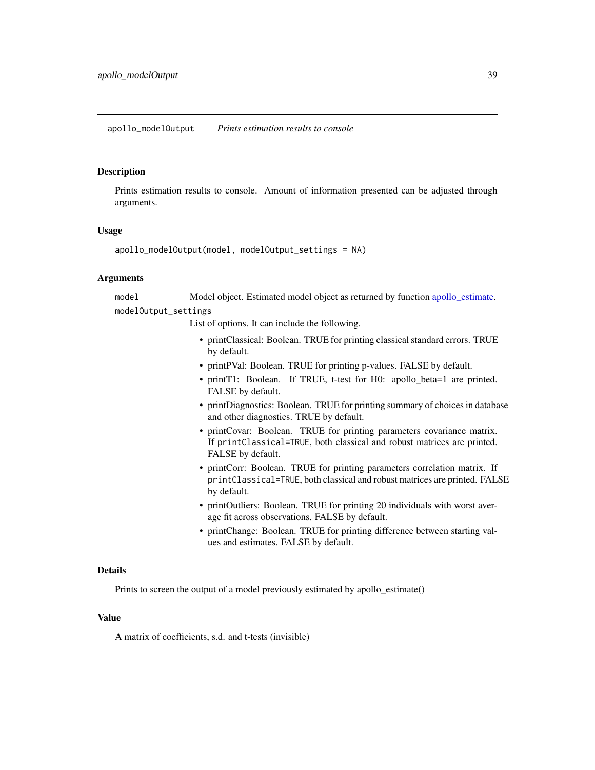## apollo_modelOutput *Prints estimation results to console*

### Description

Prints estimation results to console. Amount of information presented can be adjusted through arguments.

### Usage

```
apollo_modelOutput(model, modelOutput_settings = NA)
```

### Arguments

`model` Model object. Estimated model object as returned by function apollo_estimate.

`modelOutput_settings` List of options. It can include the following.

- printClassical: Boolean. TRUE for printing classical standard errors. TRUE by default.
- printPVal: Boolean. TRUE for printing p-values. FALSE by default.
- printT1: Boolean. If TRUE, t-test for H0: apollo_beta=1 are printed. FALSE by default.
- printDiagnostics: Boolean. TRUE for printing summary of choices in database and other diagnostics. TRUE by default.
- printCovar: Boolean. TRUE for printing parameters covariance matrix. If `printClassical=TRUE`, both classical and robust matrices are printed. FALSE by default.
- printCorr: Boolean. TRUE for printing parameters correlation matrix. If `printClassical=TRUE`, both classical and robust matrices are printed. FALSE by default.
- printOutliers: Boolean. TRUE for printing 20 individuals with worst average fit across observations. FALSE by default.
- printChange: Boolean. TRUE for printing difference between starting values and estimates. FALSE by default.

### Details

Prints to screen the output of a model previously estimated by apollo_estimate()

### Value

A matrix of coefficients, s.d. and t-tests (invisible)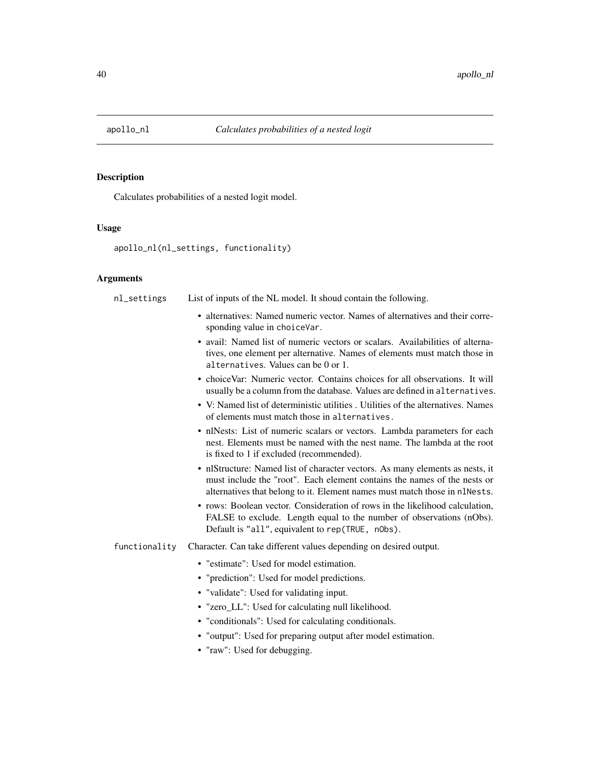apollo_nl *Calculates probabilities of a nested logit*

## Description

Calculates probabilities of a nested logit model.

## Usage

```
apollo_nl(nl_settings, functionality)
```

## Arguments

`nl_settings` List of inputs of the NL model. It shoud contain the following.

- alternatives: Named numeric vector. Names of alternatives and their corresponding value in `choiceVar`.
- avail: Named list of numeric vectors or scalars. Availabilities of alternatives, one element per alternative. Names of elements must match those in `alternatives`. Values can be 0 or 1.
- choiceVar: Numeric vector. Contains choices for all observations. It will usually be a column from the database. Values are defined in `alternatives`.
- V: Named list of deterministic utilities . Utilities of the alternatives. Names of elements must match those in `alternatives`.
- nlNests: List of numeric scalars or vectors. Lambda parameters for each nest. Elements must be named with the nest name. The lambda at the root is fixed to 1 if excluded (recommended).
- nlStructure: Named list of character vectors. As many elements as nests, it must include the "root". Each element contains the names of the nests or alternatives that belong to it. Element names must match those in `nlNests`.
- rows: Boolean vector. Consideration of rows in the likelihood calculation, FALSE to exclude. Length equal to the number of observations (nObs). Default is `"all"`, equivalent to `rep(TRUE, nObs)`.

`functionality` Character. Can take different values depending on desired output.

- "estimate": Used for model estimation.
- "prediction": Used for model predictions.
- "validate": Used for validating input.
- "zero_LL": Used for calculating null likelihood.
- "conditionals": Used for calculating conditionals.
- "output": Used for preparing output after model estimation.
- "raw": Used for debugging.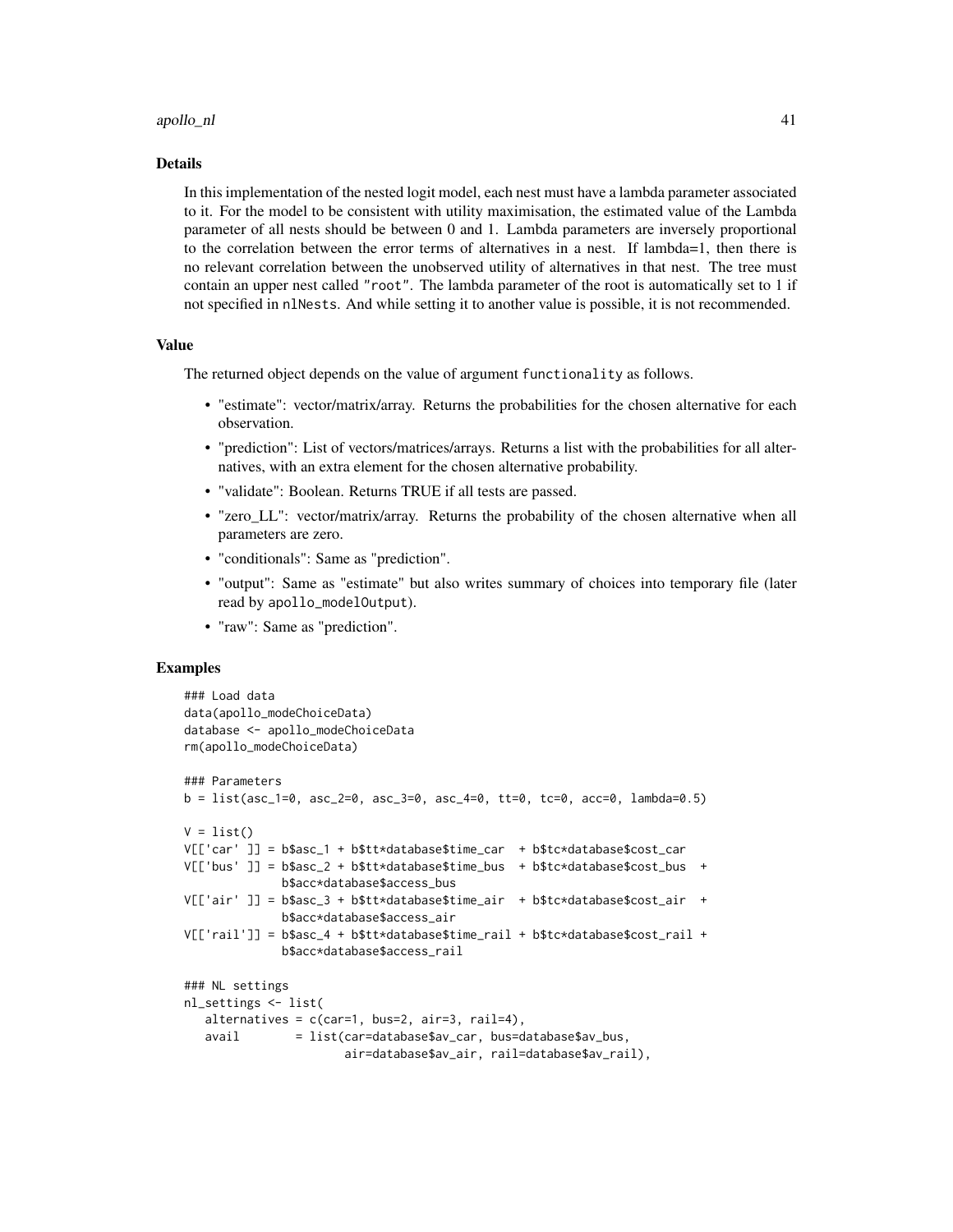## Details

In this implementation of the nested logit model, each nest must have a lambda parameter associated to it. For the model to be consistent with utility maximisation, the estimated value of the Lambda parameter of all nests should be between 0 and 1. Lambda parameters are inversely proportional to the correlation between the error terms of alternatives in a nest. If lambda=1, then there is no relevant correlation between the unobserved utility of alternatives in that nest. The tree must contain an upper nest called `"root"`. The lambda parameter of the root is automatically set to 1 if not specified in `nlNests`. And while setting it to another value is possible, it is not recommended.

## Value

The returned object depends on the value of argument `functionality` as follows.

- "estimate": vector/matrix/array. Returns the probabilities for the chosen alternative for each observation.
- "prediction": List of vectors/matrices/arrays. Returns a list with the probabilities for all alternatives, with an extra element for the chosen alternative probability.
- "validate": Boolean. Returns TRUE if all tests are passed.
- "zero_LL": vector/matrix/array. Returns the probability of the chosen alternative when all parameters are zero.
- "conditionals": Same as "prediction".
- "output": Same as "estimate" but also writes summary of choices into temporary file (later read by `apollo_modelOutput`).
- "raw": Same as "prediction".

## Examples

```
### Load data
data(apollo_modeChoiceData)
database <- apollo_modeChoiceData
rm(apollo_modeChoiceData)

### Parameters
b = list(asc_1=0, asc_2=0, asc_3=0, asc_4=0, tt=0, tc=0, acc=0, lambda=0.5)

V = list()
V[['car' ]] = b$asc_1 + b$tt*database$time_car  + b$tc*database$cost_car
V[['bus' ]] = b$asc_2 + b$tt*database$time_bus  + b$tc*database$cost_bus  +
              b$acc*database$access_bus
V[['air' ]] = b$asc_3 + b$tt*database$time_air  + b$tc*database$cost_air  +
              b$acc*database$access_air
V[['rail']] = b$asc_4 + b$tt*database$time_rail + b$tc*database$cost_rail +
              b$acc*database$access_rail

### NL settings
nl_settings <- list(
   alternatives = c(car=1, bus=2, air=3, rail=4),
   avail        = list(car=database$av_car, bus=database$av_bus,
                       air=database$av_air, rail=database$av_rail),
```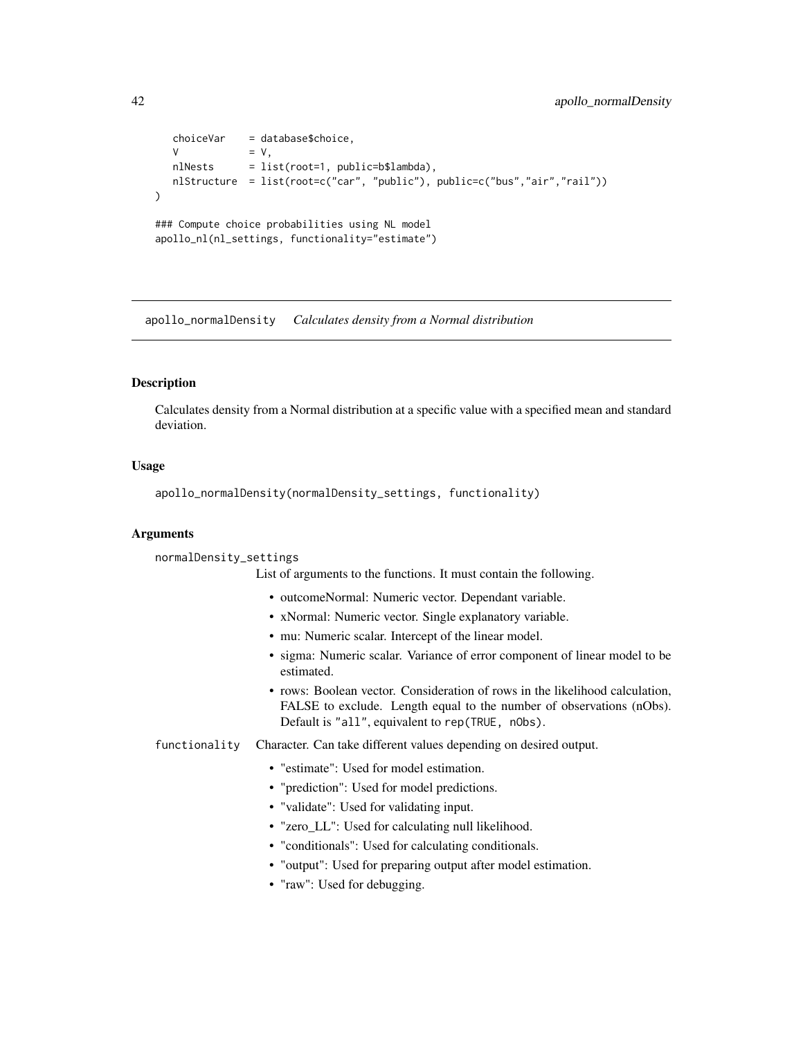```
    choiceVar    = database$choice,
    V            = V,
    nlNests      = list(root=1, public=b$lambda),
    nlStructure  = list(root=c("car", "public"), public=c("bus","air","rail"))
)

### Compute choice probabilities using NL model
apollo_nl(nl_settings, functionality="estimate")
```

## apollo_normalDensity *Calculates density from a Normal distribution*

### Description

Calculates density from a Normal distribution at a specific value with a specified mean and standard deviation.

### Usage

```
apollo_normalDensity(normalDensity_settings, functionality)
```

### Arguments

**normalDensity_settings**

List of arguments to the functions. It must contain the following.

- outcomeNormal: Numeric vector. Dependant variable.
- xNormal: Numeric vector. Single explanatory variable.
- mu: Numeric scalar. Intercept of the linear model.
- sigma: Numeric scalar. Variance of error component of linear model to be estimated.
- rows: Boolean vector. Consideration of rows in the likelihood calculation, FALSE to exclude. Length equal to the number of observations (nObs). Default is `"all"`, equivalent to `rep(TRUE, nObs)`.

**functionality**

Character. Can take different values depending on desired output.

- "estimate": Used for model estimation.
- "prediction": Used for model predictions.
- "validate": Used for validating input.
- "zero_LL": Used for calculating null likelihood.
- "conditionals": Used for calculating conditionals.
- "output": Used for preparing output after model estimation.
- "raw": Used for debugging.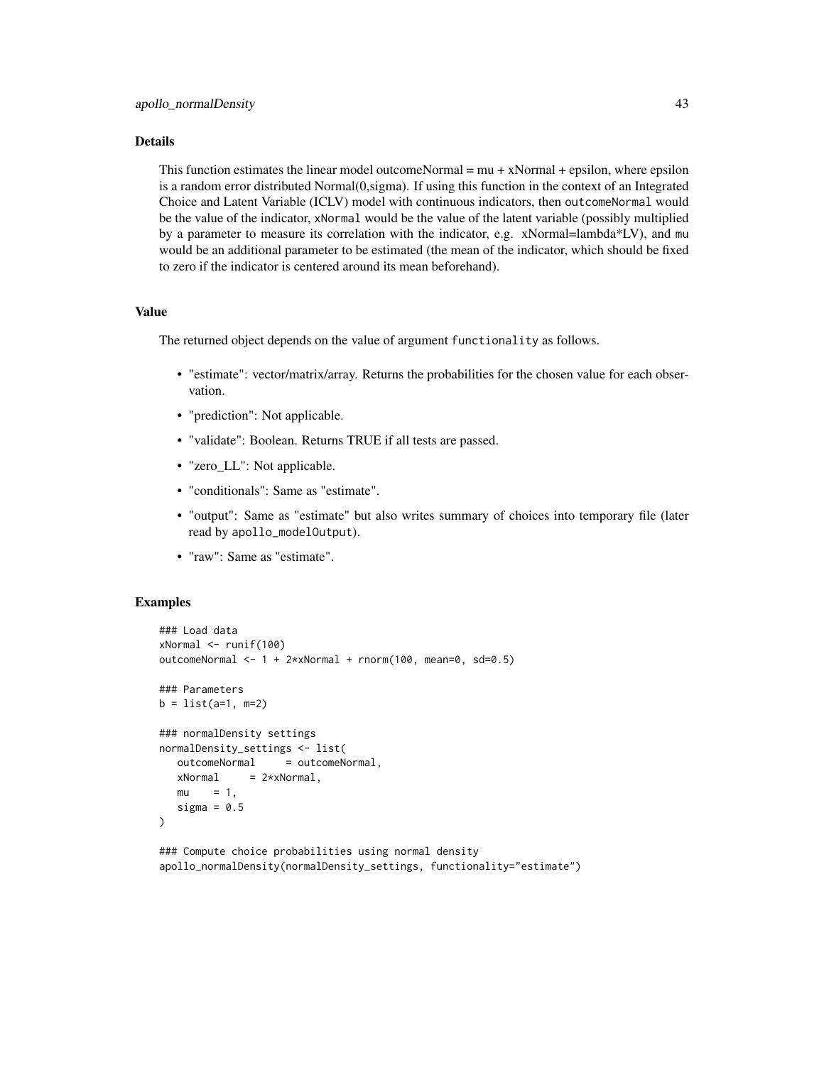## Details

This function estimates the linear model outcomeNormal = mu + xNormal + epsilon, where epsilon is a random error distributed Normal(0,sigma). If using this function in the context of an Integrated Choice and Latent Variable (ICLV) model with continuous indicators, then `outcomeNormal` would be the value of the indicator, `xNormal` would be the value of the latent variable (possibly multiplied by a parameter to measure its correlation with the indicator, e.g. xNormal=lambda*LV), and `mu` would be an additional parameter to be estimated (the mean of the indicator, which should be fixed to zero if the indicator is centered around its mean beforehand).

## Value

The returned object depends on the value of argument `functionality` as follows.

- "estimate": vector/matrix/array. Returns the probabilities for the chosen value for each observation.
- "prediction": Not applicable.
- "validate": Boolean. Returns TRUE if all tests are passed.
- "zero_LL": Not applicable.
- "conditionals": Same as "estimate".
- "output": Same as "estimate" but also writes summary of choices into temporary file (later read by `apollo_modelOutput`).
- "raw": Same as "estimate".

## Examples

```
### Load data
xNormal <- runif(100)
outcomeNormal <- 1 + 2*xNormal + rnorm(100, mean=0, sd=0.5)

### Parameters
b = list(a=1, m=2)

### normalDensity settings
normalDensity_settings <- list(
   outcomeNormal     = outcomeNormal,
   xNormal     = 2*xNormal,
   mu    = 1,
   sigma = 0.5
)

### Compute choice probabilities using normal density
apollo_normalDensity(normalDensity_settings, functionality="estimate")
```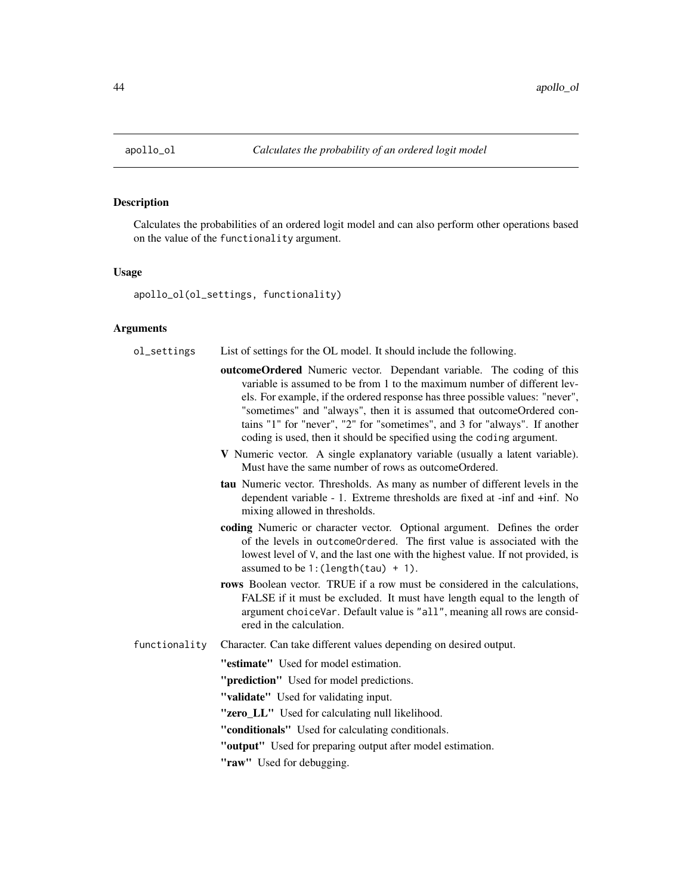## apollo_ol — *Calculates the probability of an ordered logit model*

### Description

Calculates the probabilities of an ordered logit model and can also perform other operations based on the value of the `functionality` argument.

### Usage

```
apollo_ol(ol_settings, functionality)
```

### Arguments

**ol_settings** List of settings for the OL model. It should include the following.

- **outcomeOrdered** Numeric vector. Dependant variable. The coding of this variable is assumed to be from 1 to the maximum number of different levels. For example, if the ordered response has three possible values: "never", "sometimes" and "always", then it is assumed that outcomeOrdered contains "1" for "never", "2" for "sometimes", and 3 for "always". If another coding is used, then it should be specified using the `coding` argument.
- **V** Numeric vector. A single explanatory variable (usually a latent variable). Must have the same number of rows as outcomeOrdered.
- **tau** Numeric vector. Thresholds. As many as number of different levels in the dependent variable - 1. Extreme thresholds are fixed at -inf and +inf. No mixing allowed in thresholds.
- **coding** Numeric or character vector. Optional argument. Defines the order of the levels in `outcomeOrdered`. The first value is associated with the lowest level of `V`, and the last one with the highest value. If not provided, is assumed to be `1:(length(tau) + 1)`.
- **rows** Boolean vector. TRUE if a row must be considered in the calculations, FALSE if it must be excluded. It must have length equal to the length of argument `choiceVar`. Default value is `"all"`, meaning all rows are considered in the calculation.

**functionality** Character. Can take different values depending on desired output.

- **"estimate"** Used for model estimation.
- **"prediction"** Used for model predictions.
- **"validate"** Used for validating input.
- **"zero_LL"** Used for calculating null likelihood.
- **"conditionals"** Used for calculating conditionals.
- **"output"** Used for preparing output after model estimation.
- **"raw"** Used for debugging.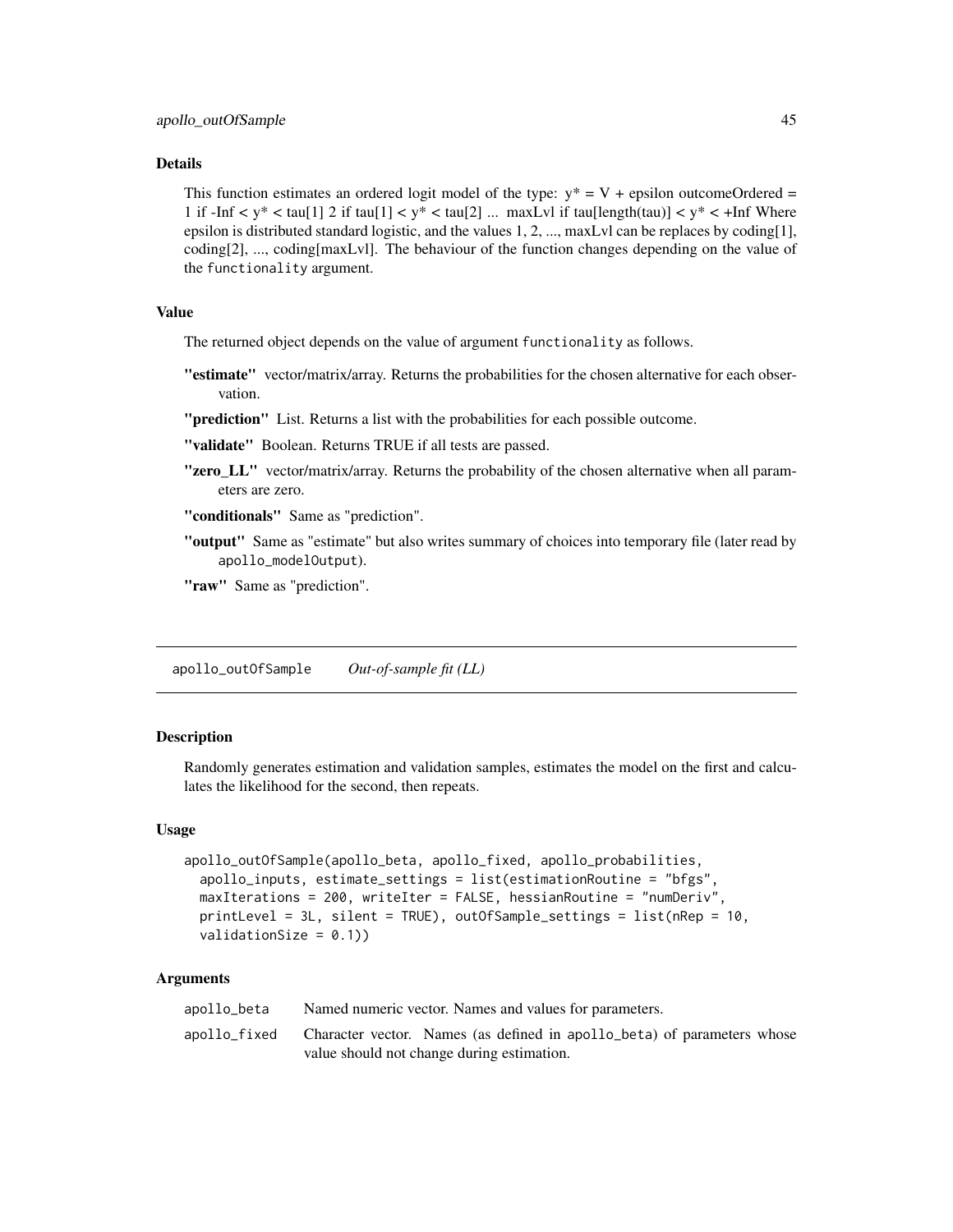### Details

This function estimates an ordered logit model of the type: y* = V + epsilon outcomeOrdered = 1 if -Inf < y* < tau[1] 2 if tau[1] < y* < tau[2] ... maxLvl if tau[length(tau)] < y* < +Inf Where epsilon is distributed standard logistic, and the values 1, 2, ..., maxLvl can be replaces by coding[1], coding[2], ..., coding[maxLvl]. The behaviour of the function changes depending on the value of the `functionality` argument.

### Value

The returned object depends on the value of argument `functionality` as follows.

- **"estimate"** vector/matrix/array. Returns the probabilities for the chosen alternative for each observation.
- **"prediction"** List. Returns a list with the probabilities for each possible outcome.
- **"validate"** Boolean. Returns TRUE if all tests are passed.
- **"zero_LL"** vector/matrix/array. Returns the probability of the chosen alternative when all parameters are zero.
- **"conditionals"** Same as "prediction".
- **"output"** Same as "estimate" but also writes summary of choices into temporary file (later read by `apollo_modelOutput`).
- **"raw"** Same as "prediction".

---

## `apollo_outOfSample` *Out-of-sample fit (LL)*

---

### Description

Randomly generates estimation and validation samples, estimates the model on the first and calculates the likelihood for the second, then repeats.

### Usage

```
apollo_outOfSample(apollo_beta, apollo_fixed, apollo_probabilities,
  apollo_inputs, estimate_settings = list(estimationRoutine = "bfgs",
  maxIterations = 200, writeIter = FALSE, hessianRoutine = "numDeriv",
  printLevel = 3L, silent = TRUE), outOfSample_settings = list(nRep = 10,
  validationSize = 0.1))
```

### Arguments

| | |
|---|---|
| `apollo_beta` | Named numeric vector. Names and values for parameters. |
| `apollo_fixed` | Character vector. Names (as defined in `apollo_beta`) of parameters whose value should not change during estimation. |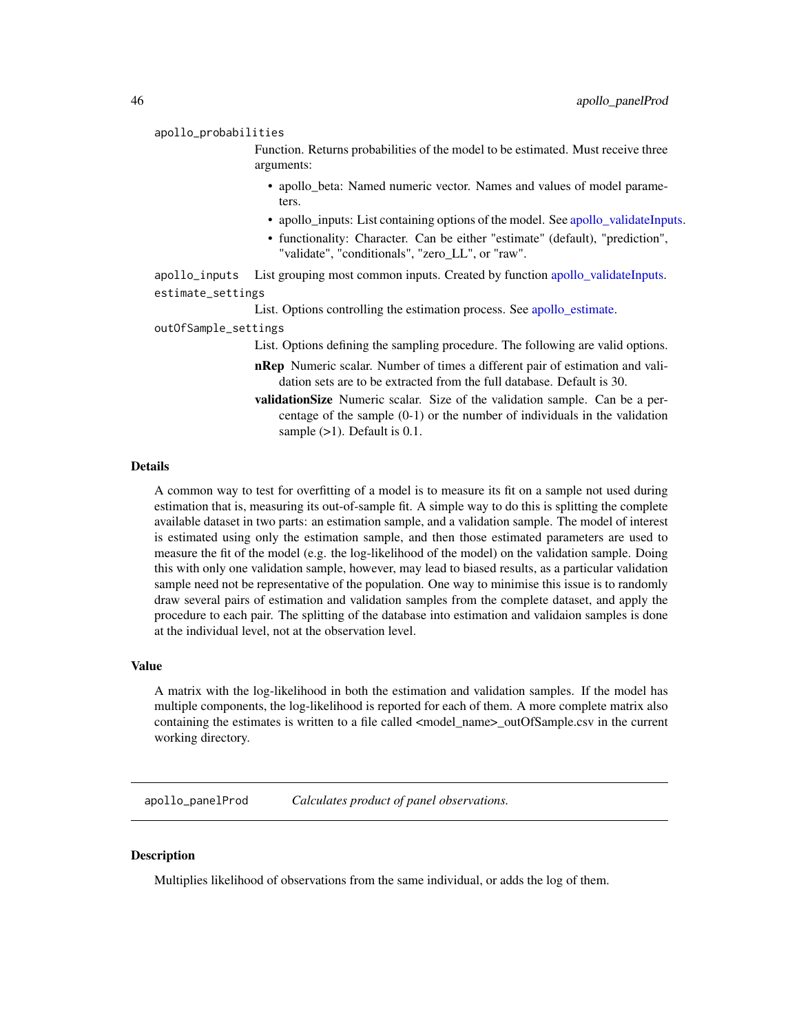apollo_probabilities
: Function. Returns probabilities of the model to be estimated. Must receive three arguments:

- apollo_beta: Named numeric vector. Names and values of model parameters.
- apollo_inputs: List containing options of the model. See apollo_validateInputs.
- functionality: Character. Can be either "estimate" (default), "prediction", "validate", "conditionals", "zero_LL", or "raw".

apollo_inputs
: List grouping most common inputs. Created by function apollo_validateInputs.

estimate_settings
: List. Options controlling the estimation process. See apollo_estimate.

outOfSample_settings
: List. Options defining the sampling procedure. The following are valid options.

**nRep** Numeric scalar. Number of times a different pair of estimation and validation sets are to be extracted from the full database. Default is 30.

**validationSize** Numeric scalar. Size of the validation sample. Can be a percentage of the sample (0-1) or the number of individuals in the validation sample (>1). Default is 0.1.

### Details

A common way to test for overfitting of a model is to measure its fit on a sample not used during estimation that is, measuring its out-of-sample fit. A simple way to do this is splitting the complete available dataset in two parts: an estimation sample, and a validation sample. The model of interest is estimated using only the estimation sample, and then those estimated parameters are used to measure the fit of the model (e.g. the log-likelihood of the model) on the validation sample. Doing this with only one validation sample, however, may lead to biased results, as a particular validation sample need not be representative of the population. One way to minimise this issue is to randomly draw several pairs of estimation and validation samples from the complete dataset, and apply the procedure to each pair. The splitting of the database into estimation and validaion samples is done at the individual level, not at the observation level.

### Value

A matrix with the log-likelihood in both the estimation and validation samples. If the model has multiple components, the log-likelihood is reported for each of them. A more complete matrix also containing the estimates is written to a file called <model_name>_outOfSample.csv in the current working directory.

---

## apollo_panelProd — *Calculates product of panel observations.*

---

### Description

Multiplies likelihood of observations from the same individual, or adds the log of them.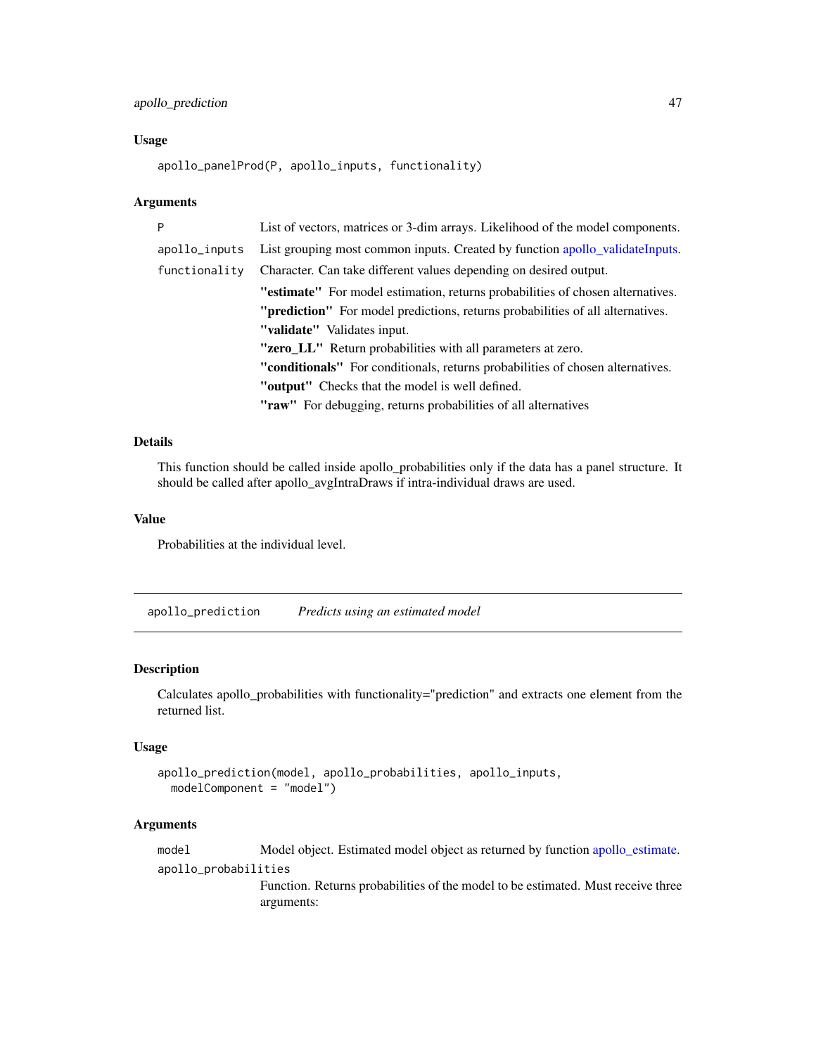### Usage

```
apollo_panelProd(P, apollo_inputs, functionality)
```

### Arguments

| | |
|---|---|
| P | List of vectors, matrices or 3-dim arrays. Likelihood of the model components. |
| apollo_inputs | List grouping most common inputs. Created by function apollo_validateInputs. |
| functionality | Character. Can take different values depending on desired output.<br>**"estimate"** For model estimation, returns probabilities of chosen alternatives.<br>**"prediction"** For model predictions, returns probabilities of all alternatives.<br>**"validate"** Validates input.<br>**"zero_LL"** Return probabilities with all parameters at zero.<br>**"conditionals"** For conditionals, returns probabilities of chosen alternatives.<br>**"output"** Checks that the model is well defined.<br>**"raw"** For debugging, returns probabilities of all alternatives |

### Details

This function should be called inside apollo_probabilities only if the data has a panel structure. It should be called after apollo_avgIntraDraws if intra-individual draws are used.

### Value

Probabilities at the individual level.

---

## apollo_prediction *Predicts using an estimated model*

### Description

Calculates apollo_probabilities with functionality="prediction" and extracts one element from the returned list.

### Usage

```
apollo_prediction(model, apollo_probabilities, apollo_inputs,
  modelComponent = "model")
```

### Arguments

| | |
|---|---|
| model | Model object. Estimated model object as returned by function apollo_estimate. |
| apollo_probabilities | Function. Returns probabilities of the model to be estimated. Must receive three arguments: |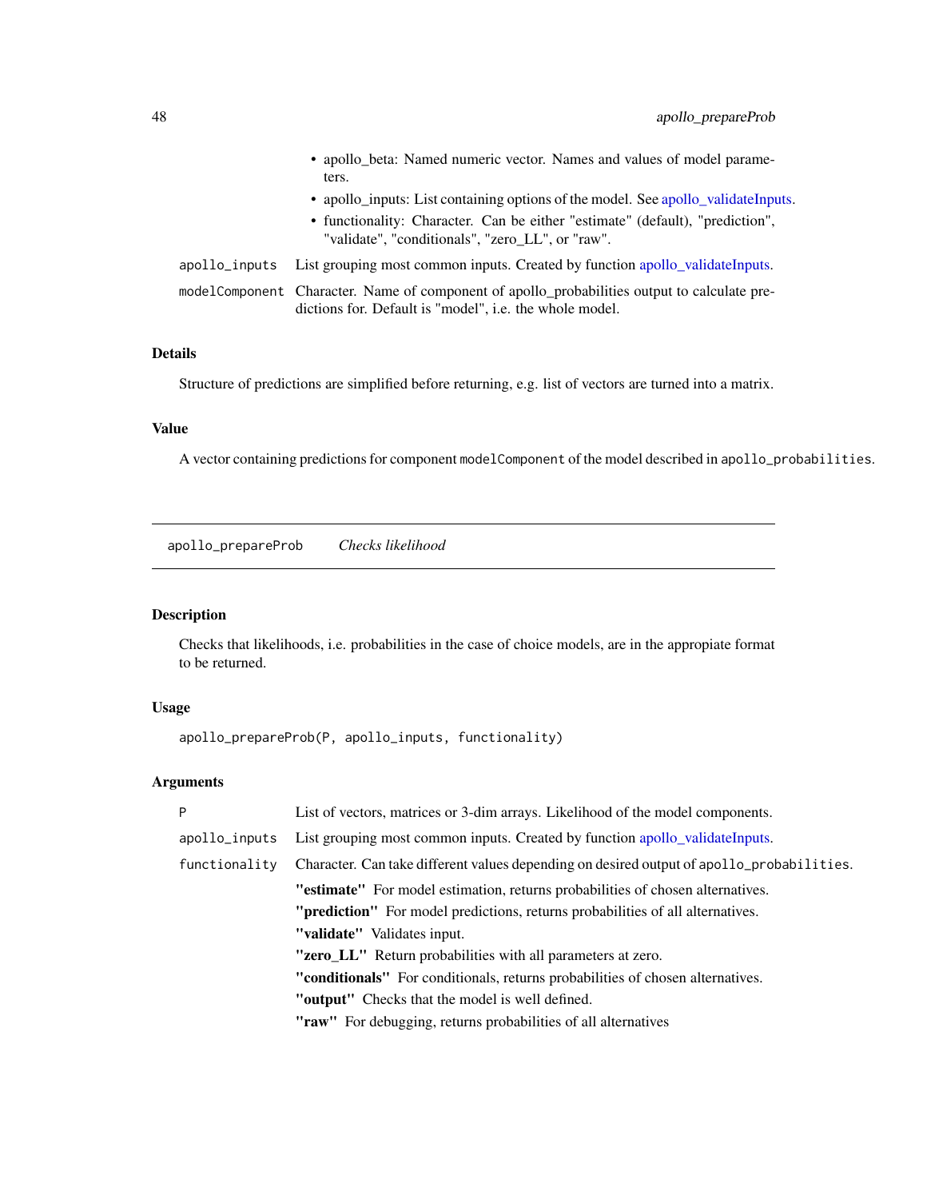- apollo_beta: Named numeric vector. Names and values of model parameters.
- apollo_inputs: List containing options of the model. See apollo_validateInputs.
- functionality: Character. Can be either "estimate" (default), "prediction", "validate", "conditionals", "zero_LL", or "raw".

| | |
|---|---|
| `apollo_inputs` | List grouping most common inputs. Created by function apollo_validateInputs. |
| `modelComponent` | Character. Name of component of apollo_probabilities output to calculate predictions for. Default is "model", i.e. the whole model. |

### Details

Structure of predictions are simplified before returning, e.g. list of vectors are turned into a matrix.

### Value

A vector containing predictions for component `modelComponent` of the model described in `apollo_probabilities`.

---

## apollo_prepareProb    *Checks likelihood*

### Description

Checks that likelihoods, i.e. probabilities in the case of choice models, are in the appropiate format to be returned.

### Usage

```
apollo_prepareProb(P, apollo_inputs, functionality)
```

### Arguments

| | |
|---|---|
| `P` | List of vectors, matrices or 3-dim arrays. Likelihood of the model components. |
| `apollo_inputs` | List grouping most common inputs. Created by function apollo_validateInputs. |
| `functionality` | Character. Can take different values depending on desired output of `apollo_probabilities`. |

- **"estimate"** For model estimation, returns probabilities of chosen alternatives.
- **"prediction"** For model predictions, returns probabilities of all alternatives.
- **"validate"** Validates input.
- **"zero_LL"** Return probabilities with all parameters at zero.
- **"conditionals"** For conditionals, returns probabilities of chosen alternatives.
- **"output"** Checks that the model is well defined.
- **"raw"** For debugging, returns probabilities of all alternatives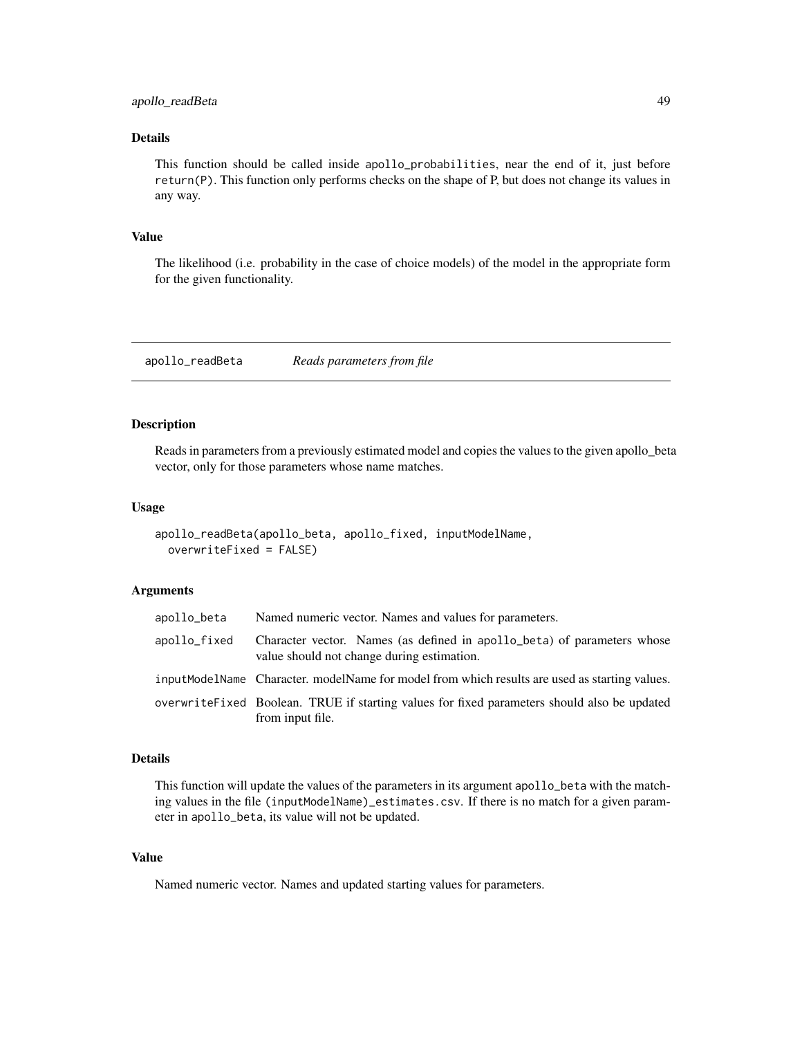### Details

This function should be called inside apollo_probabilities, near the end of it, just before return(P). This function only performs checks on the shape of P, but does not change its values in any way.

### Value

The likelihood (i.e. probability in the case of choice models) of the model in the appropriate form for the given functionality.

---

## apollo_readBeta — *Reads parameters from file*

---

### Description

Reads in parameters from a previously estimated model and copies the values to the given apollo_beta vector, only for those parameters whose name matches.

### Usage

```
apollo_readBeta(apollo_beta, apollo_fixed, inputModelName,
  overwriteFixed = FALSE)
```

### Arguments

| | |
|---|---|
| apollo_beta | Named numeric vector. Names and values for parameters. |
| apollo_fixed | Character vector. Names (as defined in apollo_beta) of parameters whose value should not change during estimation. |
| inputModelName | Character. modelName for model from which results are used as starting values. |
| overwriteFixed | Boolean. TRUE if starting values for fixed parameters should also be updated from input file. |

### Details

This function will update the values of the parameters in its argument apollo_beta with the matching values in the file (inputModelName)_estimates.csv. If there is no match for a given parameter in apollo_beta, its value will not be updated.

### Value

Named numeric vector. Names and updated starting values for parameters.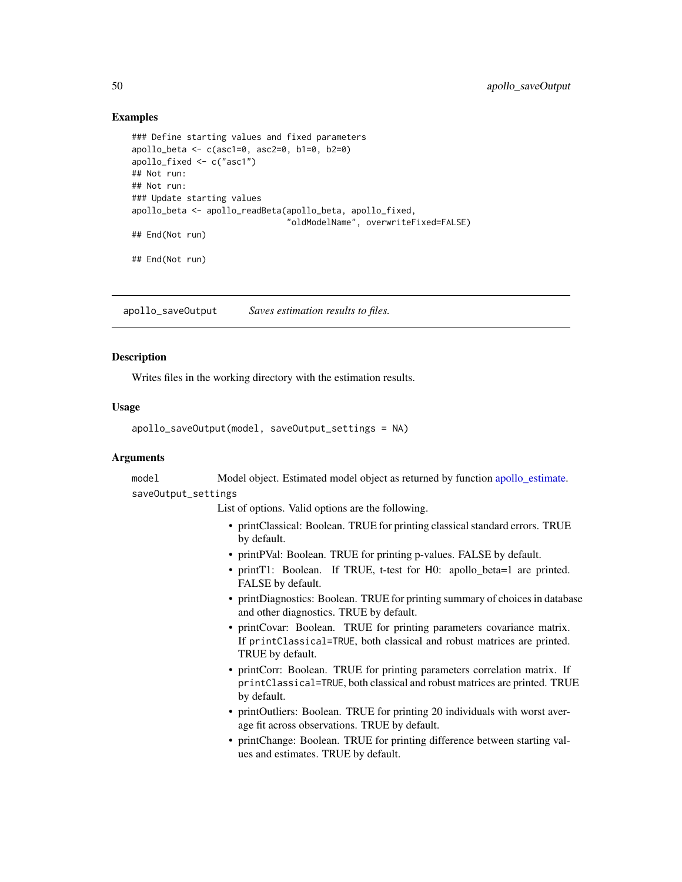## Examples

```
### Define starting values and fixed parameters
apollo_beta <- c(asc1=0, asc2=0, b1=0, b2=0)
apollo_fixed <- c("asc1")
## Not run:
## Not run:
### Update starting values
apollo_beta <- apollo_readBeta(apollo_beta, apollo_fixed,
                                "oldModelName", overwriteFixed=FALSE)
## End(Not run)

## End(Not run)
```

---

`apollo_saveOutput` *Saves estimation results to files.*

---

## Description

Writes files in the working directory with the estimation results.

## Usage

```
apollo_saveOutput(model, saveOutput_settings = NA)
```

## Arguments

`model` Model object. Estimated model object as returned by function apollo_estimate.

`saveOutput_settings`
List of options. Valid options are the following.

- printClassical: Boolean. TRUE for printing classical standard errors. TRUE by default.
- printPVal: Boolean. TRUE for printing p-values. FALSE by default.
- printT1: Boolean. If TRUE, t-test for H0: apollo_beta=1 are printed. FALSE by default.
- printDiagnostics: Boolean. TRUE for printing summary of choices in database and other diagnostics. TRUE by default.
- printCovar: Boolean. TRUE for printing parameters covariance matrix. If `printClassical=TRUE`, both classical and robust matrices are printed. TRUE by default.
- printCorr: Boolean. TRUE for printing parameters correlation matrix. If `printClassical=TRUE`, both classical and robust matrices are printed. TRUE by default.
- printOutliers: Boolean. TRUE for printing 20 individuals with worst average fit across observations. TRUE by default.
- printChange: Boolean. TRUE for printing difference between starting values and estimates. TRUE by default.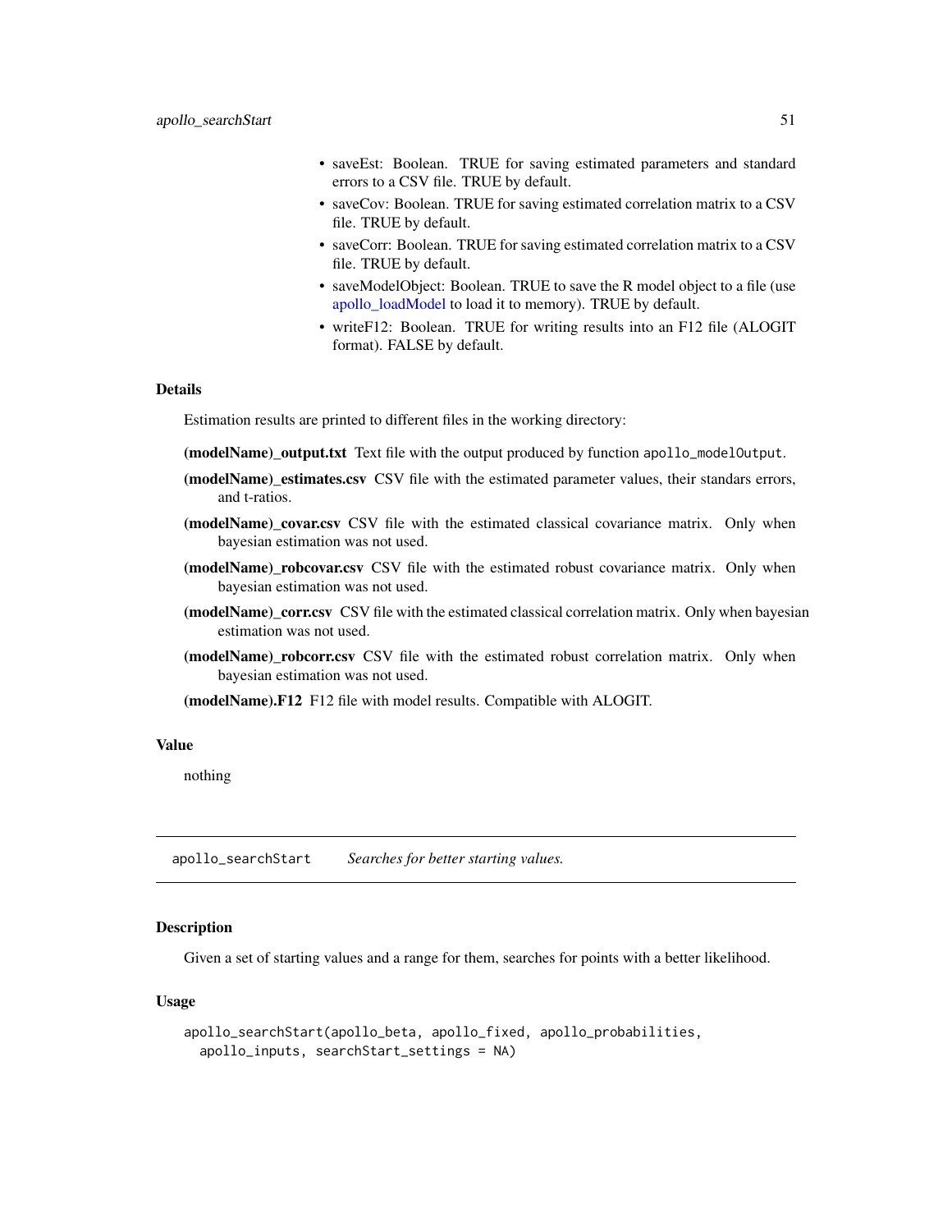- saveEst: Boolean. TRUE for saving estimated parameters and standard errors to a CSV file. TRUE by default.
- saveCov: Boolean. TRUE for saving estimated correlation matrix to a CSV file. TRUE by default.
- saveCorr: Boolean. TRUE for saving estimated correlation matrix to a CSV file. TRUE by default.
- saveModelObject: Boolean. TRUE to save the R model object to a file (use apollo_loadModel to load it to memory). TRUE by default.
- writeF12: Boolean. TRUE for writing results into an F12 file (ALOGIT format). FALSE by default.

### Details

Estimation results are printed to different files in the working directory:

**(modelName)_output.txt** Text file with the output produced by function `apollo_modelOutput`.

**(modelName)_estimates.csv** CSV file with the estimated parameter values, their standars errors, and t-ratios.

**(modelName)_covar.csv** CSV file with the estimated classical covariance matrix. Only when bayesian estimation was not used.

**(modelName)_robcovar.csv** CSV file with the estimated robust covariance matrix. Only when bayesian estimation was not used.

**(modelName)_corr.csv** CSV file with the estimated classical correlation matrix. Only when bayesian estimation was not used.

**(modelName)_robcorr.csv** CSV file with the estimated robust correlation matrix. Only when bayesian estimation was not used.

**(modelName).F12** F12 file with model results. Compatible with ALOGIT.

### Value

nothing

---

## apollo_searchStart *Searches for better starting values.*

### Description

Given a set of starting values and a range for them, searches for points with a better likelihood.

### Usage

```
apollo_searchStart(apollo_beta, apollo_fixed, apollo_probabilities,
  apollo_inputs, searchStart_settings = NA)
```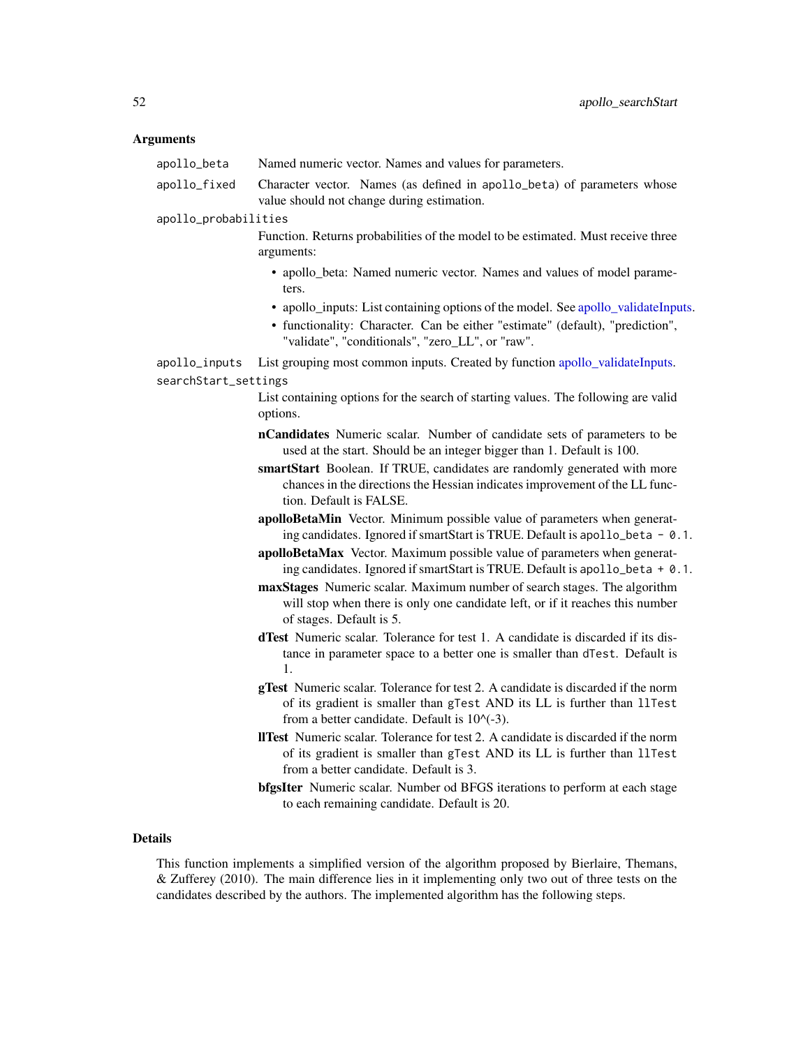## Arguments

`apollo_beta` Named numeric vector. Names and values for parameters.

`apollo_fixed` Character vector. Names (as defined in `apollo_beta`) of parameters whose value should not change during estimation.

`apollo_probabilities`
Function. Returns probabilities of the model to be estimated. Must receive three arguments:

- apollo_beta: Named numeric vector. Names and values of model parameters.
- apollo_inputs: List containing options of the model. See apollo_validateInputs.
- functionality: Character. Can be either "estimate" (default), "prediction", "validate", "conditionals", "zero_LL", or "raw".

`apollo_inputs` List grouping most common inputs. Created by function apollo_validateInputs.

`searchStart_settings`
List containing options for the search of starting values. The following are valid options.

**nCandidates** Numeric scalar. Number of candidate sets of parameters to be used at the start. Should be an integer bigger than 1. Default is 100.

**smartStart** Boolean. If TRUE, candidates are randomly generated with more chances in the directions the Hessian indicates improvement of the LL function. Default is FALSE.

**apolloBetaMin** Vector. Minimum possible value of parameters when generating candidates. Ignored if smartStart is TRUE. Default is `apollo_beta - 0.1`.

**apolloBetaMax** Vector. Maximum possible value of parameters when generating candidates. Ignored if smartStart is TRUE. Default is `apollo_beta + 0.1`.

**maxStages** Numeric scalar. Maximum number of search stages. The algorithm will stop when there is only one candidate left, or if it reaches this number of stages. Default is 5.

**dTest** Numeric scalar. Tolerance for test 1. A candidate is discarded if its distance in parameter space to a better one is smaller than `dTest`. Default is 1.

**gTest** Numeric scalar. Tolerance for test 2. A candidate is discarded if the norm of its gradient is smaller than `gTest` AND its LL is further than `llTest` from a better candidate. Default is 10^(-3).

**llTest** Numeric scalar. Tolerance for test 2. A candidate is discarded if the norm of its gradient is smaller than `gTest` AND its LL is further than `llTest` from a better candidate. Default is 3.

**bfgsIter** Numeric scalar. Number od BFGS iterations to perform at each stage to each remaining candidate. Default is 20.

## Details

This function implements a simplified version of the algorithm proposed by Bierlaire, Themans, & Zufferey (2010). The main difference lies in it implementing only two out of three tests on the candidates described by the authors. The implemented algorithm has the following steps.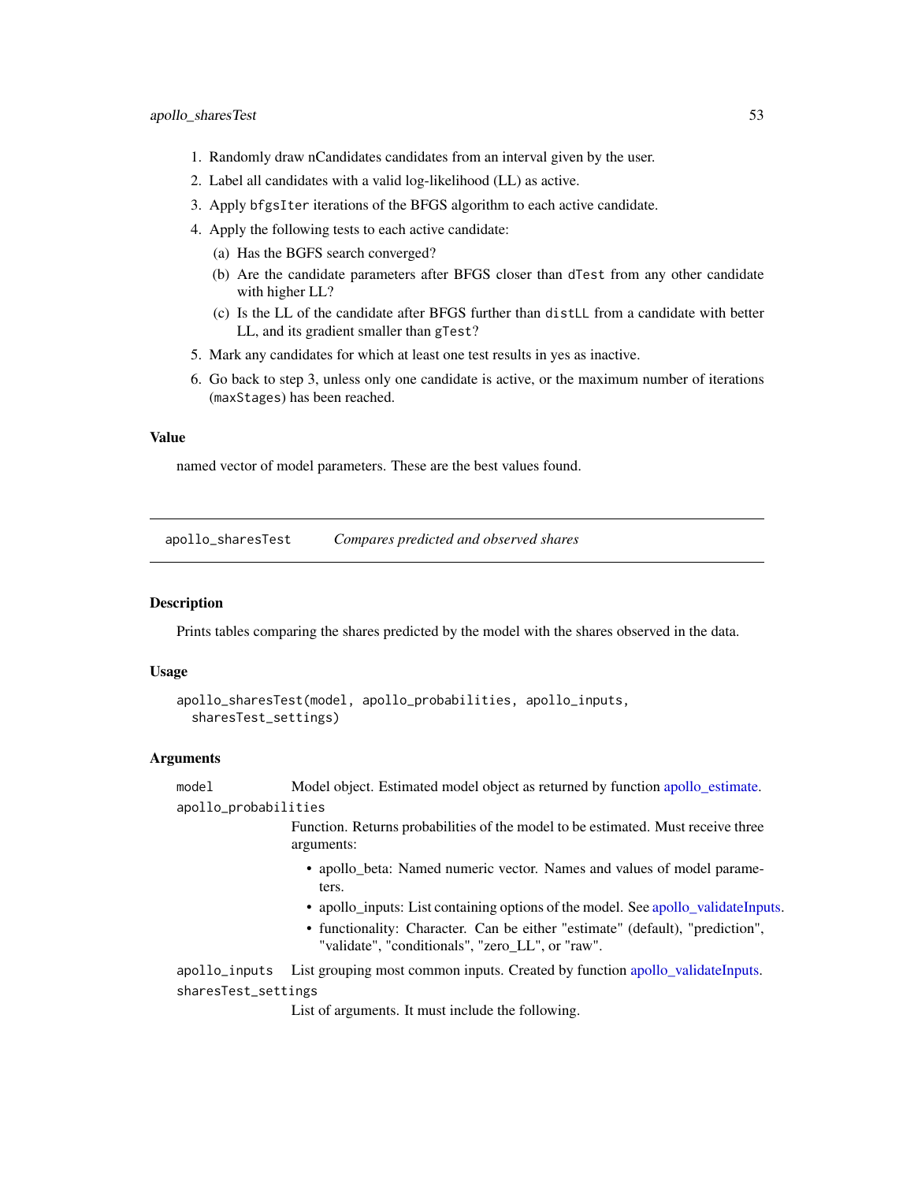1. Randomly draw nCandidates candidates from an interval given by the user.
2. Label all candidates with a valid log-likelihood (LL) as active.
3. Apply `bfgsIter` iterations of the BFGS algorithm to each active candidate.
4. Apply the following tests to each active candidate:
   (a) Has the BGFS search converged?
   (b) Are the candidate parameters after BFGS closer than `dTest` from any other candidate with higher LL?
   (c) Is the LL of the candidate after BFGS further than `distLL` from a candidate with better LL, and its gradient smaller than `gTest`?
5. Mark any candidates for which at least one test results in yes as inactive.
6. Go back to step 3, unless only one candidate is active, or the maximum number of iterations (`maxStages`) has been reached.

### Value

named vector of model parameters. These are the best values found.

---

## apollo_sharesTest *Compares predicted and observed shares*

### Description

Prints tables comparing the shares predicted by the model with the shares observed in the data.

### Usage

```
apollo_sharesTest(model, apollo_probabilities, apollo_inputs,
  sharesTest_settings)
```

### Arguments

`model` Model object. Estimated model object as returned by function apollo_estimate.

`apollo_probabilities` Function. Returns probabilities of the model to be estimated. Must receive three arguments:

- apollo_beta: Named numeric vector. Names and values of model parameters.
- apollo_inputs: List containing options of the model. See apollo_validateInputs.
- functionality: Character. Can be either "estimate" (default), "prediction", "validate", "conditionals", "zero_LL", or "raw".

`apollo_inputs` List grouping most common inputs. Created by function apollo_validateInputs.

`sharesTest_settings` List of arguments. It must include the following.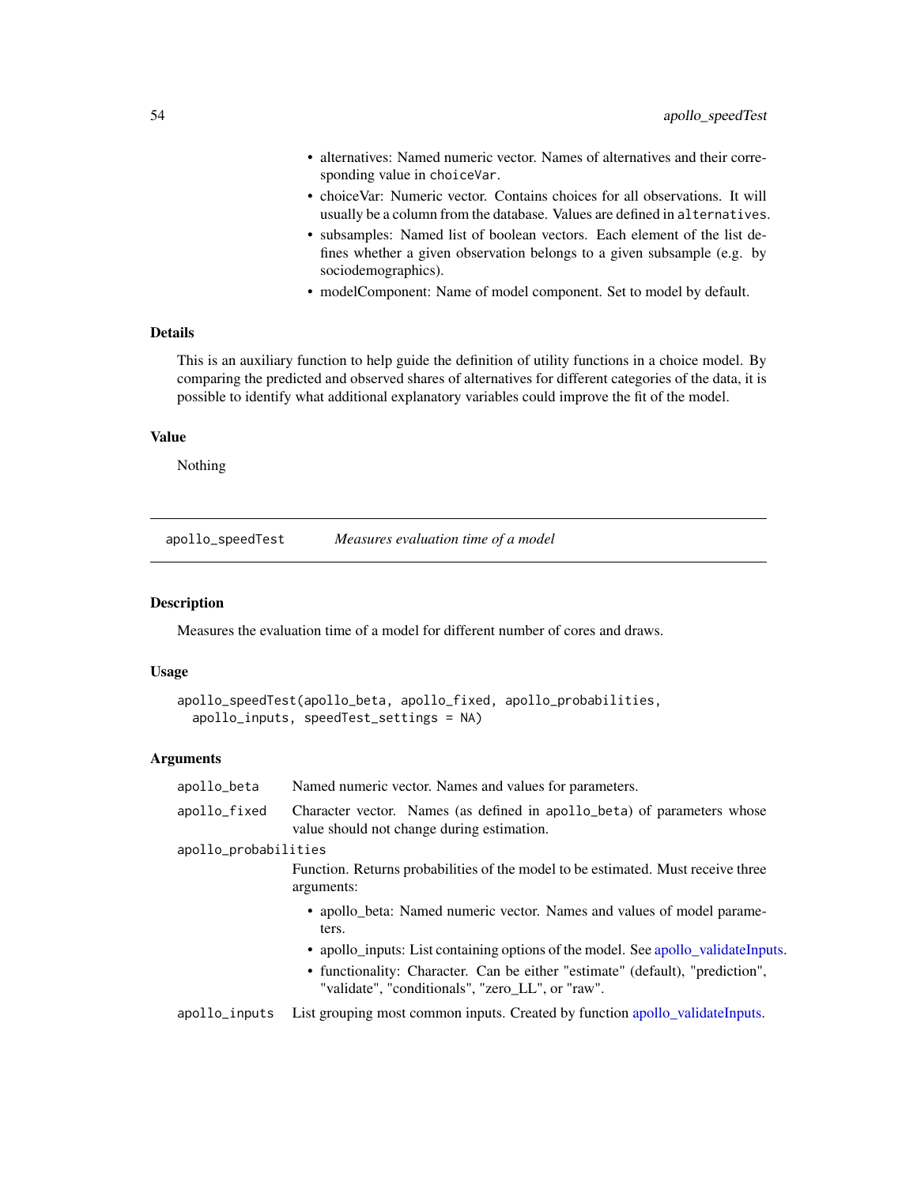- alternatives: Named numeric vector. Names of alternatives and their corresponding value in `choiceVar`.
- choiceVar: Numeric vector. Contains choices for all observations. It will usually be a column from the database. Values are defined in `alternatives`.
- subsamples: Named list of boolean vectors. Each element of the list defines whether a given observation belongs to a given subsample (e.g. by sociodemographics).
- modelComponent: Name of model component. Set to model by default.

### Details

This is an auxiliary function to help guide the definition of utility functions in a choice model. By comparing the predicted and observed shares of alternatives for different categories of the data, it is possible to identify what additional explanatory variables could improve the fit of the model.

### Value

Nothing

## apollo_speedTest — *Measures evaluation time of a model*

### Description

Measures the evaluation time of a model for different number of cores and draws.

### Usage

```
apollo_speedTest(apollo_beta, apollo_fixed, apollo_probabilities,
  apollo_inputs, speedTest_settings = NA)
```

### Arguments

`apollo_beta` — Named numeric vector. Names and values for parameters.

`apollo_fixed` — Character vector. Names (as defined in `apollo_beta`) of parameters whose value should not change during estimation.

`apollo_probabilities` — Function. Returns probabilities of the model to be estimated. Must receive three arguments:

- apollo_beta: Named numeric vector. Names and values of model parameters.
- apollo_inputs: List containing options of the model. See apollo_validateInputs.
- functionality: Character. Can be either "estimate" (default), "prediction", "validate", "conditionals", "zero_LL", or "raw".

`apollo_inputs` — List grouping most common inputs. Created by function apollo_validateInputs.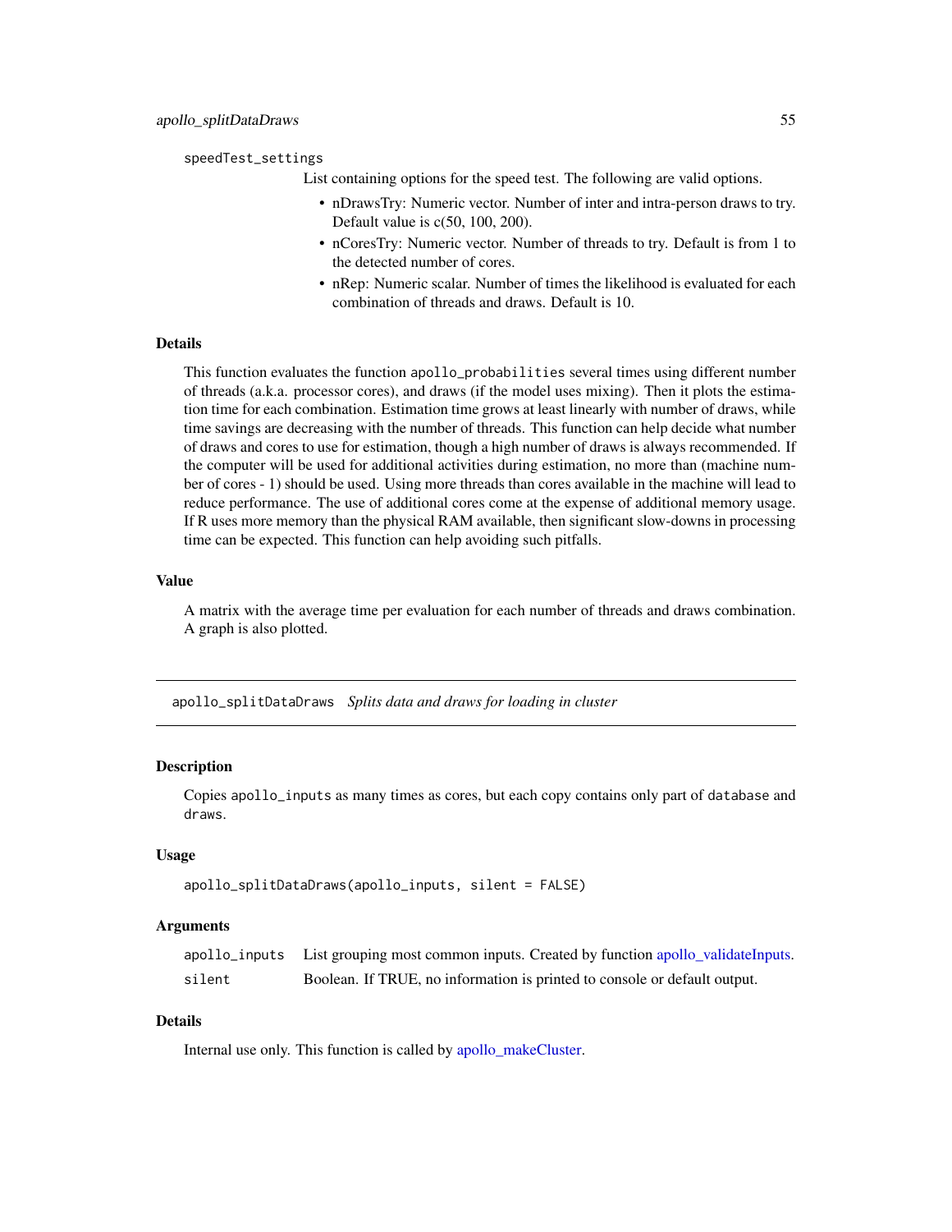speedTest_settings
: List containing options for the speed test. The following are valid options.

- nDrawsTry: Numeric vector. Number of inter and intra-person draws to try. Default value is c(50, 100, 200).
- nCoresTry: Numeric vector. Number of threads to try. Default is from 1 to the detected number of cores.
- nRep: Numeric scalar. Number of times the likelihood is evaluated for each combination of threads and draws. Default is 10.

### Details

This function evaluates the function `apollo_probabilities` several times using different number of threads (a.k.a. processor cores), and draws (if the model uses mixing). Then it plots the estimation time for each combination. Estimation time grows at least linearly with number of draws, while time savings are decreasing with the number of threads. This function can help decide what number of draws and cores to use for estimation, though a high number of draws is always recommended. If the computer will be used for additional activities during estimation, no more than (machine number of cores - 1) should be used. Using more threads than cores available in the machine will lead to reduce performance. The use of additional cores come at the expense of additional memory usage. If R uses more memory than the physical RAM available, then significant slow-downs in processing time can be expected. This function can help avoiding such pitfalls.

### Value

A matrix with the average time per evaluation for each number of threads and draws combination. A graph is also plotted.

---

## apollo_splitDataDraws *Splits data and draws for loading in cluster*

### Description

Copies `apollo_inputs` as many times as cores, but each copy contains only part of `database` and `draws`.

### Usage

```
apollo_splitDataDraws(apollo_inputs, silent = FALSE)
```

### Arguments

| | |
|---|---|
| apollo_inputs | List grouping most common inputs. Created by function apollo_validateInputs. |
| silent | Boolean. If TRUE, no information is printed to console or default output. |

### Details

Internal use only. This function is called by apollo_makeCluster.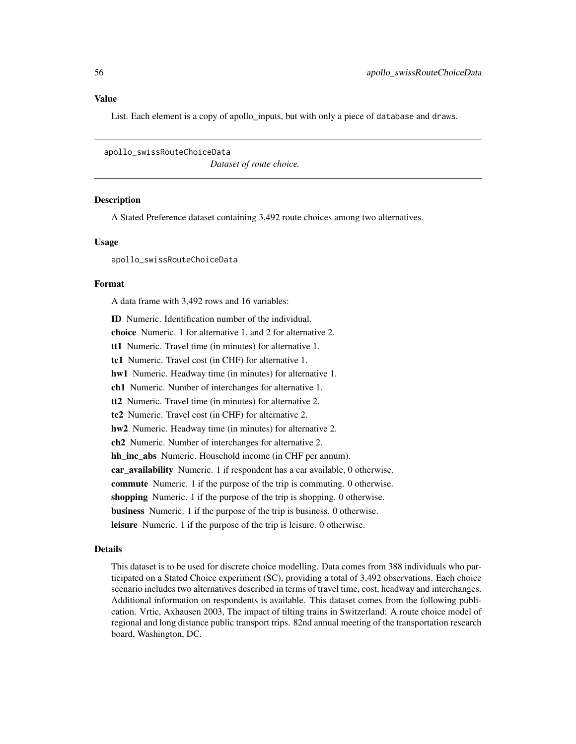### Value

List. Each element is a copy of apollo_inputs, but with only a piece of database and draws.

---

## apollo_swissRouteChoiceData

*Dataset of route choice.*

### Description

A Stated Preference dataset containing 3,492 route choices among two alternatives.

### Usage

```
apollo_swissRouteChoiceData
```

### Format

A data frame with 3,492 rows and 16 variables:

**ID** Numeric. Identification number of the individual.

**choice** Numeric. 1 for alternative 1, and 2 for alternative 2.

**tt1** Numeric. Travel time (in minutes) for alternative 1.

**tc1** Numeric. Travel cost (in CHF) for alternative 1.

**hw1** Numeric. Headway time (in minutes) for alternative 1.

**ch1** Numeric. Number of interchanges for alternative 1.

**tt2** Numeric. Travel time (in minutes) for alternative 2.

**tc2** Numeric. Travel cost (in CHF) for alternative 2.

**hw2** Numeric. Headway time (in minutes) for alternative 2.

**ch2** Numeric. Number of interchanges for alternative 2.

**hh_inc_abs** Numeric. Household income (in CHF per annum).

**car_availability** Numeric. 1 if respondent has a car available, 0 otherwise.

**commute** Numeric. 1 if the purpose of the trip is commuting. 0 otherwise.

**shopping** Numeric. 1 if the purpose of the trip is shopping. 0 otherwise.

**business** Numeric. 1 if the purpose of the trip is business. 0 otherwise.

**leisure** Numeric. 1 if the purpose of the trip is leisure. 0 otherwise.

### Details

This dataset is to be used for discrete choice modelling. Data comes from 388 individuals who participated on a Stated Choice experiment (SC), providing a total of 3,492 observations. Each choice scenario includes two alternatives described in terms of travel time, cost, headway and interchanges. Additional information on respondents is available. This dataset comes from the following publication. Vrtic, Axhausen 2003, The impact of tilting trains in Switzerland: A route choice model of regional and long distance public transport trips. 82nd annual meeting of the transportation research board, Washington, DC.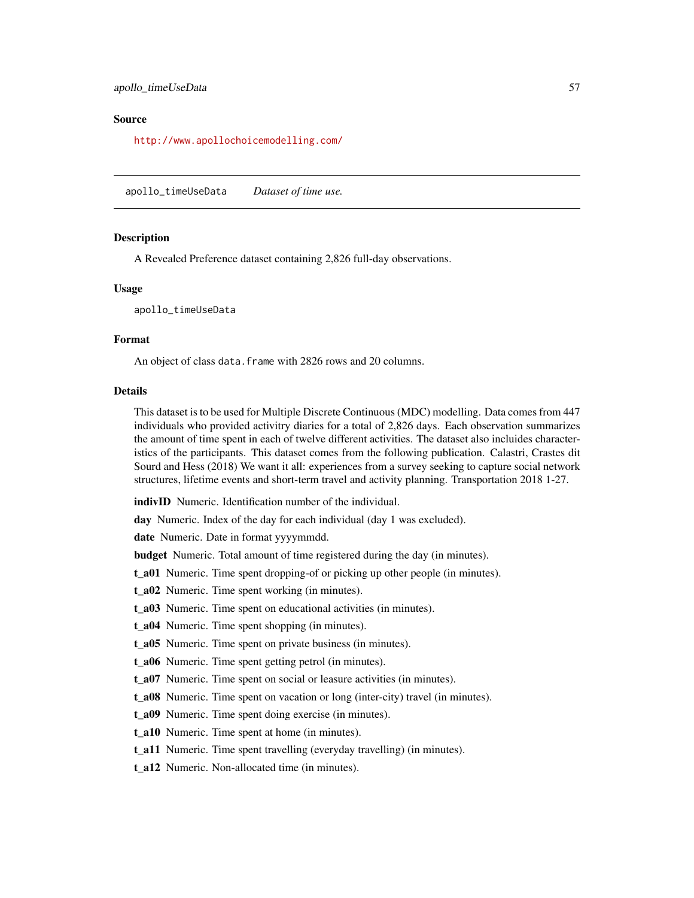## Source

http://www.apollochoicemodelling.com/

---

apollo_timeUseData &nbsp;&nbsp;&nbsp; *Dataset of time use.*

---

## Description

A Revealed Preference dataset containing 2,826 full-day observations.

## Usage

```
apollo_timeUseData
```

## Format

An object of class `data.frame` with 2826 rows and 20 columns.

## Details

This dataset is to be used for Multiple Discrete Continuous (MDC) modelling. Data comes from 447 individuals who provided activitry diaries for a total of 2,826 days. Each observation summarizes the amount of time spent in each of twelve different activities. The dataset also incluides characteristics of the participants. This dataset comes from the following publication. Calastri, Crastes dit Sourd and Hess (2018) We want it all: experiences from a survey seeking to capture social network structures, lifetime events and short-term travel and activity planning. Transportation 2018 1-27.

**indivID** Numeric. Identification number of the individual.

**day** Numeric. Index of the day for each individual (day 1 was excluded).

**date** Numeric. Date in format yyyymmdd.

**budget** Numeric. Total amount of time registered during the day (in minutes).

**t_a01** Numeric. Time spent dropping-of or picking up other people (in minutes).

**t_a02** Numeric. Time spent working (in minutes).

**t_a03** Numeric. Time spent on educational activities (in minutes).

**t_a04** Numeric. Time spent shopping (in minutes).

**t_a05** Numeric. Time spent on private business (in minutes).

**t_a06** Numeric. Time spent getting petrol (in minutes).

**t_a07** Numeric. Time spent on social or leasure activities (in minutes).

**t_a08** Numeric. Time spent on vacation or long (inter-city) travel (in minutes).

**t_a09** Numeric. Time spent doing exercise (in minutes).

**t_a10** Numeric. Time spent at home (in minutes).

**t_a11** Numeric. Time spent travelling (everyday travelling) (in minutes).

**t_a12** Numeric. Non-allocated time (in minutes).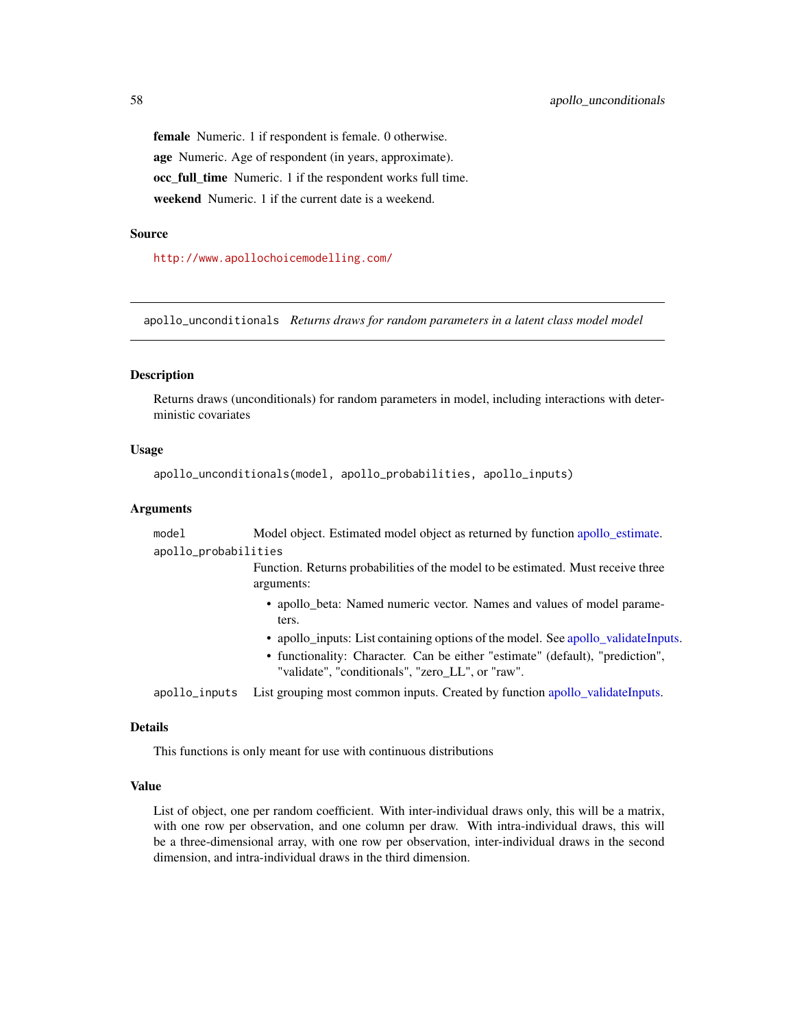**female** Numeric. 1 if respondent is female. 0 otherwise.

**age** Numeric. Age of respondent (in years, approximate).

**occ_full_time** Numeric. 1 if the respondent works full time.

**weekend** Numeric. 1 if the current date is a weekend.

### Source

http://www.apollochoicemodelling.com/

---

## apollo_unconditionals *Returns draws for random parameters in a latent class model model*

---

### Description

Returns draws (unconditionals) for random parameters in model, including interactions with deterministic covariates

### Usage

```
apollo_unconditionals(model, apollo_probabilities, apollo_inputs)
```

### Arguments

| | |
|---|---|
| `model` | Model object. Estimated model object as returned by function apollo_estimate. |
| `apollo_probabilities` | Function. Returns probabilities of the model to be estimated. Must receive three arguments:<br>• apollo_beta: Named numeric vector. Names and values of model parameters.<br>• apollo_inputs: List containing options of the model. See apollo_validateInputs.<br>• functionality: Character. Can be either "estimate" (default), "prediction", "validate", "conditionals", "zero_LL", or "raw". |
| `apollo_inputs` | List grouping most common inputs. Created by function apollo_validateInputs. |

### Details

This functions is only meant for use with continuous distributions

### Value

List of object, one per random coefficient. With inter-individual draws only, this will be a matrix, with one row per observation, and one column per draw. With intra-individual draws, this will be a three-dimensional array, with one row per observation, inter-individual draws in the second dimension, and intra-individual draws in the third dimension.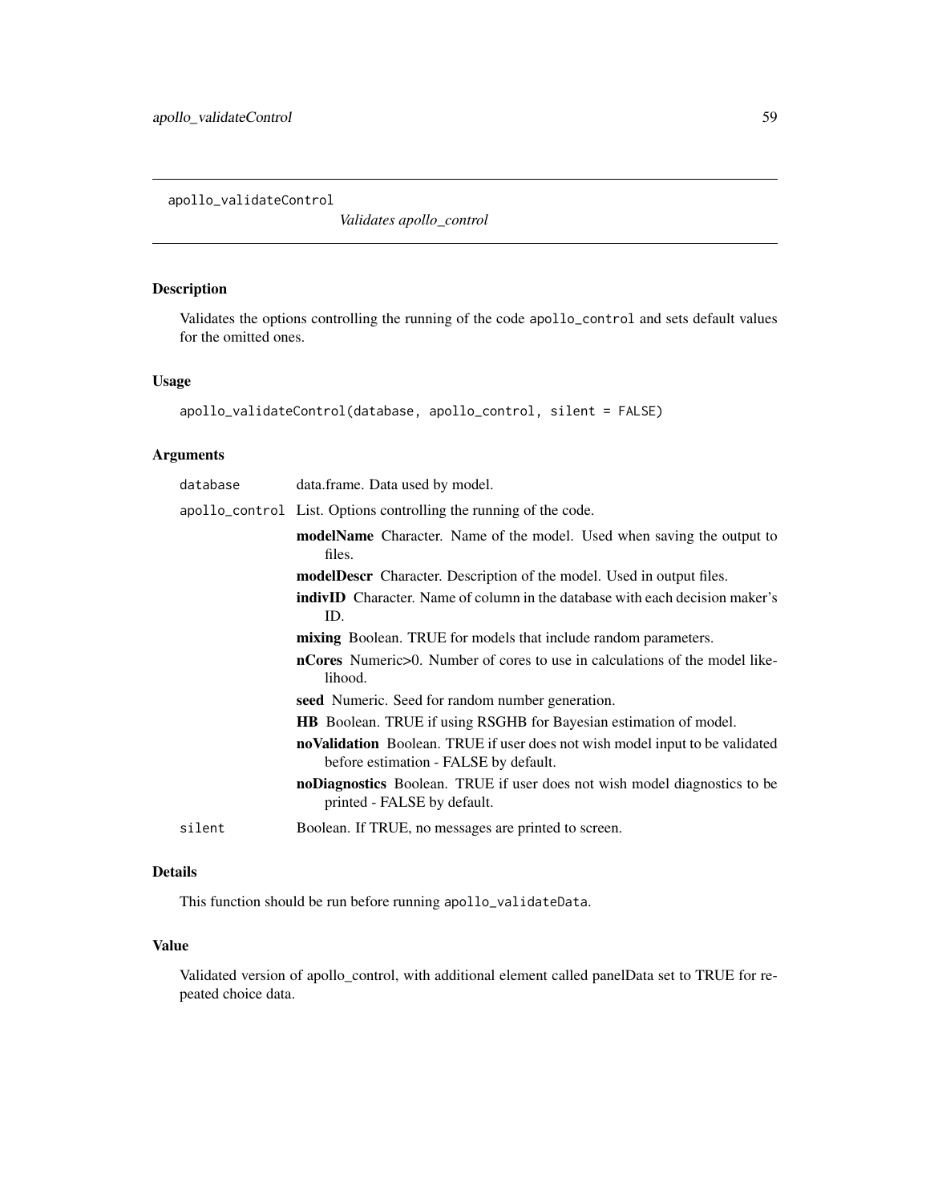apollo_validateControl

*Validates apollo_control*

## Description

Validates the options controlling the running of the code `apollo_control` and sets default values for the omitted ones.

## Usage

```
apollo_validateControl(database, apollo_control, silent = FALSE)
```

## Arguments

`database` data.frame. Data used by model.

`apollo_control` List. Options controlling the running of the code.

- **modelName** Character. Name of the model. Used when saving the output to files.
- **modelDescr** Character. Description of the model. Used in output files.
- **indivID** Character. Name of column in the database with each decision maker's ID.
- **mixing** Boolean. TRUE for models that include random parameters.
- **nCores** Numeric>0. Number of cores to use in calculations of the model likelihood.
- **seed** Numeric. Seed for random number generation.
- **HB** Boolean. TRUE if using RSGHB for Bayesian estimation of model.
- **noValidation** Boolean. TRUE if user does not wish model input to be validated before estimation - FALSE by default.
- **noDiagnostics** Boolean. TRUE if user does not wish model diagnostics to be printed - FALSE by default.

`silent` Boolean. If TRUE, no messages are printed to screen.

## Details

This function should be run before running `apollo_validateData`.

## Value

Validated version of apollo_control, with additional element called panelData set to TRUE for repeated choice data.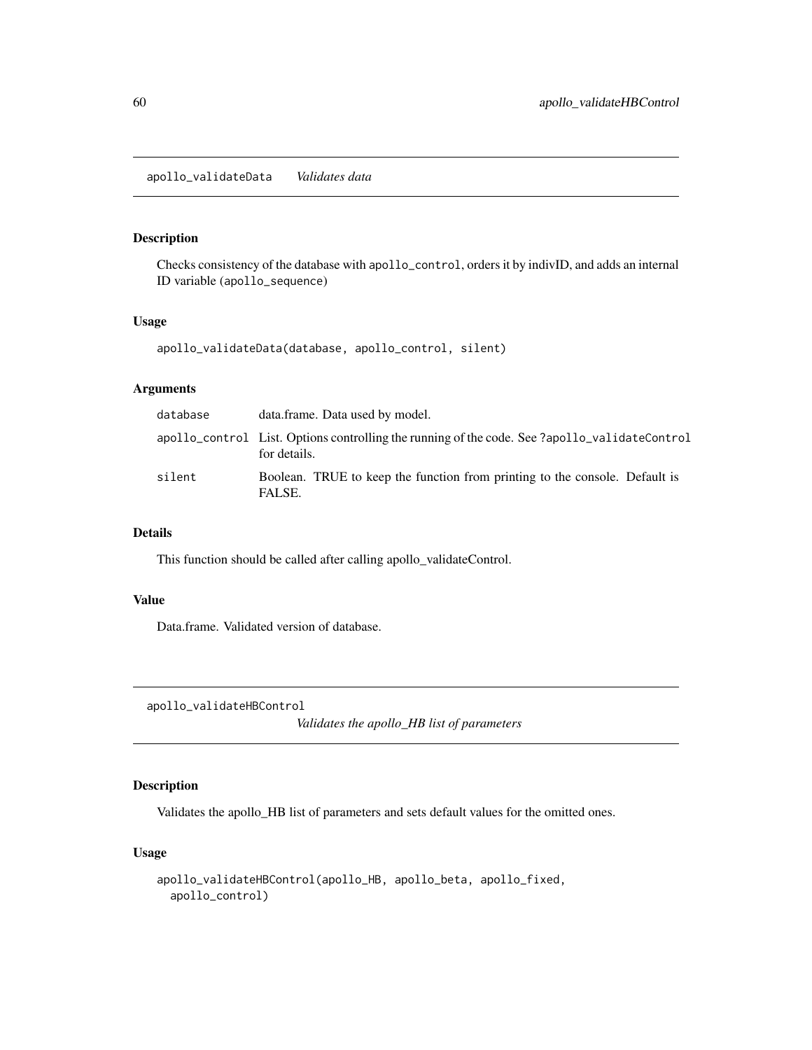## apollo_validateData *Validates data*

### Description

Checks consistency of the database with `apollo_control`, orders it by indivID, and adds an internal ID variable (`apollo_sequence`)

### Usage

```
apollo_validateData(database, apollo_control, silent)
```

### Arguments

| | |
|---|---|
| `database` | data.frame. Data used by model. |
| `apollo_control` | List. Options controlling the running of the code. See `?apollo_validateControl` for details. |
| `silent` | Boolean. TRUE to keep the function from printing to the console. Default is FALSE. |

### Details

This function should be called after calling apollo_validateControl.

### Value

Data.frame. Validated version of database.

## apollo_validateHBControl *Validates the apollo_HB list of parameters*

### Description

Validates the apollo_HB list of parameters and sets default values for the omitted ones.

### Usage

```
apollo_validateHBControl(apollo_HB, apollo_beta, apollo_fixed,
  apollo_control)
```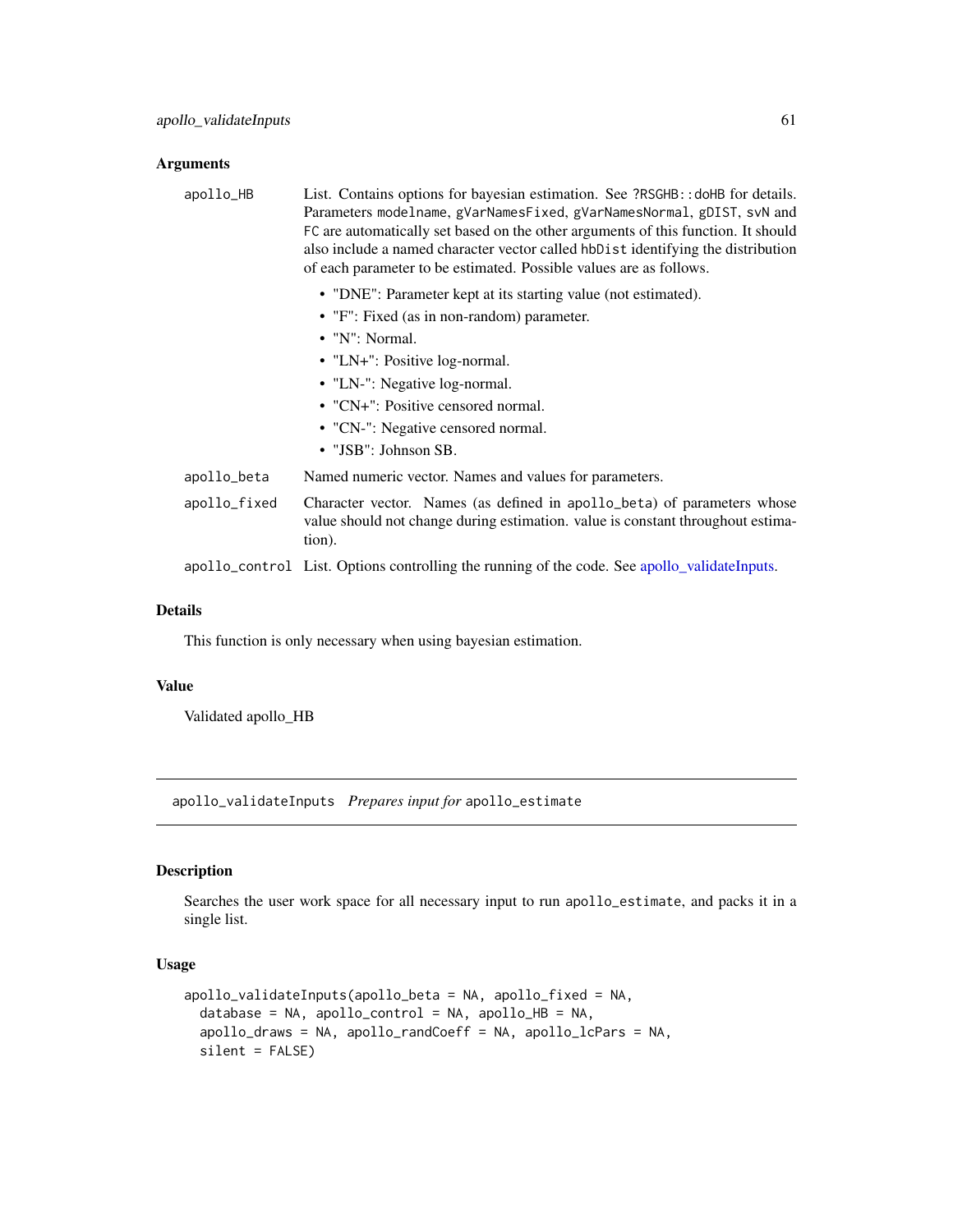### Arguments

| | |
|---|---|
| apollo_HB | List. Contains options for bayesian estimation. See ?RSGHB::doHB for details. Parameters modelname, gVarNamesFixed, gVarNamesNormal, gDIST, svN and FC are automatically set based on the other arguments of this function. It should also include a named character vector called hbDist identifying the distribution of each parameter to be estimated. Possible values are as follows. <br>• "DNE": Parameter kept at its starting value (not estimated).<br>• "F": Fixed (as in non-random) parameter.<br>• "N": Normal.<br>• "LN+": Positive log-normal.<br>• "LN-": Negative log-normal.<br>• "CN+": Positive censored normal.<br>• "CN-": Negative censored normal.<br>• "JSB": Johnson SB. |
| apollo_beta | Named numeric vector. Names and values for parameters. |
| apollo_fixed | Character vector. Names (as defined in apollo_beta) of parameters whose value should not change during estimation. value is constant throughout estimation). |
| apollo_control | List. Options controlling the running of the code. See apollo_validateInputs. |

### Details

This function is only necessary when using bayesian estimation.

### Value

Validated apollo_HB

## apollo_validateInputs *Prepares input for* apollo_estimate

### Description

Searches the user work space for all necessary input to run apollo_estimate, and packs it in a single list.

### Usage

```
apollo_validateInputs(apollo_beta = NA, apollo_fixed = NA,
  database = NA, apollo_control = NA, apollo_HB = NA,
  apollo_draws = NA, apollo_randCoeff = NA, apollo_lcPars = NA,
  silent = FALSE)
```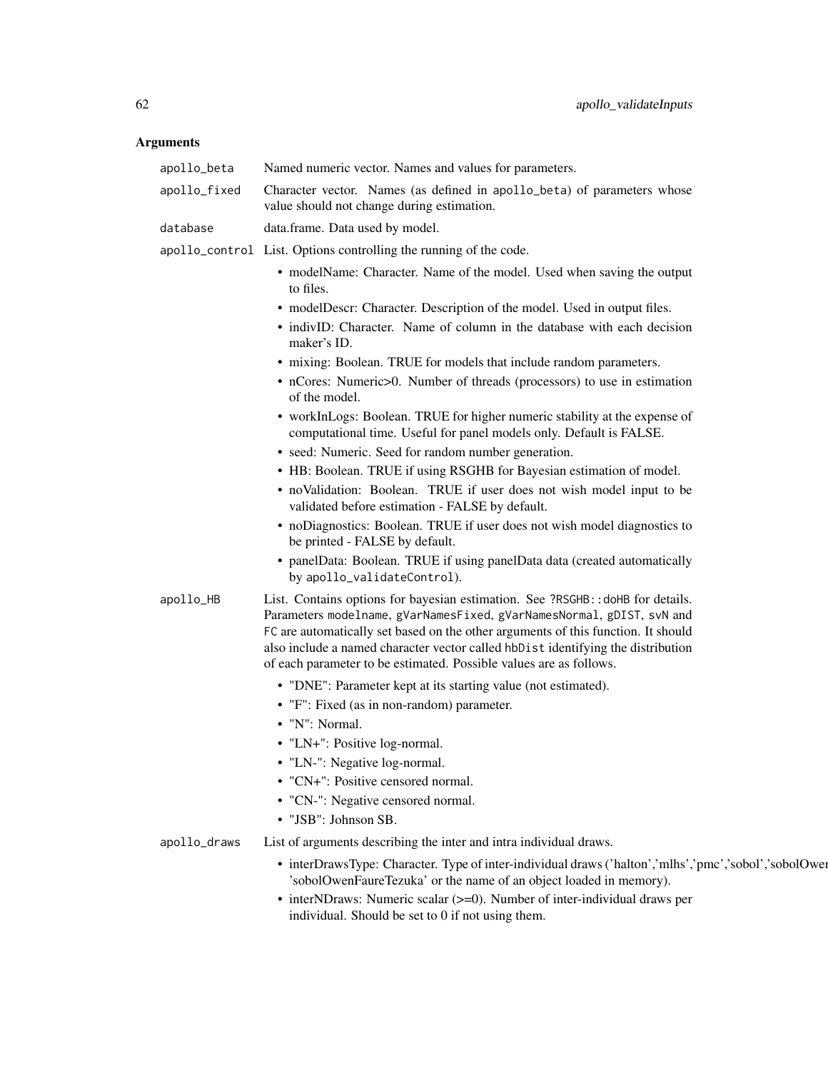## Arguments

**apollo_beta** Named numeric vector. Names and values for parameters.

**apollo_fixed** Character vector. Names (as defined in `apollo_beta`) of parameters whose value should not change during estimation.

**database** data.frame. Data used by model.

**apollo_control** List. Options controlling the running of the code.

- modelName: Character. Name of the model. Used when saving the output to files.
- modelDescr: Character. Description of the model. Used in output files.
- indivID: Character. Name of column in the database with each decision maker's ID.
- mixing: Boolean. TRUE for models that include random parameters.
- nCores: Numeric>0. Number of threads (processors) to use in estimation of the model.
- workInLogs: Boolean. TRUE for higher numeric stability at the expense of computational time. Useful for panel models only. Default is FALSE.
- seed: Numeric. Seed for random number generation.
- HB: Boolean. TRUE if using RSGHB for Bayesian estimation of model.
- noValidation: Boolean. TRUE if user does not wish model input to be validated before estimation - FALSE by default.
- noDiagnostics: Boolean. TRUE if user does not wish model diagnostics to be printed - FALSE by default.
- panelData: Boolean. TRUE if using panelData data (created automatically by `apollo_validateControl`).

**apollo_HB** List. Contains options for bayesian estimation. See `?RSGHB::doHB` for details. Parameters `modelname`, `gVarNamesFixed`, `gVarNamesNormal`, `gDIST`, `svN` and `FC` are automatically set based on the other arguments of this function. It should also include a named character vector called `hbDist` identifying the distribution of each parameter to be estimated. Possible values are as follows.

- "DNE": Parameter kept at its starting value (not estimated).
- "F": Fixed (as in non-random) parameter.
- "N": Normal.
- "LN+": Positive log-normal.
- "LN-": Negative log-normal.
- "CN+": Positive censored normal.
- "CN-": Negative censored normal.
- "JSB": Johnson SB.

**apollo_draws** List of arguments describing the inter and intra individual draws.

- interDrawsType: Character. Type of inter-individual draws ('halton','mlhs','pmc','sobol','sobolOwen', 'sobolOwenFaureTezuka' or the name of an object loaded in memory).
- interNDraws: Numeric scalar (>=0). Number of inter-individual draws per individual. Should be set to 0 if not using them.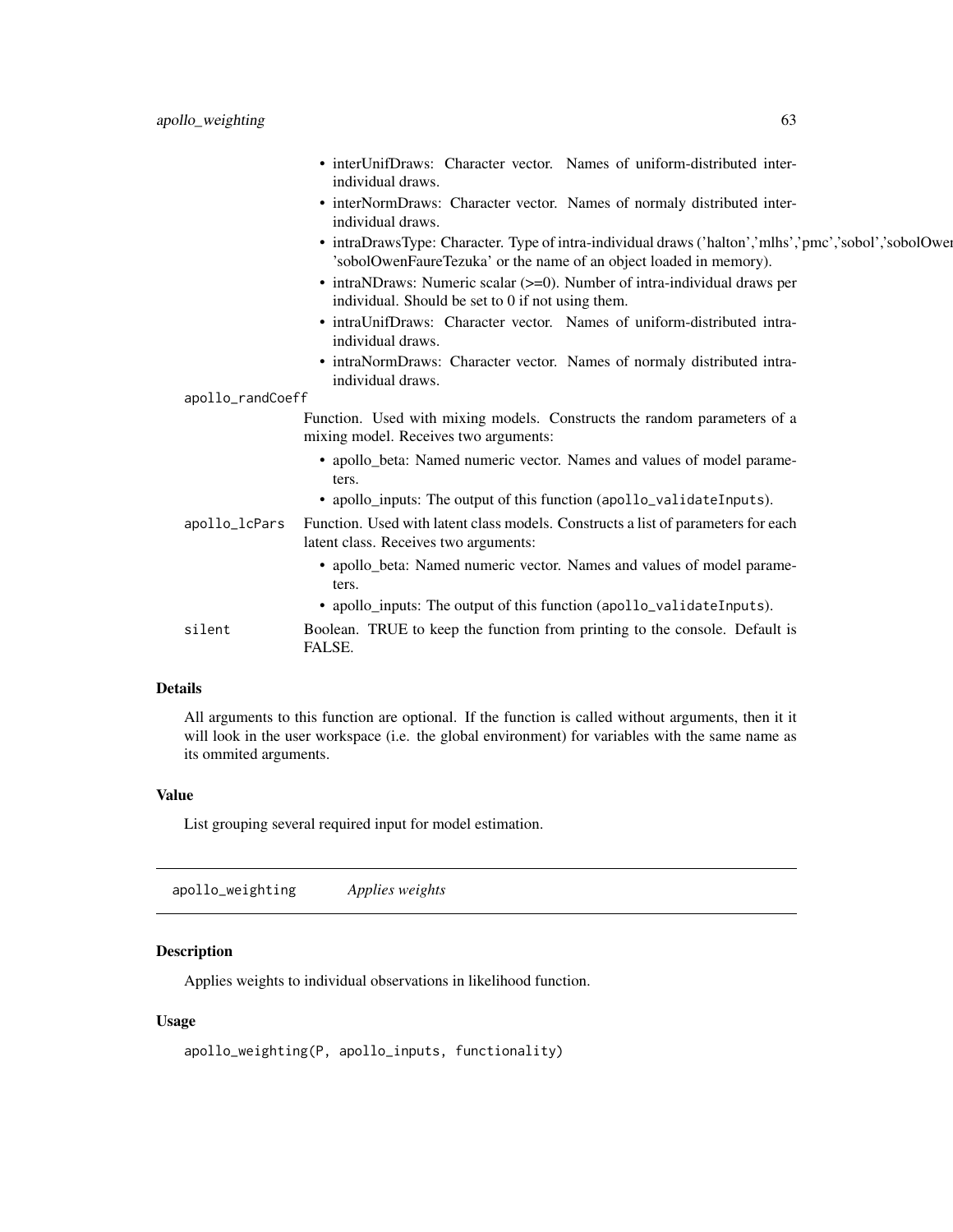- interUnifDraws: Character vector. Names of uniform-distributed inter-individual draws.
- interNormDraws: Character vector. Names of normaly distributed inter-individual draws.
- intraDrawsType: Character. Type of intra-individual draws ('halton','mlhs','pmc','sobol','sobolOwen', 'sobolOwenFaureTezuka' or the name of an object loaded in memory).
- intraNDraws: Numeric scalar (>=0). Number of intra-individual draws per individual. Should be set to 0 if not using them.
- intraUnifDraws: Character vector. Names of uniform-distributed intra-individual draws.
- intraNormDraws: Character vector. Names of normaly distributed intra-individual draws.

`apollo_randCoeff`
: Function. Used with mixing models. Constructs the random parameters of a mixing model. Receives two arguments:
  - apollo_beta: Named numeric vector. Names and values of model parameters.
  - apollo_inputs: The output of this function (`apollo_validateInputs`).

`apollo_lcPars`
: Function. Used with latent class models. Constructs a list of parameters for each latent class. Receives two arguments:
  - apollo_beta: Named numeric vector. Names and values of model parameters.
  - apollo_inputs: The output of this function (`apollo_validateInputs`).

`silent`
: Boolean. TRUE to keep the function from printing to the console. Default is FALSE.

### Details

All arguments to this function are optional. If the function is called without arguments, then it it will look in the user workspace (i.e. the global environment) for variables with the same name as its ommited arguments.

### Value

List grouping several required input for model estimation.

---

## apollo_weighting — *Applies weights*

### Description

Applies weights to individual observations in likelihood function.

### Usage

```
apollo_weighting(P, apollo_inputs, functionality)
```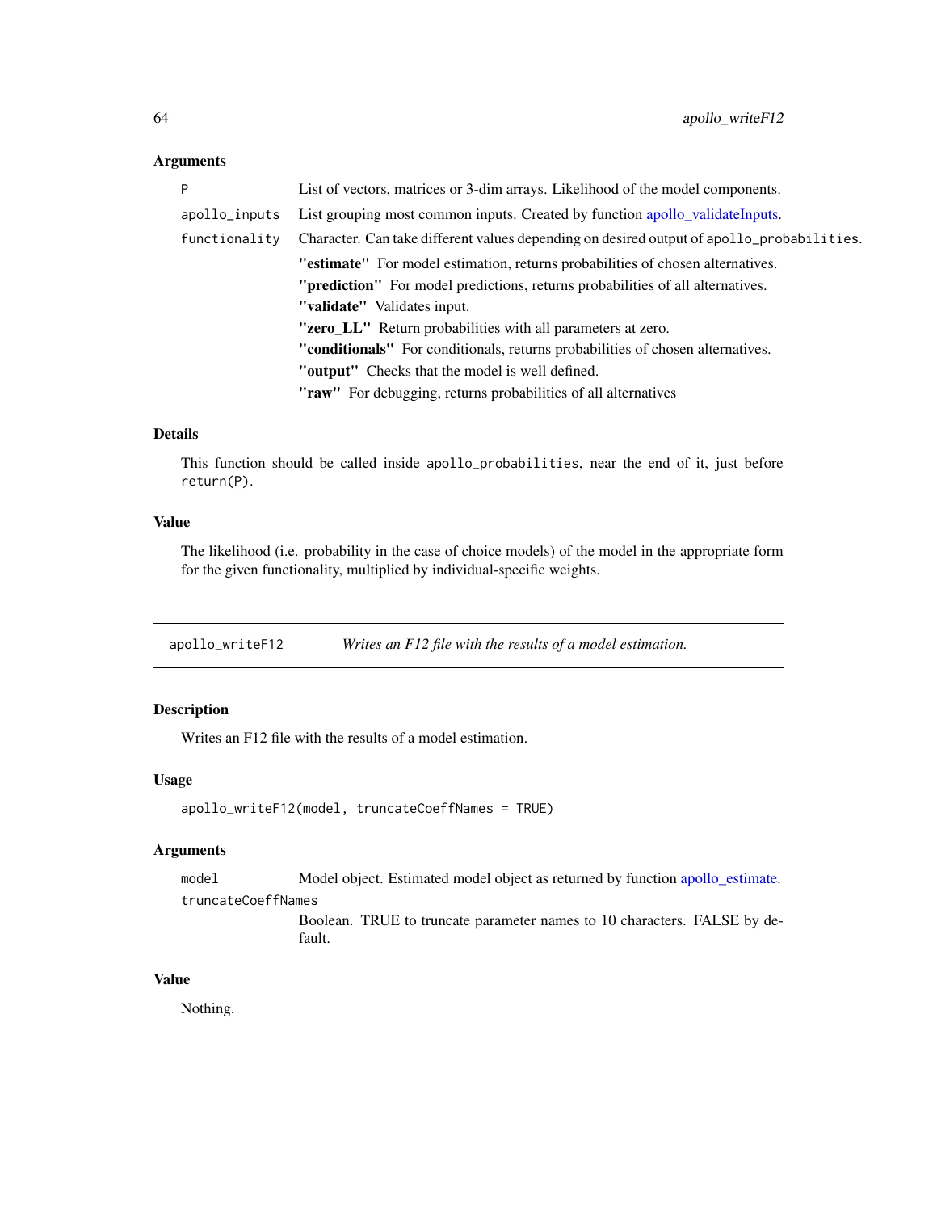### Arguments

| | |
|---|---|
| `P` | List of vectors, matrices or 3-dim arrays. Likelihood of the model components. |
| `apollo_inputs` | List grouping most common inputs. Created by function apollo_validateInputs. |
| `functionality` | Character. Can take different values depending on desired output of `apollo_probabilities`. |

- **"estimate"** For model estimation, returns probabilities of chosen alternatives.
- **"prediction"** For model predictions, returns probabilities of all alternatives.
- **"validate"** Validates input.
- **"zero_LL"** Return probabilities with all parameters at zero.
- **"conditionals"** For conditionals, returns probabilities of chosen alternatives.
- **"output"** Checks that the model is well defined.
- **"raw"** For debugging, returns probabilities of all alternatives

### Details

This function should be called inside `apollo_probabilities`, near the end of it, just before `return(P)`.

### Value

The likelihood (i.e. probability in the case of choice models) of the model in the appropriate form for the given functionality, multiplied by individual-specific weights.

---

## `apollo_writeF12` *Writes an F12 file with the results of a model estimation.*

---

### Description

Writes an F12 file with the results of a model estimation.

### Usage

```
apollo_writeF12(model, truncateCoeffNames = TRUE)
```

### Arguments

| | |
|---|---|
| `model` | Model object. Estimated model object as returned by function apollo_estimate. |
| `truncateCoeffNames` | Boolean. TRUE to truncate parameter names to 10 characters. FALSE by default. |

### Value

Nothing.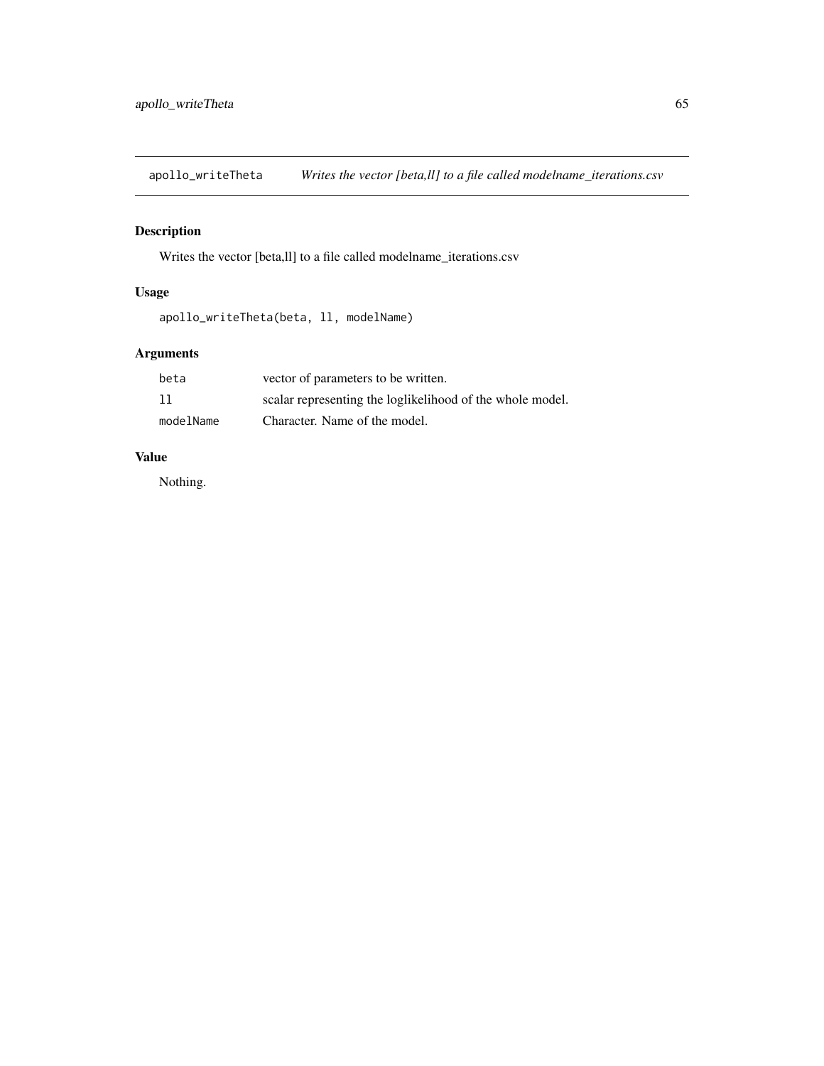## apollo_writeTheta *Writes the vector [beta,ll] to a file called modelname_iterations.csv*

### Description

Writes the vector [beta,ll] to a file called modelname_iterations.csv

### Usage

```
apollo_writeTheta(beta, ll, modelName)
```

### Arguments

| | |
|---|---|
| beta | vector of parameters to be written. |
| ll | scalar representing the loglikelihood of the whole model. |
| modelName | Character. Name of the model. |

### Value

Nothing.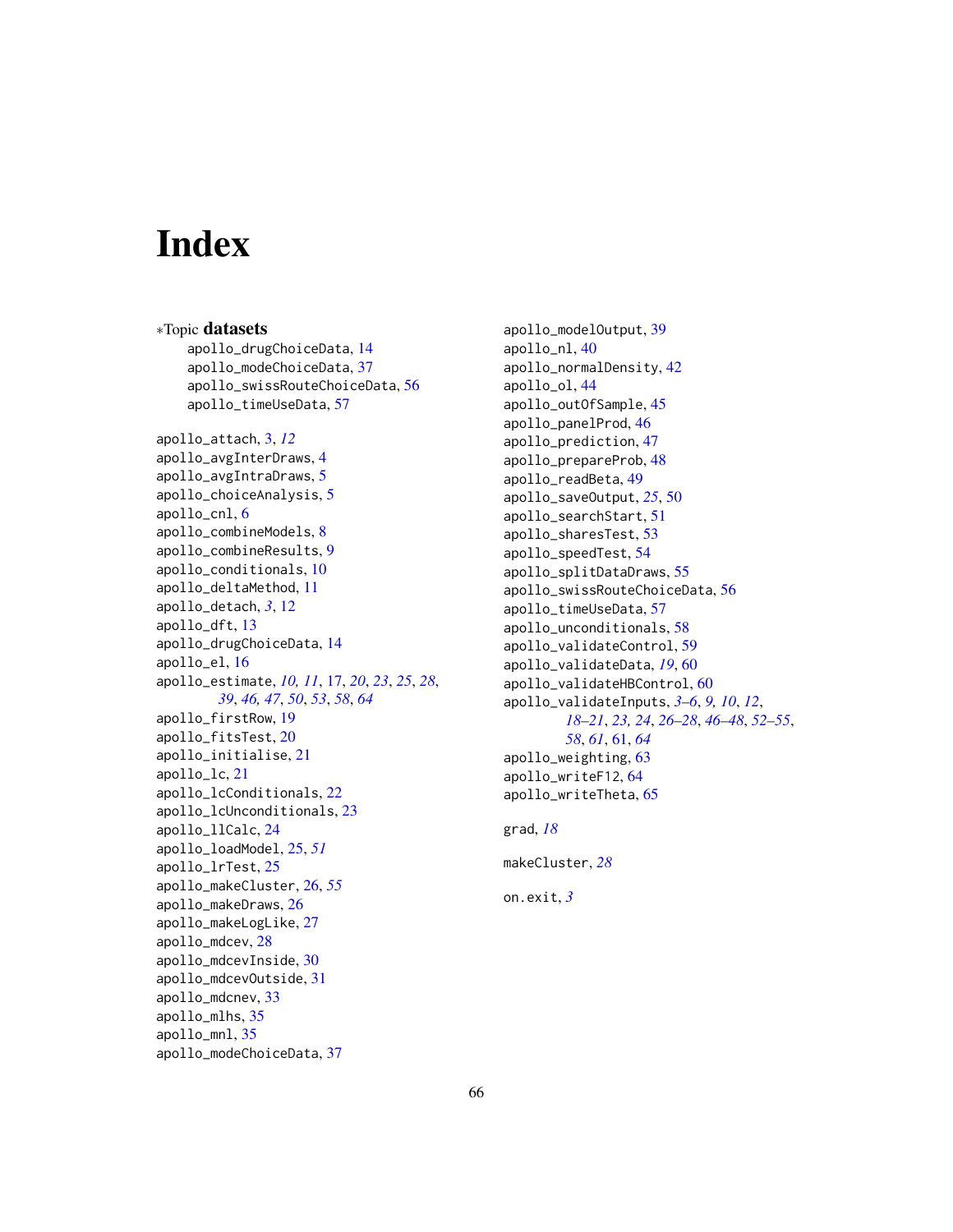# Index

∗Topic **datasets**

apollo_drugChoiceData, 14
apollo_modeChoiceData, 37
apollo_swissRouteChoiceData, 56
apollo_timeUseData, 57

apollo_attach, 3, *12*
apollo_avgInterDraws, 4
apollo_avgIntraDraws, 5
apollo_choiceAnalysis, 5
apollo_cnl, 6
apollo_combineModels, 8
apollo_combineResults, 9
apollo_conditionals, 10
apollo_deltaMethod, 11
apollo_detach, *3*, 12
apollo_dft, 13
apollo_drugChoiceData, 14
apollo_el, 16
apollo_estimate, *10, 11*, 17, *20*, *23*, *25*, *28*, *39*, *46, 47*, *50*, *53*, *58*, *64*
apollo_firstRow, 19
apollo_fitsTest, 20
apollo_initialise, 21
apollo_lc, 21
apollo_lcConditionals, 22
apollo_lcUnconditionals, 23
apollo_llCalc, 24
apollo_loadModel, 25, *51*
apollo_lrTest, 25
apollo_makeCluster, 26, *55*
apollo_makeDraws, 26
apollo_makeLogLike, 27
apollo_mdcev, 28
apollo_mdcevInside, 30
apollo_mdcevOutside, 31
apollo_mdcnev, 33
apollo_mlhs, 35
apollo_mnl, 35
apollo_modeChoiceData, 37
apollo_modelOutput, 39
apollo_nl, 40
apollo_normalDensity, 42
apollo_ol, 44
apollo_outOfSample, 45
apollo_panelProd, 46
apollo_prediction, 47
apollo_prepareProb, 48
apollo_readBeta, 49
apollo_saveOutput, *25*, 50
apollo_searchStart, 51
apollo_sharesTest, 53
apollo_speedTest, 54
apollo_splitDataDraws, 55
apollo_swissRouteChoiceData, 56
apollo_timeUseData, 57
apollo_unconditionals, 58
apollo_validateControl, 59
apollo_validateData, *19*, 60
apollo_validateHBControl, 60
apollo_validateInputs, *3–6*, *9, 10*, *12*, *18–21*, *23, 24*, *26–28*, *46–48*, *52–55*, *58*, *61*, 61, *64*
apollo_weighting, 63
apollo_writeF12, 64
apollo_writeTheta, 65

grad, *18*

makeCluster, *28*

on.exit, *3*